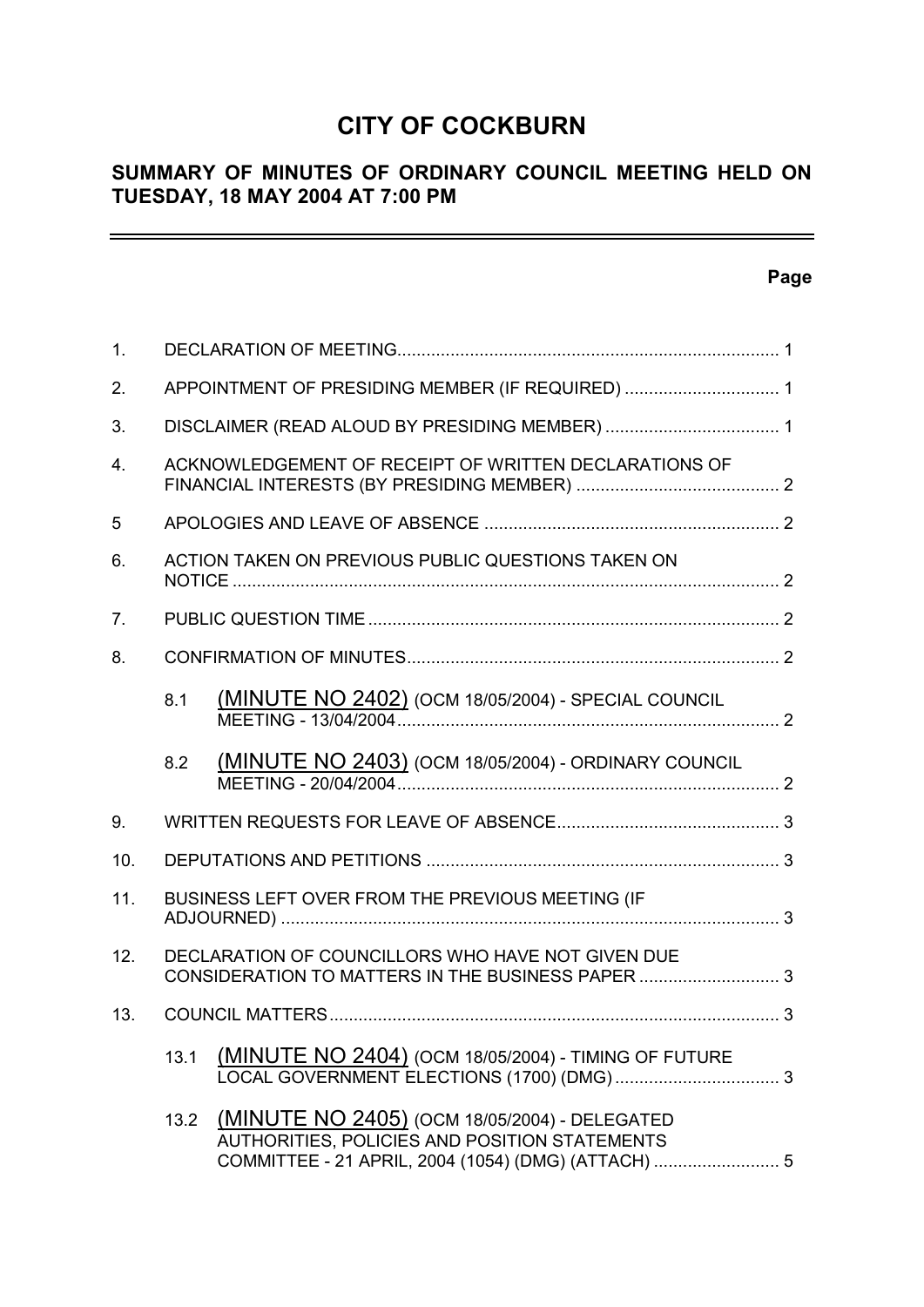# CITY OF COCKBURN

## SUMMARY OF MINUTES OF ORDINARY COUNCIL MEETING HELD ON TUESDAY, 18 MAY 2004 AT 7:00 PM

---

**Page**

| | | | |
|---|---|---|---|
| 1. | DECLARATION OF MEETING | | 1 |
| 2. | APPOINTMENT OF PRESIDING MEMBER (IF REQUIRED) | | 1 |
| 3. | DISCLAIMER (READ ALOUD BY PRESIDING MEMBER) | | 1 |
| 4. | ACKNOWLEDGEMENT OF RECEIPT OF WRITTEN DECLARATIONS OF FINANCIAL INTERESTS (BY PRESIDING MEMBER) | | 2 |
| 5 | APOLOGIES AND LEAVE OF ABSENCE | | 2 |
| 6. | ACTION TAKEN ON PREVIOUS PUBLIC QUESTIONS TAKEN ON NOTICE | | 2 |
| 7. | PUBLIC QUESTION TIME | | 2 |
| 8. | CONFIRMATION OF MINUTES | | 2 |
| | 8.1 | (MINUTE NO 2402) (OCM 18/05/2004) - SPECIAL COUNCIL MEETING - 13/04/2004 | 2 |
| | 8.2 | (MINUTE NO 2403) (OCM 18/05/2004) - ORDINARY COUNCIL MEETING - 20/04/2004 | 2 |
| 9. | WRITTEN REQUESTS FOR LEAVE OF ABSENCE | | 3 |
| 10. | DEPUTATIONS AND PETITIONS | | 3 |
| 11. | BUSINESS LEFT OVER FROM THE PREVIOUS MEETING (IF ADJOURNED) | | 3 |
| 12. | DECLARATION OF COUNCILLORS WHO HAVE NOT GIVEN DUE CONSIDERATION TO MATTERS IN THE BUSINESS PAPER | | 3 |
| 13. | COUNCIL MATTERS | | 3 |
| | 13.1 | (MINUTE NO 2404) (OCM 18/05/2004) - TIMING OF FUTURE LOCAL GOVERNMENT ELECTIONS (1700) (DMG) | 3 |
| | 13.2 | (MINUTE NO 2405) (OCM 18/05/2004) - DELEGATED AUTHORITIES, POLICIES AND POSITION STATEMENTS COMMITTEE - 21 APRIL, 2004 (1054) (DMG) (ATTACH) | 5 |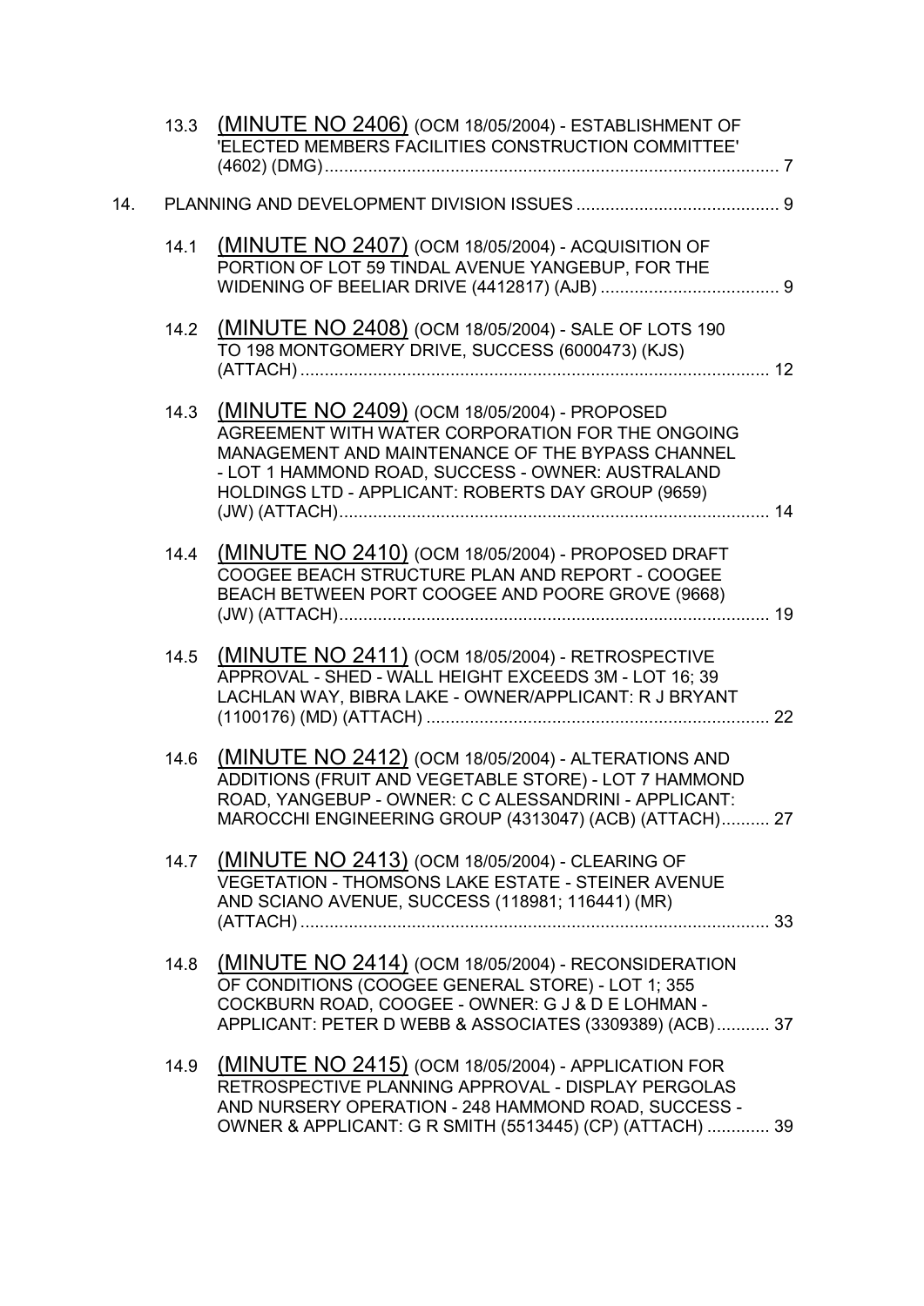13.3 (MINUTE NO 2406) (OCM 18/05/2004) - ESTABLISHMENT OF 'ELECTED MEMBERS FACILITIES CONSTRUCTION COMMITTEE' (4602) (DMG) ............................................................................................ 7

14. PLANNING AND DEVELOPMENT DIVISION ISSUES ........................................... 9

14.1 (MINUTE NO 2407) (OCM 18/05/2004) - ACQUISITION OF PORTION OF LOT 59 TINDAL AVENUE YANGEBUP, FOR THE WIDENING OF BEELIAR DRIVE (4412817) (AJB) ..................................... 9

14.2 (MINUTE NO 2408) (OCM 18/05/2004) - SALE OF LOTS 190 TO 198 MONTGOMERY DRIVE, SUCCESS (6000473) (KJS) (ATTACH) ................................................................................................ 12

14.3 (MINUTE NO 2409) (OCM 18/05/2004) - PROPOSED AGREEMENT WITH WATER CORPORATION FOR THE ONGOING MANAGEMENT AND MAINTENANCE OF THE BYPASS CHANNEL - LOT 1 HAMMOND ROAD, SUCCESS - OWNER: AUSTRALAND HOLDINGS LTD - APPLICANT: ROBERTS DAY GROUP (9659) (JW) (ATTACH)........................................................................................ 14

14.4 (MINUTE NO 2410) (OCM 18/05/2004) - PROPOSED DRAFT COOGEE BEACH STRUCTURE PLAN AND REPORT - COOGEE BEACH BETWEEN PORT COOGEE AND POORE GROVE (9668) (JW) (ATTACH)........................................................................................ 19

14.5 (MINUTE NO 2411) (OCM 18/05/2004) - RETROSPECTIVE APPROVAL - SHED - WALL HEIGHT EXCEEDS 3M - LOT 16; 39 LACHLAN WAY, BIBRA LAKE - OWNER/APPLICANT: R J BRYANT (1100176) (MD) (ATTACH) ....................................................................... 22

14.6 (MINUTE NO 2412) (OCM 18/05/2004) - ALTERATIONS AND ADDITIONS (FRUIT AND VEGETABLE STORE) - LOT 7 HAMMOND ROAD, YANGEBUP - OWNER: C C ALESSANDRINI - APPLICANT: MAROCCHI ENGINEERING GROUP (4313047) (ACB) (ATTACH).......... 27

14.7 (MINUTE NO 2413) (OCM 18/05/2004) - CLEARING OF VEGETATION - THOMSONS LAKE ESTATE - STEINER AVENUE AND SCIANO AVENUE, SUCCESS (118981; 116441) (MR) (ATTACH) ................................................................................................ 33

14.8 (MINUTE NO 2414) (OCM 18/05/2004) - RECONSIDERATION OF CONDITIONS (COOGEE GENERAL STORE) - LOT 1; 355 COCKBURN ROAD, COOGEE - OWNER: G J & D E LOHMAN - APPLICANT: PETER D WEBB & ASSOCIATES (3309389) (ACB)........... 37

14.9 (MINUTE NO 2415) (OCM 18/05/2004) - APPLICATION FOR RETROSPECTIVE PLANNING APPROVAL - DISPLAY PERGOLAS AND NURSERY OPERATION - 248 HAMMOND ROAD, SUCCESS - OWNER & APPLICANT: G R SMITH (5513445) (CP) (ATTACH) ............. 39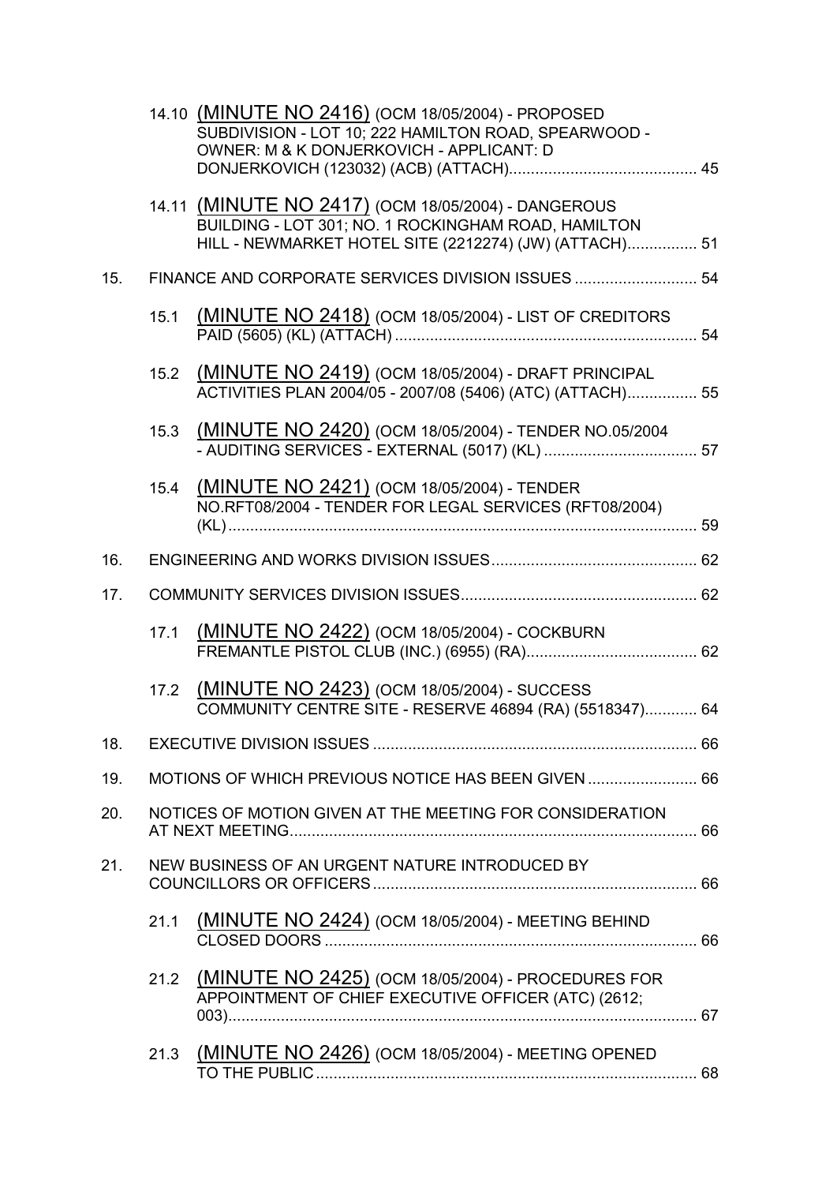14.10 (MINUTE NO 2416) (OCM 18/05/2004) - PROPOSED SUBDIVISION - LOT 10; 222 HAMILTON ROAD, SPEARWOOD - OWNER: M & K DONJERKOVICH - APPLICANT: D DONJERKOVICH (123032) (ACB) (ATTACH)........................................... 45

14.11 (MINUTE NO 2417) (OCM 18/05/2004) - DANGEROUS BUILDING - LOT 301; NO. 1 ROCKINGHAM ROAD, HAMILTON HILL - NEWMARKET HOTEL SITE (2212274) (JW) (ATTACH)................ 51

15. FINANCE AND CORPORATE SERVICES DIVISION ISSUES ............................ 54

15.1 (MINUTE NO 2418) (OCM 18/05/2004) - LIST OF CREDITORS PAID (5605) (KL) (ATTACH) ..................................................................... 54

15.2 (MINUTE NO 2419) (OCM 18/05/2004) - DRAFT PRINCIPAL ACTIVITIES PLAN 2004/05 - 2007/08 (5406) (ATC) (ATTACH)................ 55

15.3 (MINUTE NO 2420) (OCM 18/05/2004) - TENDER NO.05/2004 - AUDITING SERVICES - EXTERNAL (5017) (KL) ................................... 57

15.4 (MINUTE NO 2421) (OCM 18/05/2004) - TENDER NO.RFT08/2004 - TENDER FOR LEGAL SERVICES (RFT08/2004) (KL).......................................................................................................... 59

16. ENGINEERING AND WORKS DIVISION ISSUES............................................... 62

17. COMMUNITY SERVICES DIVISION ISSUES...................................................... 62

17.1 (MINUTE NO 2422) (OCM 18/05/2004) - COCKBURN FREMANTLE PISTOL CLUB (INC.) (6955) (RA)....................................... 62

17.2 (MINUTE NO 2423) (OCM 18/05/2004) - SUCCESS COMMUNITY CENTRE SITE - RESERVE 46894 (RA) (5518347)............ 64

18. EXECUTIVE DIVISION ISSUES .......................................................................... 66

19. MOTIONS OF WHICH PREVIOUS NOTICE HAS BEEN GIVEN ......................... 66

20. NOTICES OF MOTION GIVEN AT THE MEETING FOR CONSIDERATION AT NEXT MEETING............................................................................................. 66

21. NEW BUSINESS OF AN URGENT NATURE INTRODUCED BY COUNCILLORS OR OFFICERS.......................................................................... 66

21.1 (MINUTE NO 2424) (OCM 18/05/2004) - MEETING BEHIND CLOSED DOORS ..................................................................................... 66

21.2 (MINUTE NO 2425) (OCM 18/05/2004) - PROCEDURES FOR APPOINTMENT OF CHIEF EXECUTIVE OFFICER (ATC) (2612; 003)............................................................................................................ 67

21.3 (MINUTE NO 2426) (OCM 18/05/2004) - MEETING OPENED TO THE PUBLIC........................................................................................ 68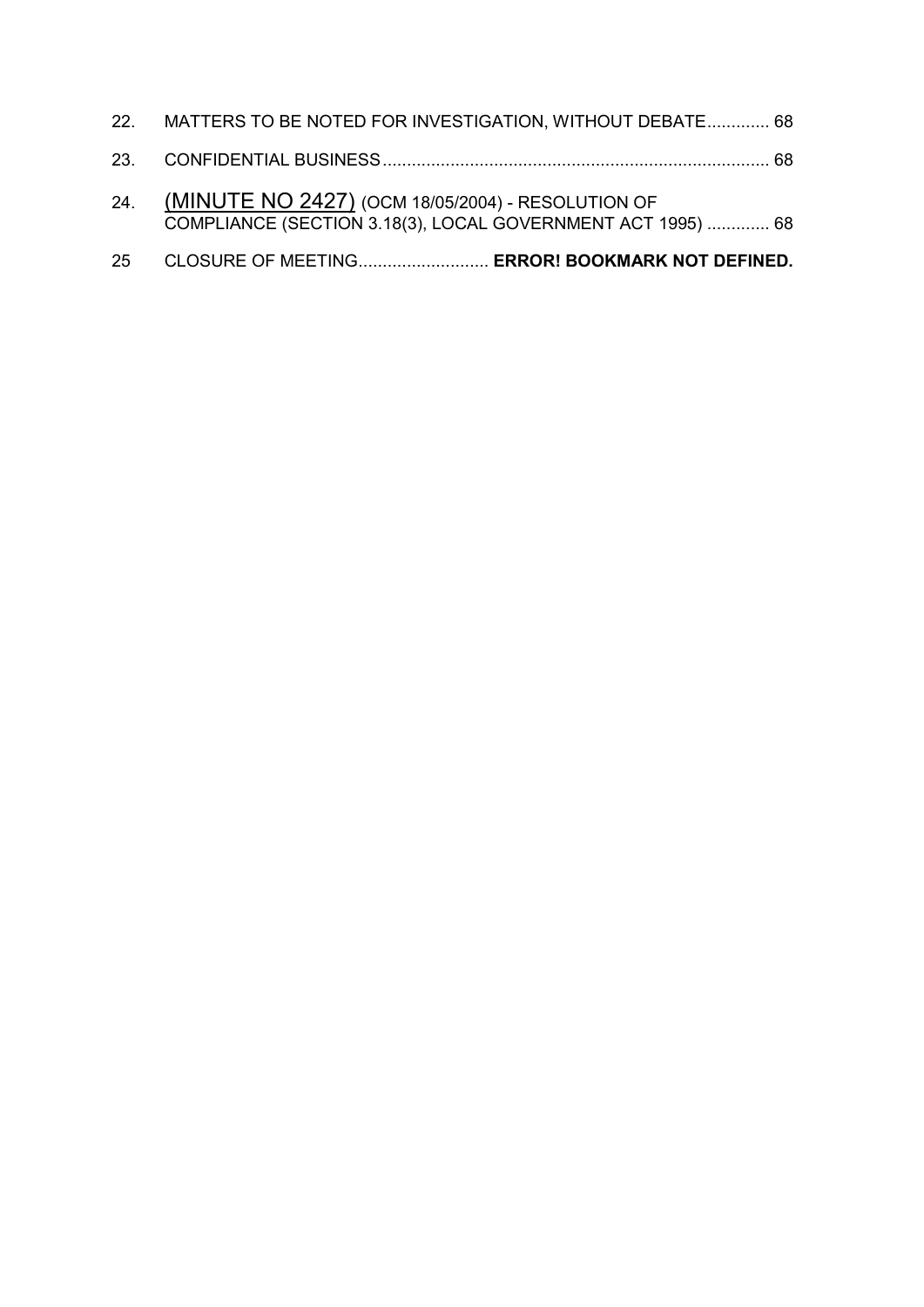22. MATTERS TO BE NOTED FOR INVESTIGATION, WITHOUT DEBATE............. 68

23. CONFIDENTIAL BUSINESS................................................................................ 68

24. (MINUTE NO 2427) (OCM 18/05/2004) - RESOLUTION OF COMPLIANCE (SECTION 3.18(3), LOCAL GOVERNMENT ACT 1995) ............. 68

25 CLOSURE OF MEETING........................... **ERROR! BOOKMARK NOT DEFINED.**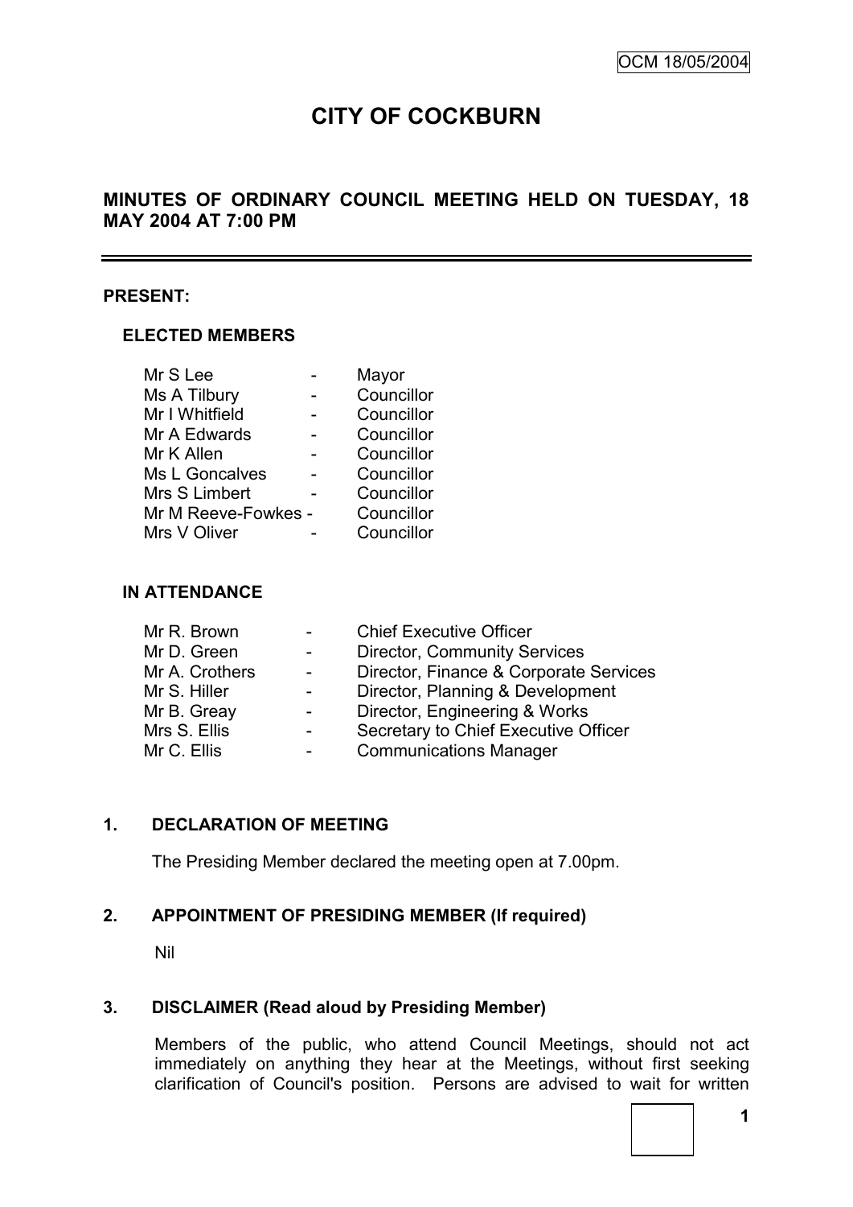# CITY OF COCKBURN

## MINUTES OF ORDINARY COUNCIL MEETING HELD ON TUESDAY, 18 MAY 2004 AT 7:00 PM

**PRESENT:**

**ELECTED MEMBERS**

| | | |
|---|---|---|
| Mr S Lee | - | Mayor |
| Ms A Tilbury | - | Councillor |
| Mr I Whitfield | - | Councillor |
| Mr A Edwards | - | Councillor |
| Mr K Allen | - | Councillor |
| Ms L Goncalves | - | Councillor |
| Mrs S Limbert | - | Councillor |
| Mr M Reeve-Fowkes | - | Councillor |
| Mrs V Oliver | - | Councillor |

**IN ATTENDANCE**

| | | |
|---|---|---|
| Mr R. Brown | - | Chief Executive Officer |
| Mr D. Green | - | Director, Community Services |
| Mr A. Crothers | - | Director, Finance & Corporate Services |
| Mr S. Hiller | - | Director, Planning & Development |
| Mr B. Greay | - | Director, Engineering & Works |
| Mrs S. Ellis | - | Secretary to Chief Executive Officer |
| Mr C. Ellis | - | Communications Manager |

**1. DECLARATION OF MEETING**

The Presiding Member declared the meeting open at 7.00pm.

**2. APPOINTMENT OF PRESIDING MEMBER (If required)**

Nil

**3. DISCLAIMER (Read aloud by Presiding Member)**

Members of the public, who attend Council Meetings, should not act immediately on anything they hear at the Meetings, without first seeking clarification of Council's position. Persons are advised to wait for written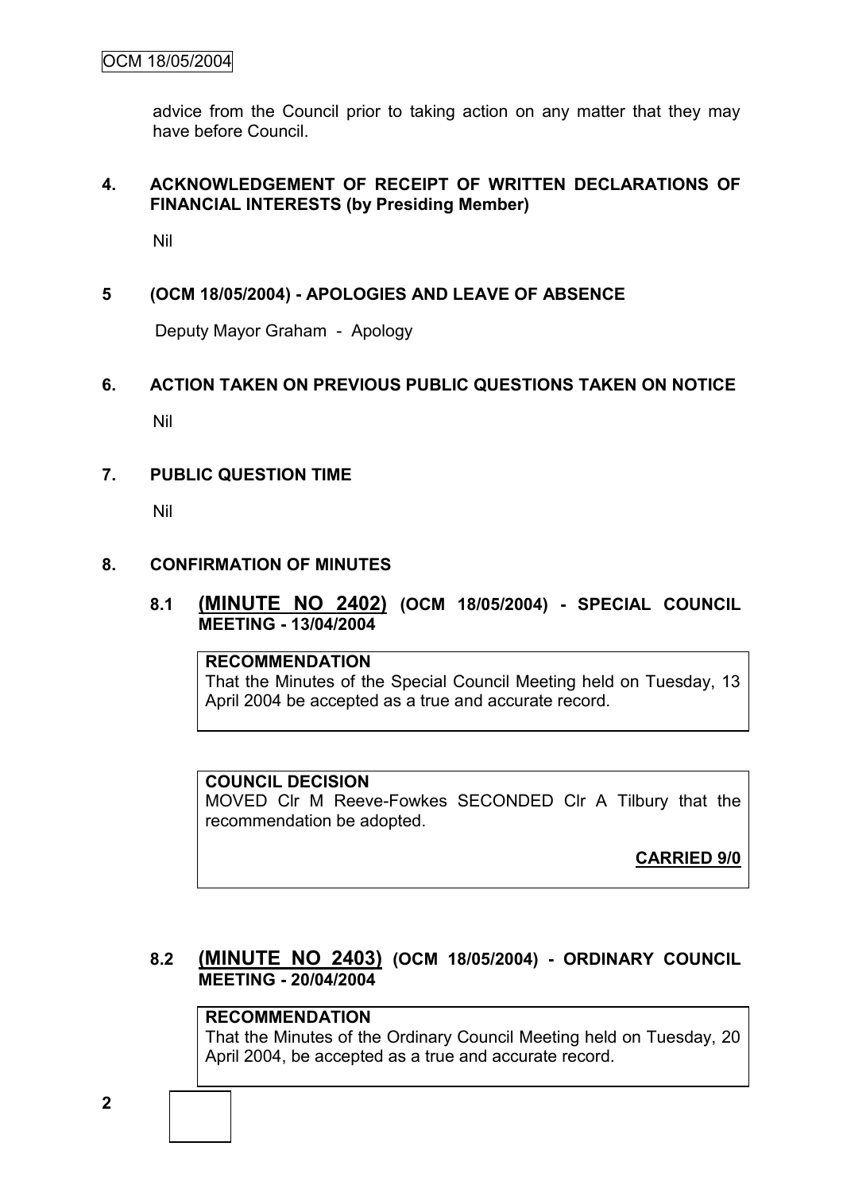advice from the Council prior to taking action on any matter that they may have before Council.

## 4. ACKNOWLEDGEMENT OF RECEIPT OF WRITTEN DECLARATIONS OF FINANCIAL INTERESTS (by Presiding Member)

Nil

## 5 (OCM 18/05/2004) - APOLOGIES AND LEAVE OF ABSENCE

Deputy Mayor Graham - Apology

## 6. ACTION TAKEN ON PREVIOUS PUBLIC QUESTIONS TAKEN ON NOTICE

Nil

## 7. PUBLIC QUESTION TIME

Nil

## 8. CONFIRMATION OF MINUTES

### 8.1 (MINUTE NO 2402) (OCM 18/05/2004) - SPECIAL COUNCIL MEETING - 13/04/2004

**RECOMMENDATION**

That the Minutes of the Special Council Meeting held on Tuesday, 13 April 2004 be accepted as a true and accurate record.

**COUNCIL DECISION**

MOVED Clr M Reeve-Fowkes SECONDED Clr A Tilbury that the recommendation be adopted.

**CARRIED 9/0**

### 8.2 (MINUTE NO 2403) (OCM 18/05/2004) - ORDINARY COUNCIL MEETING - 20/04/2004

**RECOMMENDATION**

That the Minutes of the Ordinary Council Meeting held on Tuesday, 20 April 2004, be accepted as a true and accurate record.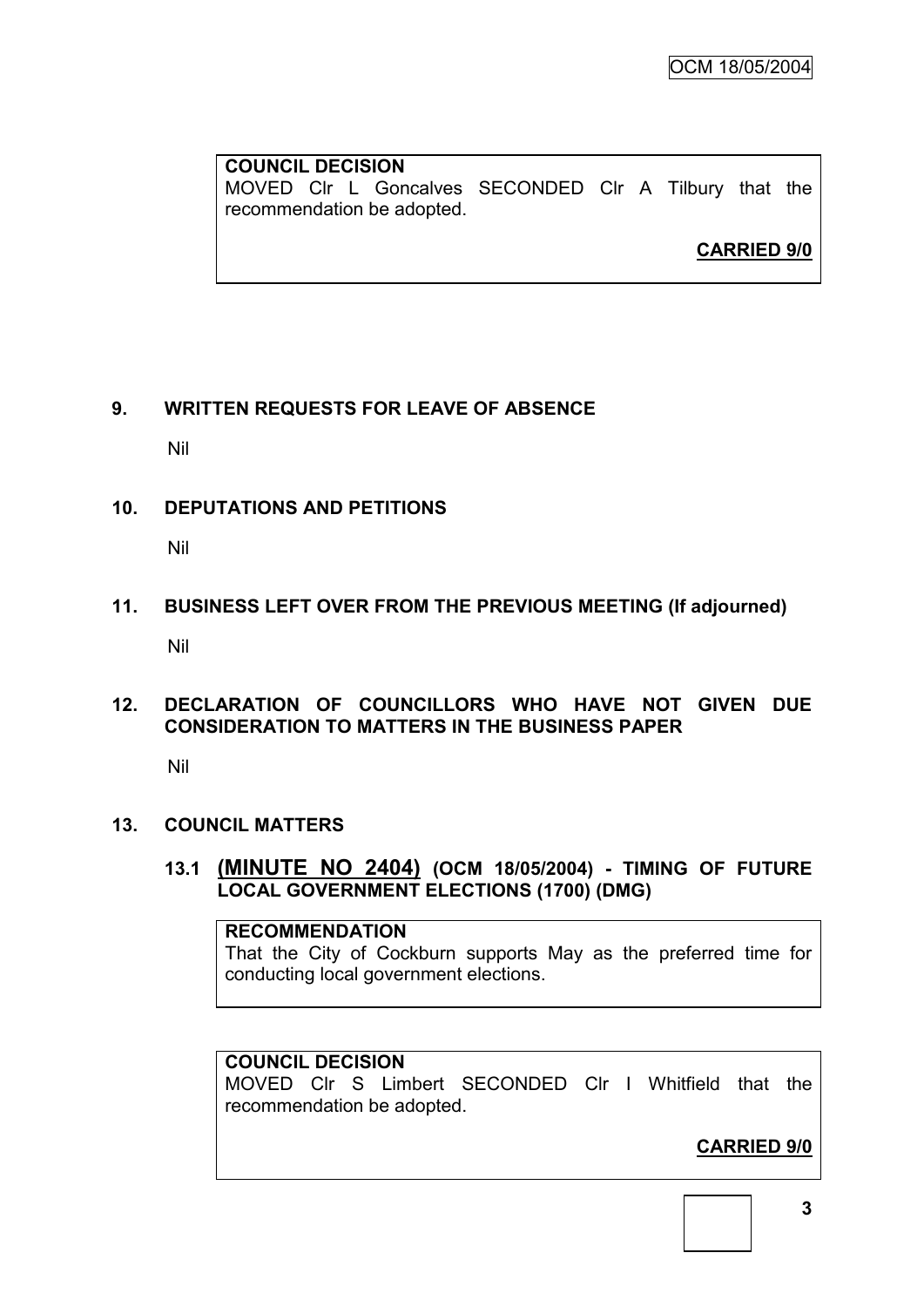**COUNCIL DECISION**
MOVED Clr L Goncalves SECONDED Clr A Tilbury that the recommendation be adopted.

**CARRIED 9/0**

## 9. WRITTEN REQUESTS FOR LEAVE OF ABSENCE

Nil

## 10. DEPUTATIONS AND PETITIONS

Nil

## 11. BUSINESS LEFT OVER FROM THE PREVIOUS MEETING (If adjourned)

Nil

## 12. DECLARATION OF COUNCILLORS WHO HAVE NOT GIVEN DUE CONSIDERATION TO MATTERS IN THE BUSINESS PAPER

Nil

## 13. COUNCIL MATTERS

### 13.1 (MINUTE NO 2404) (OCM 18/05/2004) - TIMING OF FUTURE LOCAL GOVERNMENT ELECTIONS (1700) (DMG)

**RECOMMENDATION**
That the City of Cockburn supports May as the preferred time for conducting local government elections.

**COUNCIL DECISION**
MOVED Clr S Limbert SECONDED Clr I Whitfield that the recommendation be adopted.

**CARRIED 9/0**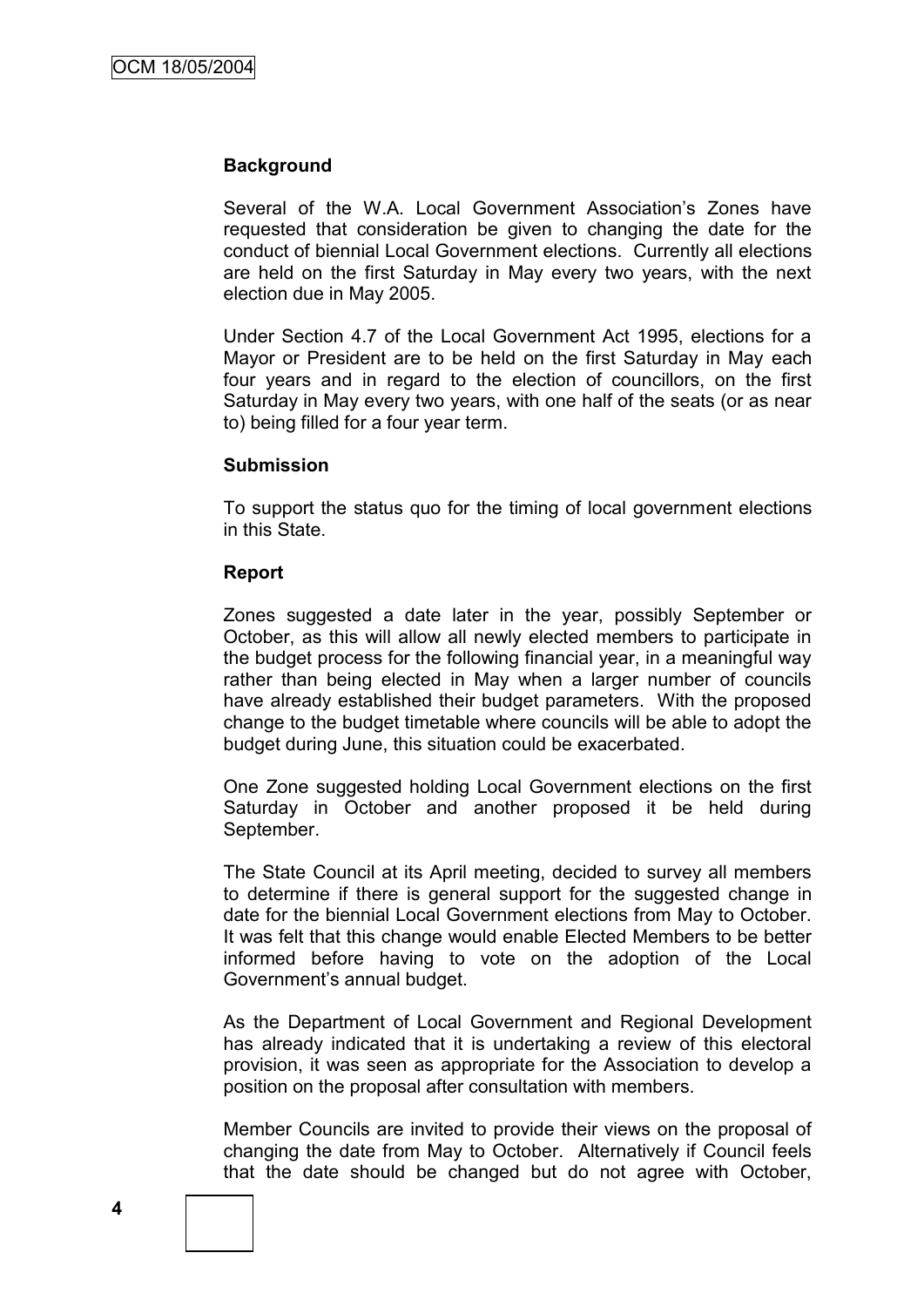**Background**

Several of the W.A. Local Government Association's Zones have requested that consideration be given to changing the date for the conduct of biennial Local Government elections. Currently all elections are held on the first Saturday in May every two years, with the next election due in May 2005.

Under Section 4.7 of the Local Government Act 1995, elections for a Mayor or President are to be held on the first Saturday in May each four years and in regard to the election of councillors, on the first Saturday in May every two years, with one half of the seats (or as near to) being filled for a four year term.

**Submission**

To support the status quo for the timing of local government elections in this State.

**Report**

Zones suggested a date later in the year, possibly September or October, as this will allow all newly elected members to participate in the budget process for the following financial year, in a meaningful way rather than being elected in May when a larger number of councils have already established their budget parameters. With the proposed change to the budget timetable where councils will be able to adopt the budget during June, this situation could be exacerbated.

One Zone suggested holding Local Government elections on the first Saturday in October and another proposed it be held during September.

The State Council at its April meeting, decided to survey all members to determine if there is general support for the suggested change in date for the biennial Local Government elections from May to October. It was felt that this change would enable Elected Members to be better informed before having to vote on the adoption of the Local Government's annual budget.

As the Department of Local Government and Regional Development has already indicated that it is undertaking a review of this electoral provision, it was seen as appropriate for the Association to develop a position on the proposal after consultation with members.

Member Councils are invited to provide their views on the proposal of changing the date from May to October. Alternatively if Council feels that the date should be changed but do not agree with October,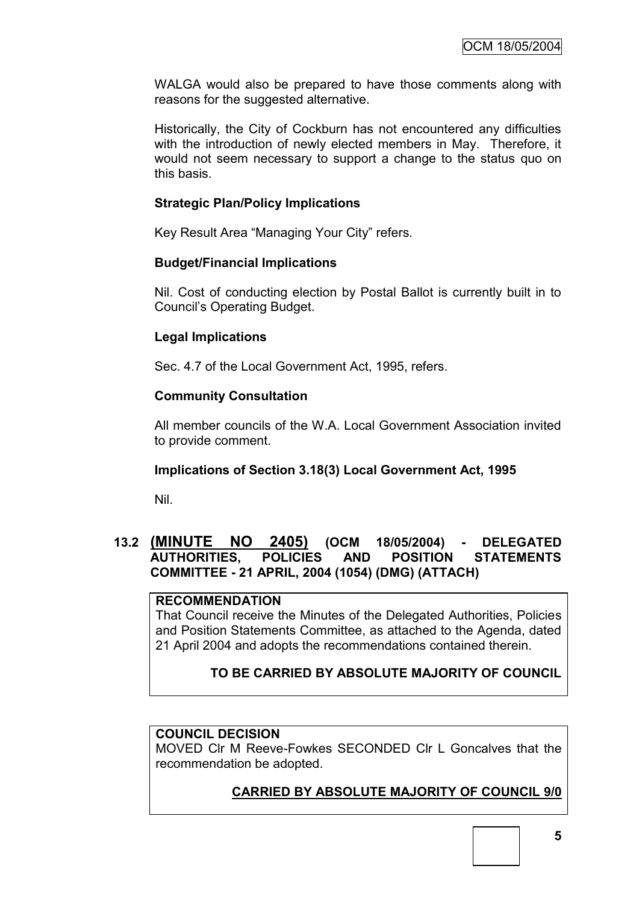WALGA would also be prepared to have those comments along with reasons for the suggested alternative.

Historically, the City of Cockburn has not encountered any difficulties with the introduction of newly elected members in May. Therefore, it would not seem necessary to support a change to the status quo on this basis.

**Strategic Plan/Policy Implications**

Key Result Area "Managing Your City" refers.

**Budget/Financial Implications**

Nil. Cost of conducting election by Postal Ballot is currently built in to Council's Operating Budget.

**Legal Implications**

Sec. 4.7 of the Local Government Act, 1995, refers.

**Community Consultation**

All member councils of the W.A. Local Government Association invited to provide comment.

**Implications of Section 3.18(3) Local Government Act, 1995**

Nil.

## 13.2 (MINUTE NO 2405) (OCM 18/05/2004) - DELEGATED AUTHORITIES, POLICIES AND POSITION STATEMENTS COMMITTEE - 21 APRIL, 2004 (1054) (DMG) (ATTACH)

**RECOMMENDATION**

That Council receive the Minutes of the Delegated Authorities, Policies and Position Statements Committee, as attached to the Agenda, dated 21 April 2004 and adopts the recommendations contained therein.

**TO BE CARRIED BY ABSOLUTE MAJORITY OF COUNCIL**

**COUNCIL DECISION**

MOVED Clr M Reeve-Fowkes SECONDED Clr L Goncalves that the recommendation be adopted.

**CARRIED BY ABSOLUTE MAJORITY OF COUNCIL 9/0**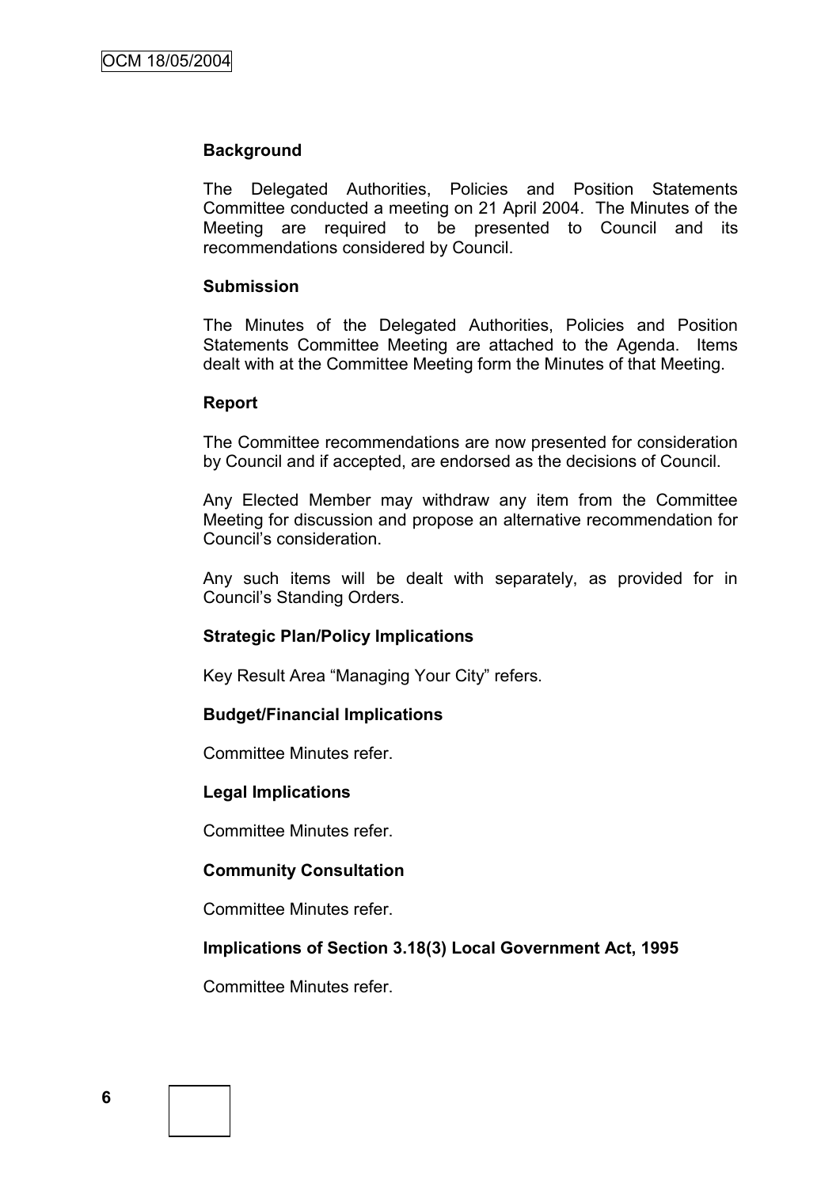**Background**

The Delegated Authorities, Policies and Position Statements Committee conducted a meeting on 21 April 2004. The Minutes of the Meeting are required to be presented to Council and its recommendations considered by Council.

**Submission**

The Minutes of the Delegated Authorities, Policies and Position Statements Committee Meeting are attached to the Agenda. Items dealt with at the Committee Meeting form the Minutes of that Meeting.

**Report**

The Committee recommendations are now presented for consideration by Council and if accepted, are endorsed as the decisions of Council.

Any Elected Member may withdraw any item from the Committee Meeting for discussion and propose an alternative recommendation for Council's consideration.

Any such items will be dealt with separately, as provided for in Council's Standing Orders.

**Strategic Plan/Policy Implications**

Key Result Area "Managing Your City" refers.

**Budget/Financial Implications**

Committee Minutes refer.

**Legal Implications**

Committee Minutes refer.

**Community Consultation**

Committee Minutes refer.

**Implications of Section 3.18(3) Local Government Act, 1995**

Committee Minutes refer.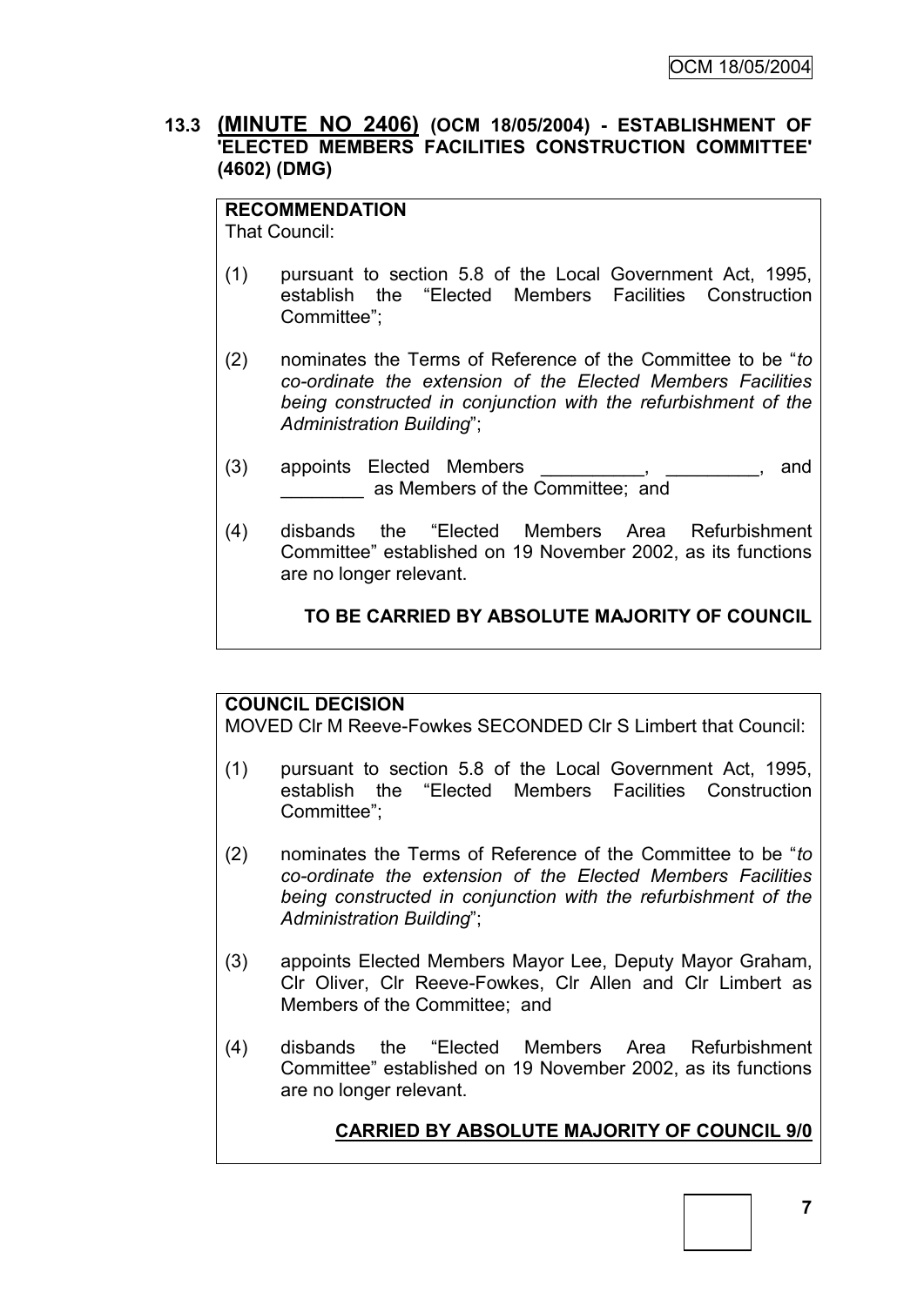### 13.3 **(MINUTE NO 2406)** (OCM 18/05/2004) - ESTABLISHMENT OF 'ELECTED MEMBERS FACILITIES CONSTRUCTION COMMITTEE' (4602) (DMG)

**RECOMMENDATION**

That Council:

(1) pursuant to section 5.8 of the Local Government Act, 1995, establish the "Elected Members Facilities Construction Committee";

(2) nominates the Terms of Reference of the Committee to be "*to co-ordinate the extension of the Elected Members Facilities being constructed in conjunction with the refurbishment of the Administration Building*";

(3) appoints Elected Members __________, _________, and ________ as Members of the Committee; and

(4) disbands the "Elected Members Area Refurbishment Committee" established on 19 November 2002, as its functions are no longer relevant.

**TO BE CARRIED BY ABSOLUTE MAJORITY OF COUNCIL**

**COUNCIL DECISION**

MOVED Clr M Reeve-Fowkes SECONDED Clr S Limbert that Council:

(1) pursuant to section 5.8 of the Local Government Act, 1995, establish the "Elected Members Facilities Construction Committee";

(2) nominates the Terms of Reference of the Committee to be "*to co-ordinate the extension of the Elected Members Facilities being constructed in conjunction with the refurbishment of the Administration Building*";

(3) appoints Elected Members Mayor Lee, Deputy Mayor Graham, Clr Oliver, Clr Reeve-Fowkes, Clr Allen and Clr Limbert as Members of the Committee; and

(4) disbands the "Elected Members Area Refurbishment Committee" established on 19 November 2002, as its functions are no longer relevant.

**CARRIED BY ABSOLUTE MAJORITY OF COUNCIL 9/0**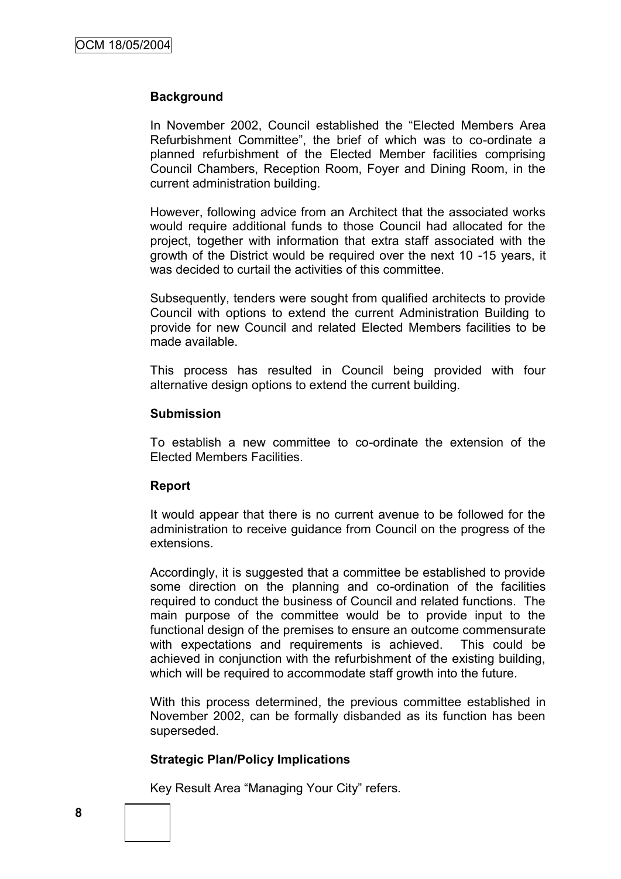**Background**

In November 2002, Council established the "Elected Members Area Refurbishment Committee", the brief of which was to co-ordinate a planned refurbishment of the Elected Member facilities comprising Council Chambers, Reception Room, Foyer and Dining Room, in the current administration building.

However, following advice from an Architect that the associated works would require additional funds to those Council had allocated for the project, together with information that extra staff associated with the growth of the District would be required over the next 10 -15 years, it was decided to curtail the activities of this committee.

Subsequently, tenders were sought from qualified architects to provide Council with options to extend the current Administration Building to provide for new Council and related Elected Members facilities to be made available.

This process has resulted in Council being provided with four alternative design options to extend the current building.

**Submission**

To establish a new committee to co-ordinate the extension of the Elected Members Facilities.

**Report**

It would appear that there is no current avenue to be followed for the administration to receive guidance from Council on the progress of the extensions.

Accordingly, it is suggested that a committee be established to provide some direction on the planning and co-ordination of the facilities required to conduct the business of Council and related functions. The main purpose of the committee would be to provide input to the functional design of the premises to ensure an outcome commensurate with expectations and requirements is achieved. This could be achieved in conjunction with the refurbishment of the existing building, which will be required to accommodate staff growth into the future.

With this process determined, the previous committee established in November 2002, can be formally disbanded as its function has been superseded.

**Strategic Plan/Policy Implications**

Key Result Area "Managing Your City" refers.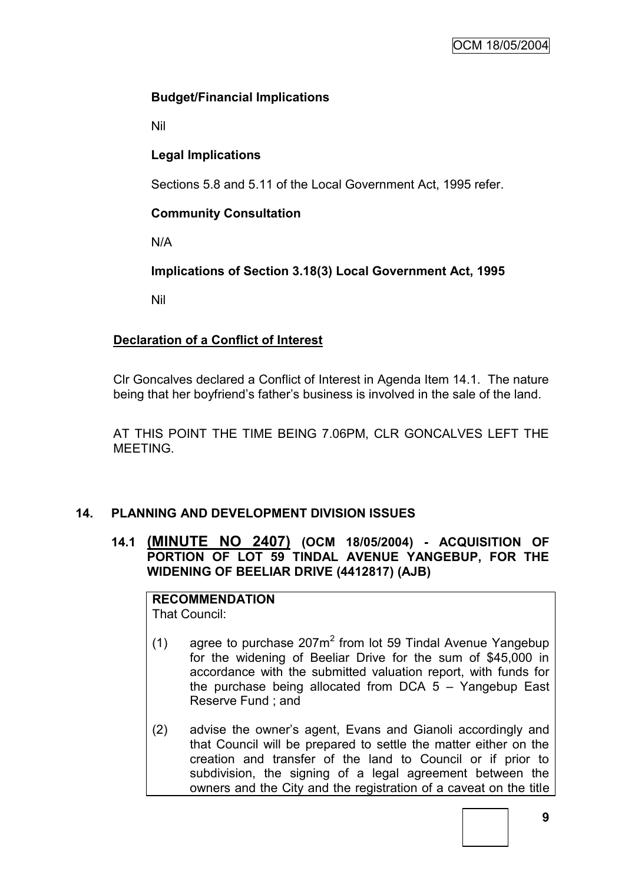**Budget/Financial Implications**

Nil

**Legal Implications**

Sections 5.8 and 5.11 of the Local Government Act, 1995 refer.

**Community Consultation**

N/A

**Implications of Section 3.18(3) Local Government Act, 1995**

Nil

**Declaration of a Conflict of Interest**

Clr Goncalves declared a Conflict of Interest in Agenda Item 14.1. The nature being that her boyfriend's father's business is involved in the sale of the land.

AT THIS POINT THE TIME BEING 7.06PM, CLR GONCALVES LEFT THE MEETING.

## 14. PLANNING AND DEVELOPMENT DIVISION ISSUES

### 14.1 (MINUTE NO 2407) (OCM 18/05/2004) - ACQUISITION OF PORTION OF LOT 59 TINDAL AVENUE YANGEBUP, FOR THE WIDENING OF BEELIAR DRIVE (4412817) (AJB)

**RECOMMENDATION**
That Council:

(1) agree to purchase 207m$^2$ from lot 59 Tindal Avenue Yangebup for the widening of Beeliar Drive for the sum of $45,000 in accordance with the submitted valuation report, with funds for the purchase being allocated from DCA 5 – Yangebup East Reserve Fund ; and

(2) advise the owner's agent, Evans and Gianoli accordingly and that Council will be prepared to settle the matter either on the creation and transfer of the land to Council or if prior to subdivision, the signing of a legal agreement between the owners and the City and the registration of a caveat on the title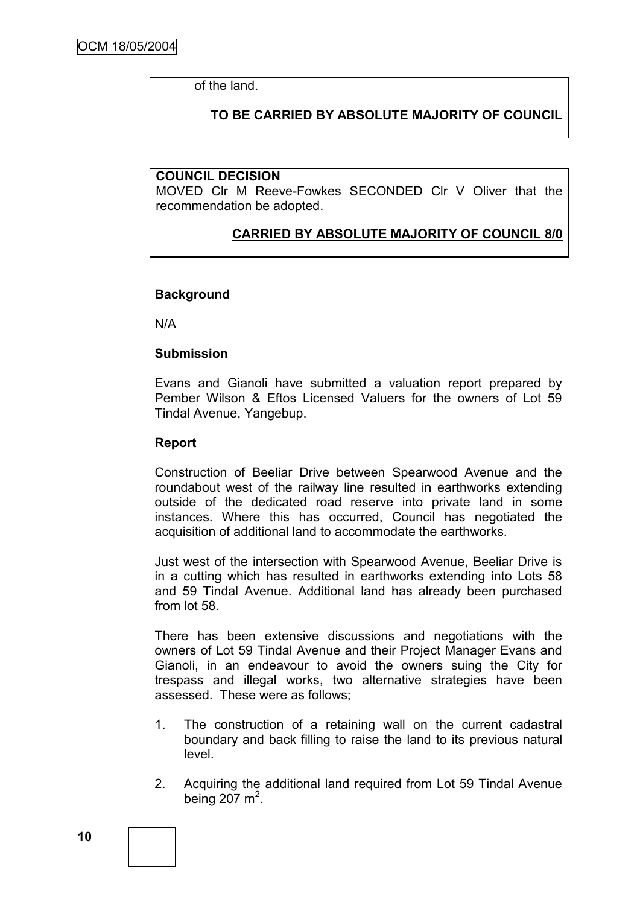of the land.

**TO BE CARRIED BY ABSOLUTE MAJORITY OF COUNCIL**

**COUNCIL DECISION**

MOVED Clr M Reeve-Fowkes SECONDED Clr V Oliver that the recommendation be adopted.

**CARRIED BY ABSOLUTE MAJORITY OF COUNCIL 8/0**

**Background**

N/A

**Submission**

Evans and Gianoli have submitted a valuation report prepared by Pember Wilson & Eftos Licensed Valuers for the owners of Lot 59 Tindal Avenue, Yangebup.

**Report**

Construction of Beeliar Drive between Spearwood Avenue and the roundabout west of the railway line resulted in earthworks extending outside of the dedicated road reserve into private land in some instances. Where this has occurred, Council has negotiated the acquisition of additional land to accommodate the earthworks.

Just west of the intersection with Spearwood Avenue, Beeliar Drive is in a cutting which has resulted in earthworks extending into Lots 58 and 59 Tindal Avenue. Additional land has already been purchased from lot 58.

There has been extensive discussions and negotiations with the owners of Lot 59 Tindal Avenue and their Project Manager Evans and Gianoli, in an endeavour to avoid the owners suing the City for trespass and illegal works, two alternative strategies have been assessed. These were as follows;

1. The construction of a retaining wall on the current cadastral boundary and back filling to raise the land to its previous natural level.
2. Acquiring the additional land required from Lot 59 Tindal Avenue being 207 $m^2$.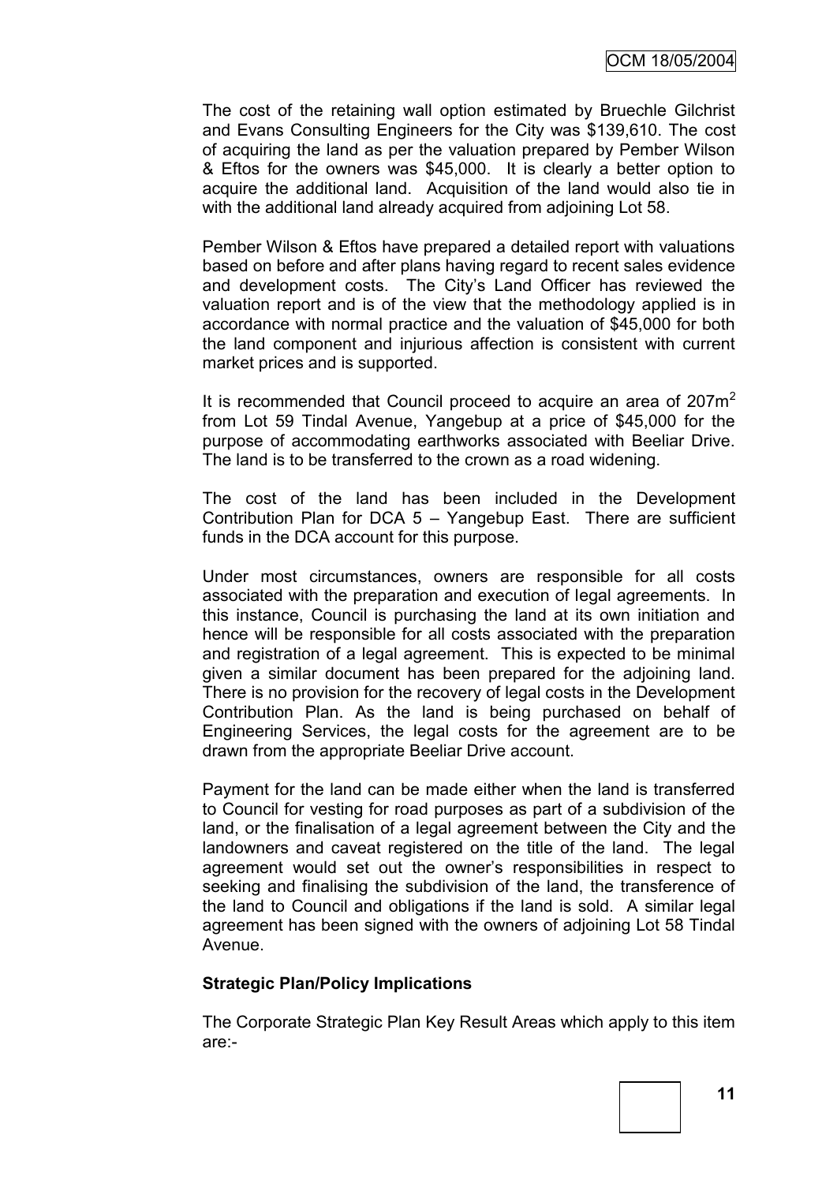The cost of the retaining wall option estimated by Bruechle Gilchrist and Evans Consulting Engineers for the City was $139,610. The cost of acquiring the land as per the valuation prepared by Pember Wilson & Eftos for the owners was $45,000. It is clearly a better option to acquire the additional land. Acquisition of the land would also tie in with the additional land already acquired from adjoining Lot 58.

Pember Wilson & Eftos have prepared a detailed report with valuations based on before and after plans having regard to recent sales evidence and development costs. The City's Land Officer has reviewed the valuation report and is of the view that the methodology applied is in accordance with normal practice and the valuation of $45,000 for both the land component and injurious affection is consistent with current market prices and is supported.

It is recommended that Council proceed to acquire an area of $207m^2$ from Lot 59 Tindal Avenue, Yangebup at a price of $45,000 for the purpose of accommodating earthworks associated with Beeliar Drive. The land is to be transferred to the crown as a road widening.

The cost of the land has been included in the Development Contribution Plan for DCA 5 – Yangebup East. There are sufficient funds in the DCA account for this purpose.

Under most circumstances, owners are responsible for all costs associated with the preparation and execution of legal agreements. In this instance, Council is purchasing the land at its own initiation and hence will be responsible for all costs associated with the preparation and registration of a legal agreement. This is expected to be minimal given a similar document has been prepared for the adjoining land. There is no provision for the recovery of legal costs in the Development Contribution Plan. As the land is being purchased on behalf of Engineering Services, the legal costs for the agreement are to be drawn from the appropriate Beeliar Drive account.

Payment for the land can be made either when the land is transferred to Council for vesting for road purposes as part of a subdivision of the land, or the finalisation of a legal agreement between the City and the landowners and caveat registered on the title of the land. The legal agreement would set out the owner's responsibilities in respect to seeking and finalising the subdivision of the land, the transference of the land to Council and obligations if the land is sold. A similar legal agreement has been signed with the owners of adjoining Lot 58 Tindal Avenue.

**Strategic Plan/Policy Implications**

The Corporate Strategic Plan Key Result Areas which apply to this item are:-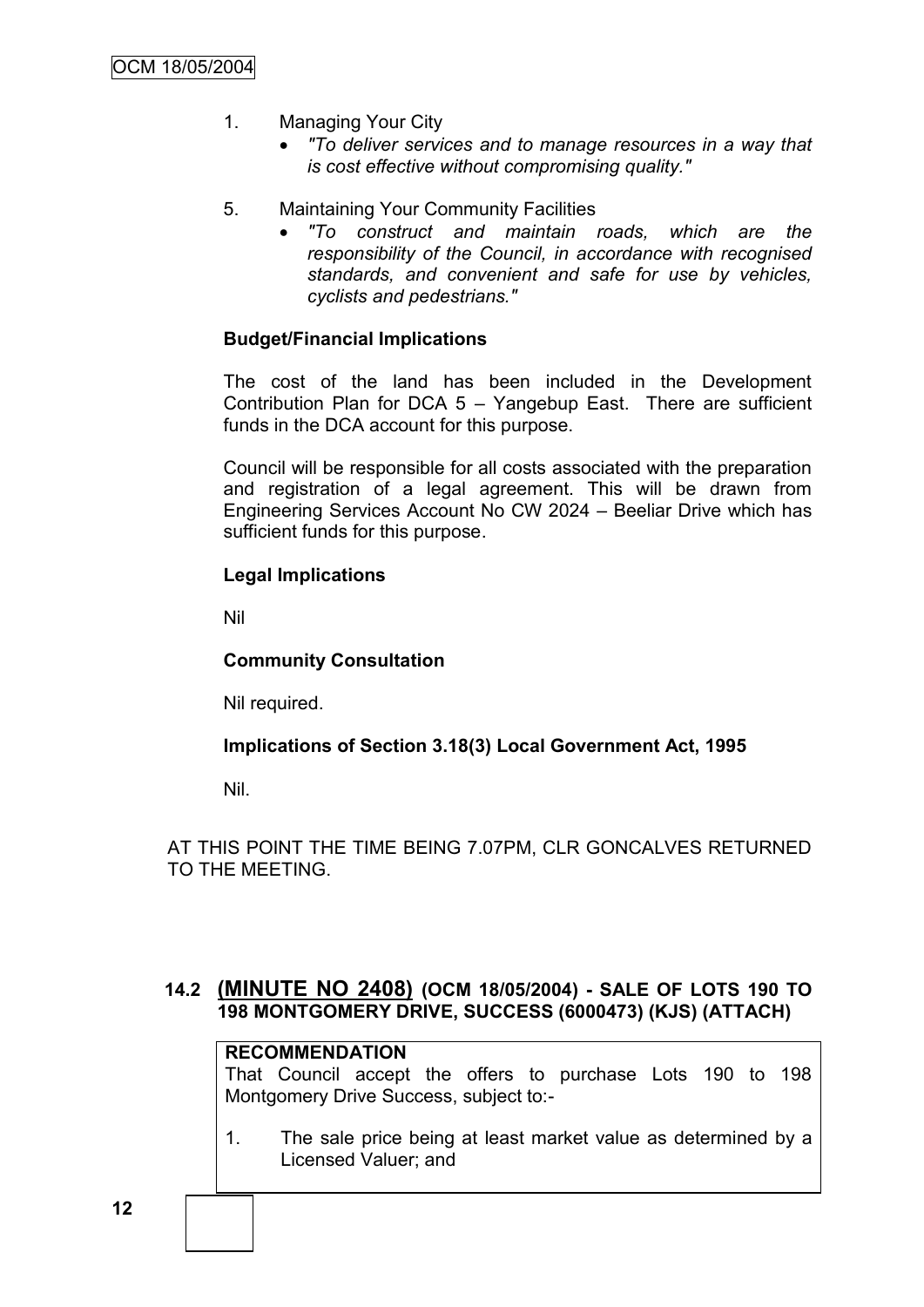1. Managing Your City
   - *"To deliver services and to manage resources in a way that is cost effective without compromising quality."*

5. Maintaining Your Community Facilities
   - *"To construct and maintain roads, which are the responsibility of the Council, in accordance with recognised standards, and convenient and safe for use by vehicles, cyclists and pedestrians."*

**Budget/Financial Implications**

The cost of the land has been included in the Development Contribution Plan for DCA 5 – Yangebup East. There are sufficient funds in the DCA account for this purpose.

Council will be responsible for all costs associated with the preparation and registration of a legal agreement. This will be drawn from Engineering Services Account No CW 2024 – Beeliar Drive which has sufficient funds for this purpose.

**Legal Implications**

Nil

**Community Consultation**

Nil required.

**Implications of Section 3.18(3) Local Government Act, 1995**

Nil.

AT THIS POINT THE TIME BEING 7.07PM, CLR GONCALVES RETURNED TO THE MEETING.

## 14.2 (MINUTE NO 2408) (OCM 18/05/2004) - SALE OF LOTS 190 TO 198 MONTGOMERY DRIVE, SUCCESS (6000473) (KJS) (ATTACH)

**RECOMMENDATION**

That Council accept the offers to purchase Lots 190 to 198 Montgomery Drive Success, subject to:-

1. The sale price being at least market value as determined by a Licensed Valuer; and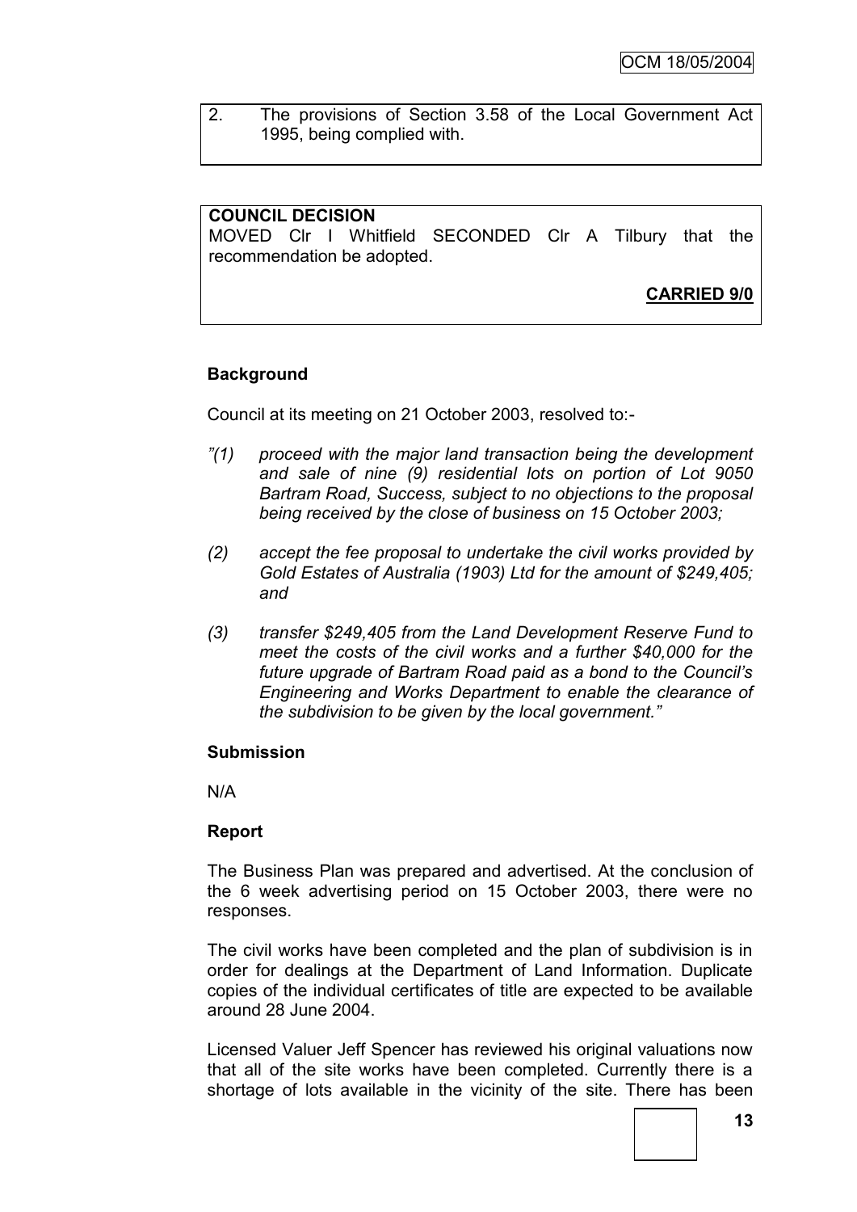2. The provisions of Section 3.58 of the Local Government Act 1995, being complied with.

**COUNCIL DECISION**

MOVED Clr I Whitfield SECONDED Clr A Tilbury that the recommendation be adopted.

**CARRIED 9/0**

**Background**

Council at its meeting on 21 October 2003, resolved to:-

*"(1) proceed with the major land transaction being the development and sale of nine (9) residential lots on portion of Lot 9050 Bartram Road, Success, subject to no objections to the proposal being received by the close of business on 15 October 2003;*

*(2) accept the fee proposal to undertake the civil works provided by Gold Estates of Australia (1903) Ltd for the amount of $249,405; and*

*(3) transfer $249,405 from the Land Development Reserve Fund to meet the costs of the civil works and a further $40,000 for the future upgrade of Bartram Road paid as a bond to the Council's Engineering and Works Department to enable the clearance of the subdivision to be given by the local government."*

**Submission**

N/A

**Report**

The Business Plan was prepared and advertised. At the conclusion of the 6 week advertising period on 15 October 2003, there were no responses.

The civil works have been completed and the plan of subdivision is in order for dealings at the Department of Land Information. Duplicate copies of the individual certificates of title are expected to be available around 28 June 2004.

Licensed Valuer Jeff Spencer has reviewed his original valuations now that all of the site works have been completed. Currently there is a shortage of lots available in the vicinity of the site. There has been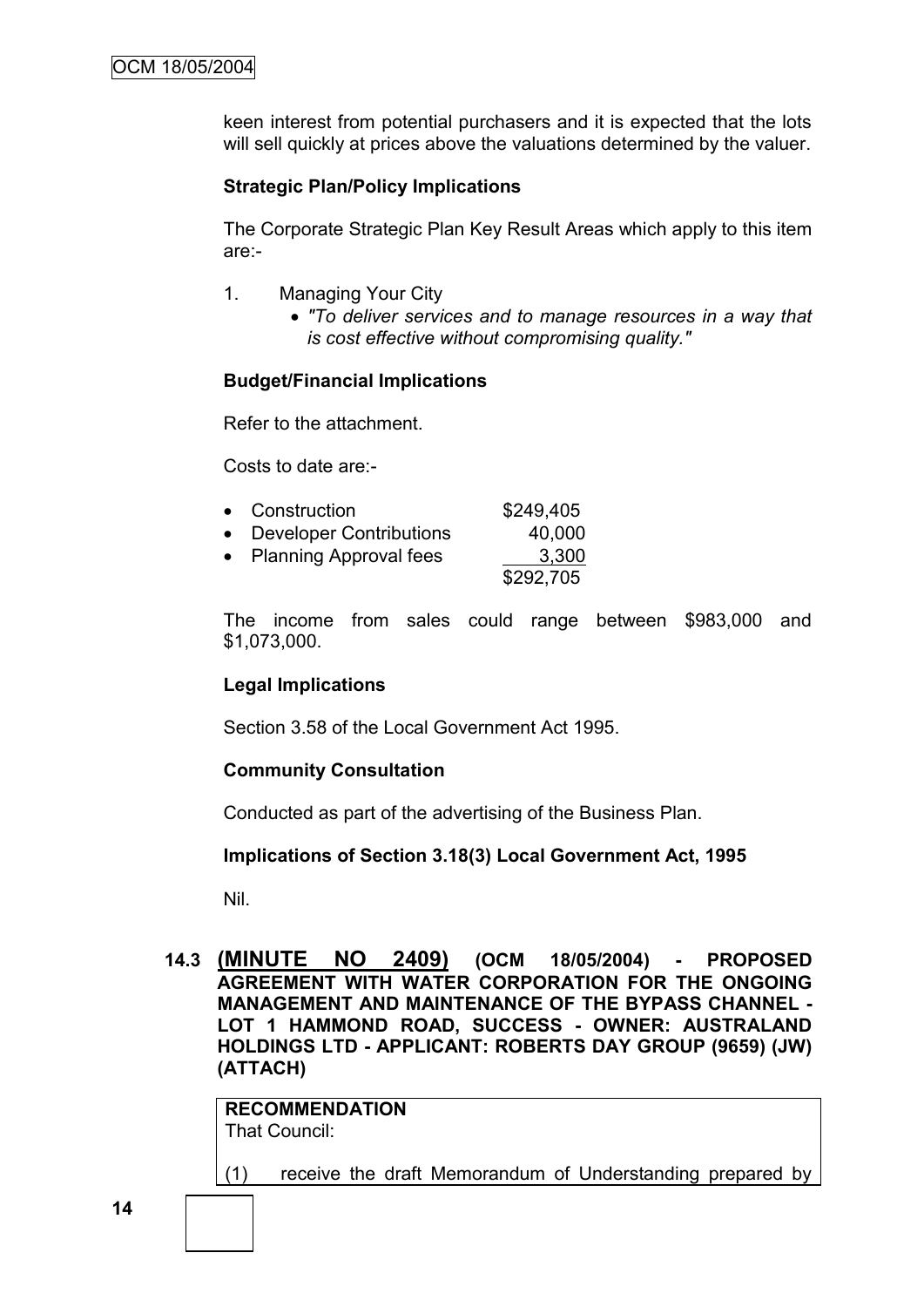keen interest from potential purchasers and it is expected that the lots will sell quickly at prices above the valuations determined by the valuer.

**Strategic Plan/Policy Implications**

The Corporate Strategic Plan Key Result Areas which apply to this item are:-

1. Managing Your City
   - *"To deliver services and to manage resources in a way that is cost effective without compromising quality."*

**Budget/Financial Implications**

Refer to the attachment.

Costs to date are:-

| | |
|---|---|
| • Construction | \$249,405 |
| • Developer Contributions | 40,000 |
| • Planning Approval fees | 3,300 |
| | \$292,705 |

The income from sales could range between \$983,000 and \$1,073,000.

**Legal Implications**

Section 3.58 of the Local Government Act 1995.

**Community Consultation**

Conducted as part of the advertising of the Business Plan.

**Implications of Section 3.18(3) Local Government Act, 1995**

Nil.

### 14.3 (MINUTE NO 2409) (OCM 18/05/2004) - PROPOSED AGREEMENT WITH WATER CORPORATION FOR THE ONGOING MANAGEMENT AND MAINTENANCE OF THE BYPASS CHANNEL - LOT 1 HAMMOND ROAD, SUCCESS - OWNER: AUSTRALAND HOLDINGS LTD - APPLICANT: ROBERTS DAY GROUP (9659) (JW) (ATTACH)

**RECOMMENDATION**
That Council:

(1) receive the draft Memorandum of Understanding prepared by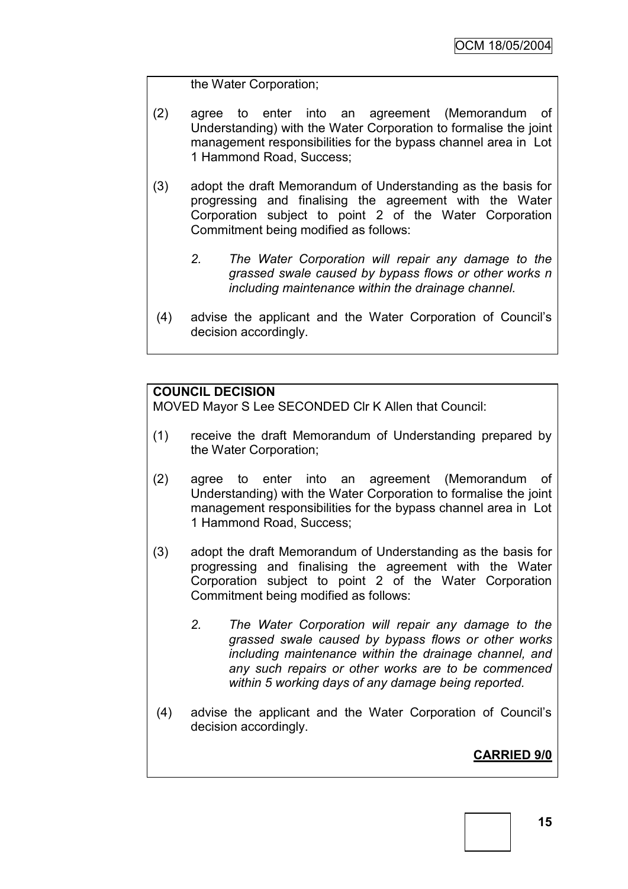the Water Corporation;

(2) agree to enter into an agreement (Memorandum of Understanding) with the Water Corporation to formalise the joint management responsibilities for the bypass channel area in Lot 1 Hammond Road, Success;

(3) adopt the draft Memorandum of Understanding as the basis for progressing and finalising the agreement with the Water Corporation subject to point 2 of the Water Corporation Commitment being modified as follows:

   *2. The Water Corporation will repair any damage to the grassed swale caused by bypass flows or other works n including maintenance within the drainage channel.*

(4) advise the applicant and the Water Corporation of Council's decision accordingly.

**COUNCIL DECISION**

MOVED Mayor S Lee SECONDED Clr K Allen that Council:

(1) receive the draft Memorandum of Understanding prepared by the Water Corporation;

(2) agree to enter into an agreement (Memorandum of Understanding) with the Water Corporation to formalise the joint management responsibilities for the bypass channel area in Lot 1 Hammond Road, Success;

(3) adopt the draft Memorandum of Understanding as the basis for progressing and finalising the agreement with the Water Corporation subject to point 2 of the Water Corporation Commitment being modified as follows:

   *2. The Water Corporation will repair any damage to the grassed swale caused by bypass flows or other works including maintenance within the drainage channel, and any such repairs or other works are to be commenced within 5 working days of any damage being reported.*

(4) advise the applicant and the Water Corporation of Council's decision accordingly.

**CARRIED 9/0**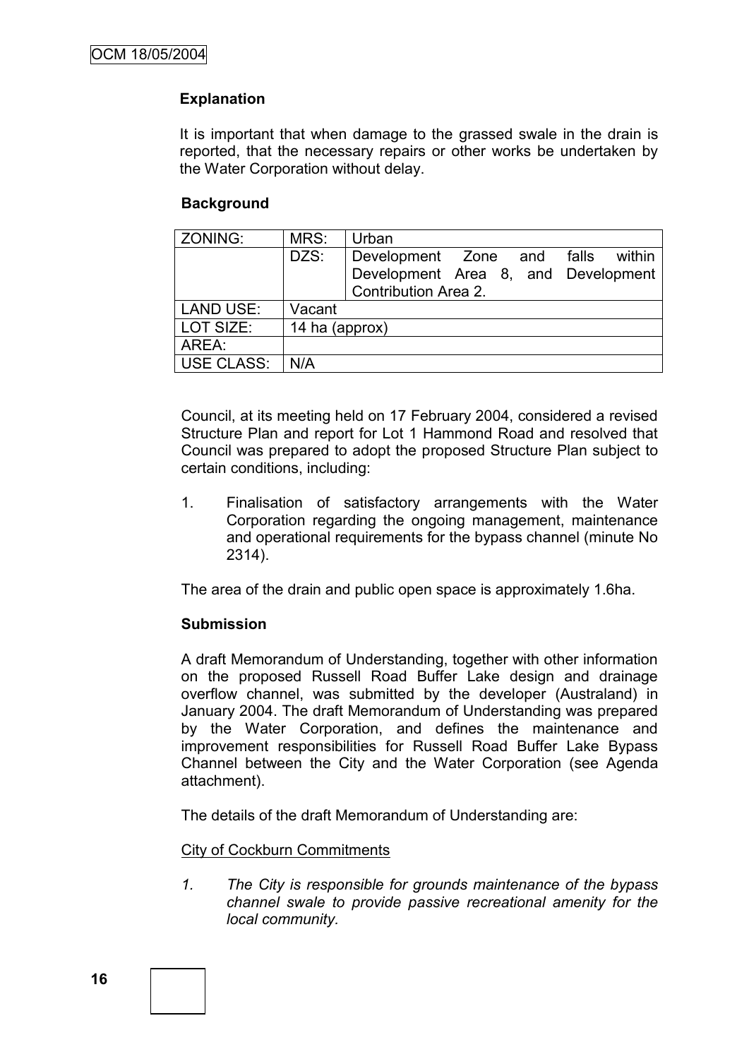**Explanation**

It is important that when damage to the grassed swale in the drain is reported, that the necessary repairs or other works be undertaken by the Water Corporation without delay.

**Background**

| ZONING: | MRS: | Urban |
|---|---|---|
| | DZS: | Development Zone and falls within Development Area 8, and Development Contribution Area 2. |
| LAND USE: | Vacant | |
| LOT SIZE: | 14 ha (approx) | |
| AREA: | | |
| USE CLASS: | N/A | |

Council, at its meeting held on 17 February 2004, considered a revised Structure Plan and report for Lot 1 Hammond Road and resolved that Council was prepared to adopt the proposed Structure Plan subject to certain conditions, including:

1. Finalisation of satisfactory arrangements with the Water Corporation regarding the ongoing management, maintenance and operational requirements for the bypass channel (minute No 2314).

The area of the drain and public open space is approximately 1.6ha.

**Submission**

A draft Memorandum of Understanding, together with other information on the proposed Russell Road Buffer Lake design and drainage overflow channel, was submitted by the developer (Australand) in January 2004. The draft Memorandum of Understanding was prepared by the Water Corporation, and defines the maintenance and improvement responsibilities for Russell Road Buffer Lake Bypass Channel between the City and the Water Corporation (see Agenda attachment).

The details of the draft Memorandum of Understanding are:

<u>City of Cockburn Commitments</u>

1. *The City is responsible for grounds maintenance of the bypass channel swale to provide passive recreational amenity for the local community.*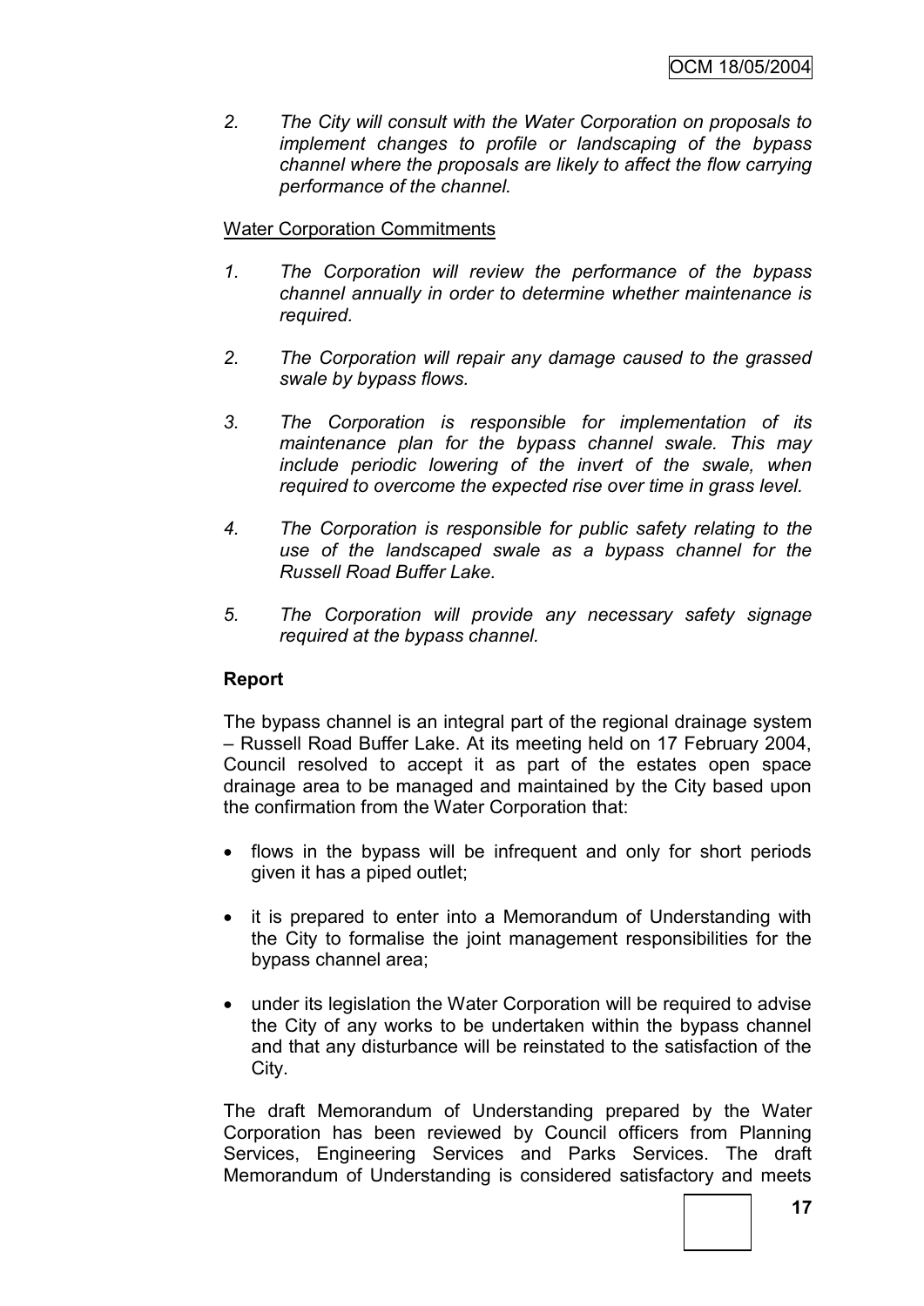*2. The City will consult with the Water Corporation on proposals to implement changes to profile or landscaping of the bypass channel where the proposals are likely to affect the flow carrying performance of the channel.*

Water Corporation Commitments

*1. The Corporation will review the performance of the bypass channel annually in order to determine whether maintenance is required.*

*2. The Corporation will repair any damage caused to the grassed swale by bypass flows.*

*3. The Corporation is responsible for implementation of its maintenance plan for the bypass channel swale. This may include periodic lowering of the invert of the swale, when required to overcome the expected rise over time in grass level.*

*4. The Corporation is responsible for public safety relating to the use of the landscaped swale as a bypass channel for the Russell Road Buffer Lake.*

*5. The Corporation will provide any necessary safety signage required at the bypass channel.*

**Report**

The bypass channel is an integral part of the regional drainage system – Russell Road Buffer Lake. At its meeting held on 17 February 2004, Council resolved to accept it as part of the estates open space drainage area to be managed and maintained by the City based upon the confirmation from the Water Corporation that:

- flows in the bypass will be infrequent and only for short periods given it has a piped outlet;
- it is prepared to enter into a Memorandum of Understanding with the City to formalise the joint management responsibilities for the bypass channel area;
- under its legislation the Water Corporation will be required to advise the City of any works to be undertaken within the bypass channel and that any disturbance will be reinstated to the satisfaction of the City.

The draft Memorandum of Understanding prepared by the Water Corporation has been reviewed by Council officers from Planning Services, Engineering Services and Parks Services. The draft Memorandum of Understanding is considered satisfactory and meets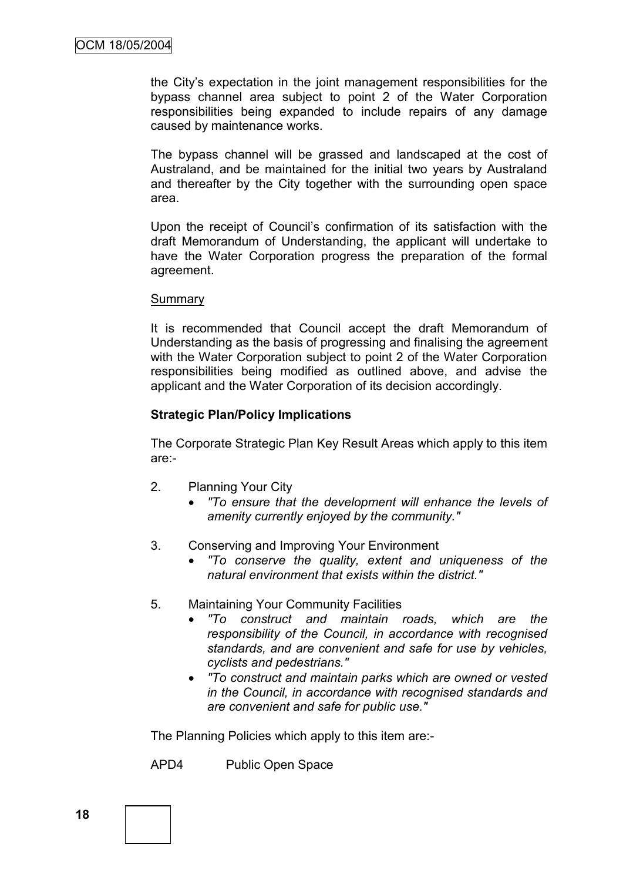the City's expectation in the joint management responsibilities for the bypass channel area subject to point 2 of the Water Corporation responsibilities being expanded to include repairs of any damage caused by maintenance works.

The bypass channel will be grassed and landscaped at the cost of Australand, and be maintained for the initial two years by Australand and thereafter by the City together with the surrounding open space area.

Upon the receipt of Council's confirmation of its satisfaction with the draft Memorandum of Understanding, the applicant will undertake to have the Water Corporation progress the preparation of the formal agreement.

Summary

It is recommended that Council accept the draft Memorandum of Understanding as the basis of progressing and finalising the agreement with the Water Corporation subject to point 2 of the Water Corporation responsibilities being modified as outlined above, and advise the applicant and the Water Corporation of its decision accordingly.

**Strategic Plan/Policy Implications**

The Corporate Strategic Plan Key Result Areas which apply to this item are:-

2. Planning Your City
   - *"To ensure that the development will enhance the levels of amenity currently enjoyed by the community."*

3. Conserving and Improving Your Environment
   - *"To conserve the quality, extent and uniqueness of the natural environment that exists within the district."*

5. Maintaining Your Community Facilities
   - *"To construct and maintain roads, which are the responsibility of the Council, in accordance with recognised standards, and are convenient and safe for use by vehicles, cyclists and pedestrians."*
   - *"To construct and maintain parks which are owned or vested in the Council, in accordance with recognised standards and are convenient and safe for public use."*

The Planning Policies which apply to this item are:-

APD4 Public Open Space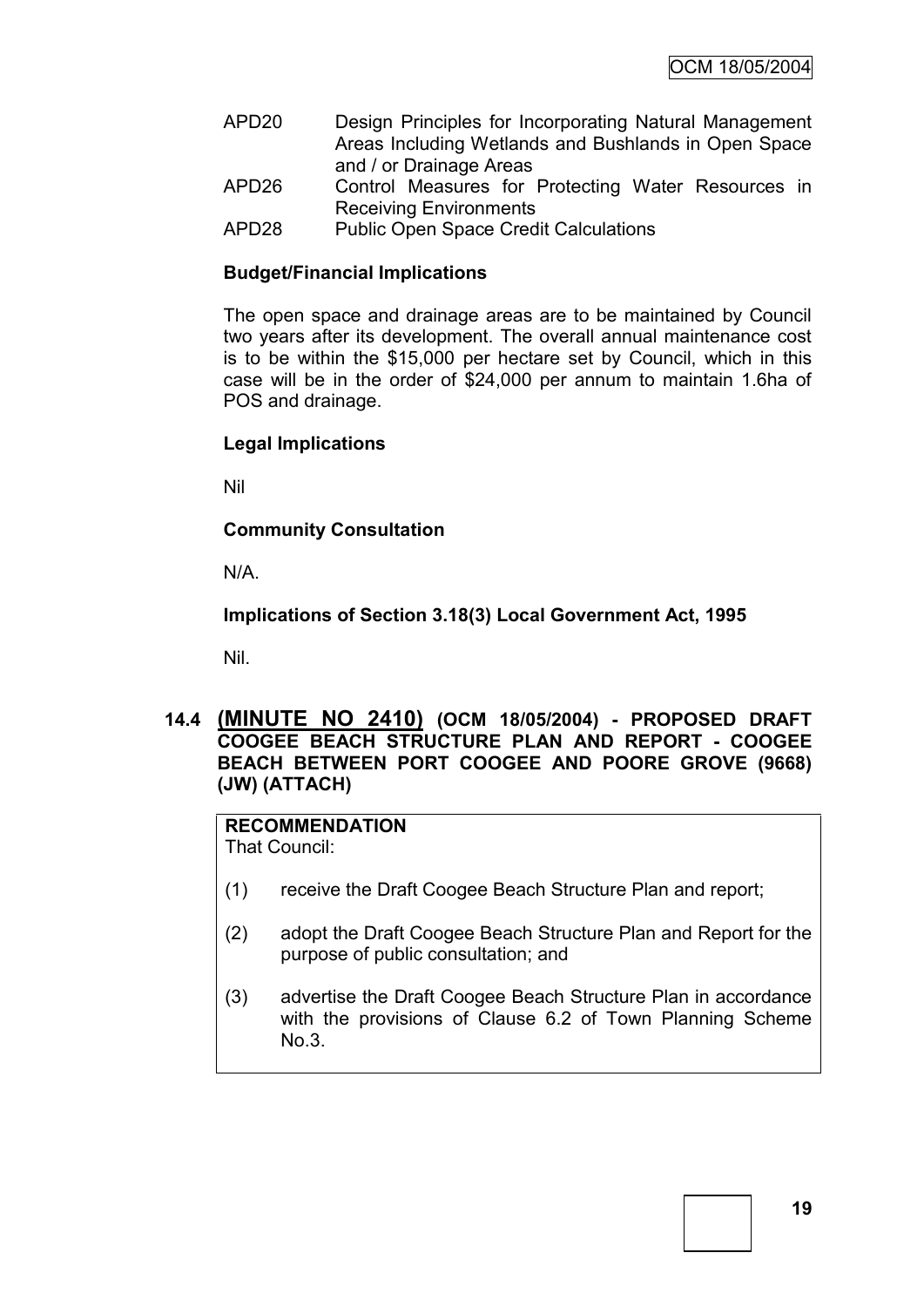| | |
|---|---|
| APD20 | Design Principles for Incorporating Natural Management Areas Including Wetlands and Bushlands in Open Space and / or Drainage Areas |
| APD26 | Control Measures for Protecting Water Resources in Receiving Environments |
| APD28 | Public Open Space Credit Calculations |

**Budget/Financial Implications**

The open space and drainage areas are to be maintained by Council two years after its development. The overall annual maintenance cost is to be within the $15,000 per hectare set by Council, which in this case will be in the order of $24,000 per annum to maintain 1.6ha of POS and drainage.

**Legal Implications**

Nil

**Community Consultation**

N/A.

**Implications of Section 3.18(3) Local Government Act, 1995**

Nil.

## 14.4 (MINUTE NO 2410) (OCM 18/05/2004) - PROPOSED DRAFT COOGEE BEACH STRUCTURE PLAN AND REPORT - COOGEE BEACH BETWEEN PORT COOGEE AND POORE GROVE (9668) (JW) (ATTACH)

**RECOMMENDATION**
That Council:

(1) receive the Draft Coogee Beach Structure Plan and report;

(2) adopt the Draft Coogee Beach Structure Plan and Report for the purpose of public consultation; and

(3) advertise the Draft Coogee Beach Structure Plan in accordance with the provisions of Clause 6.2 of Town Planning Scheme No.3.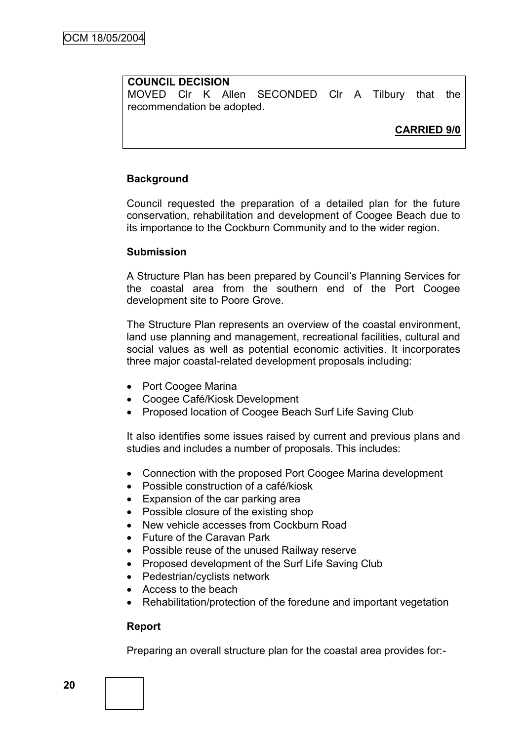**COUNCIL DECISION**

MOVED Clr K Allen SECONDED Clr A Tilbury that the recommendation be adopted.

**CARRIED 9/0**

**Background**

Council requested the preparation of a detailed plan for the future conservation, rehabilitation and development of Coogee Beach due to its importance to the Cockburn Community and to the wider region.

**Submission**

A Structure Plan has been prepared by Council's Planning Services for the coastal area from the southern end of the Port Coogee development site to Poore Grove.

The Structure Plan represents an overview of the coastal environment, land use planning and management, recreational facilities, cultural and social values as well as potential economic activities. It incorporates three major coastal-related development proposals including:

- Port Coogee Marina
- Coogee Café/Kiosk Development
- Proposed location of Coogee Beach Surf Life Saving Club

It also identifies some issues raised by current and previous plans and studies and includes a number of proposals. This includes:

- Connection with the proposed Port Coogee Marina development
- Possible construction of a café/kiosk
- Expansion of the car parking area
- Possible closure of the existing shop
- New vehicle accesses from Cockburn Road
- Future of the Caravan Park
- Possible reuse of the unused Railway reserve
- Proposed development of the Surf Life Saving Club
- Pedestrian/cyclists network
- Access to the beach
- Rehabilitation/protection of the foredune and important vegetation

**Report**

Preparing an overall structure plan for the coastal area provides for:-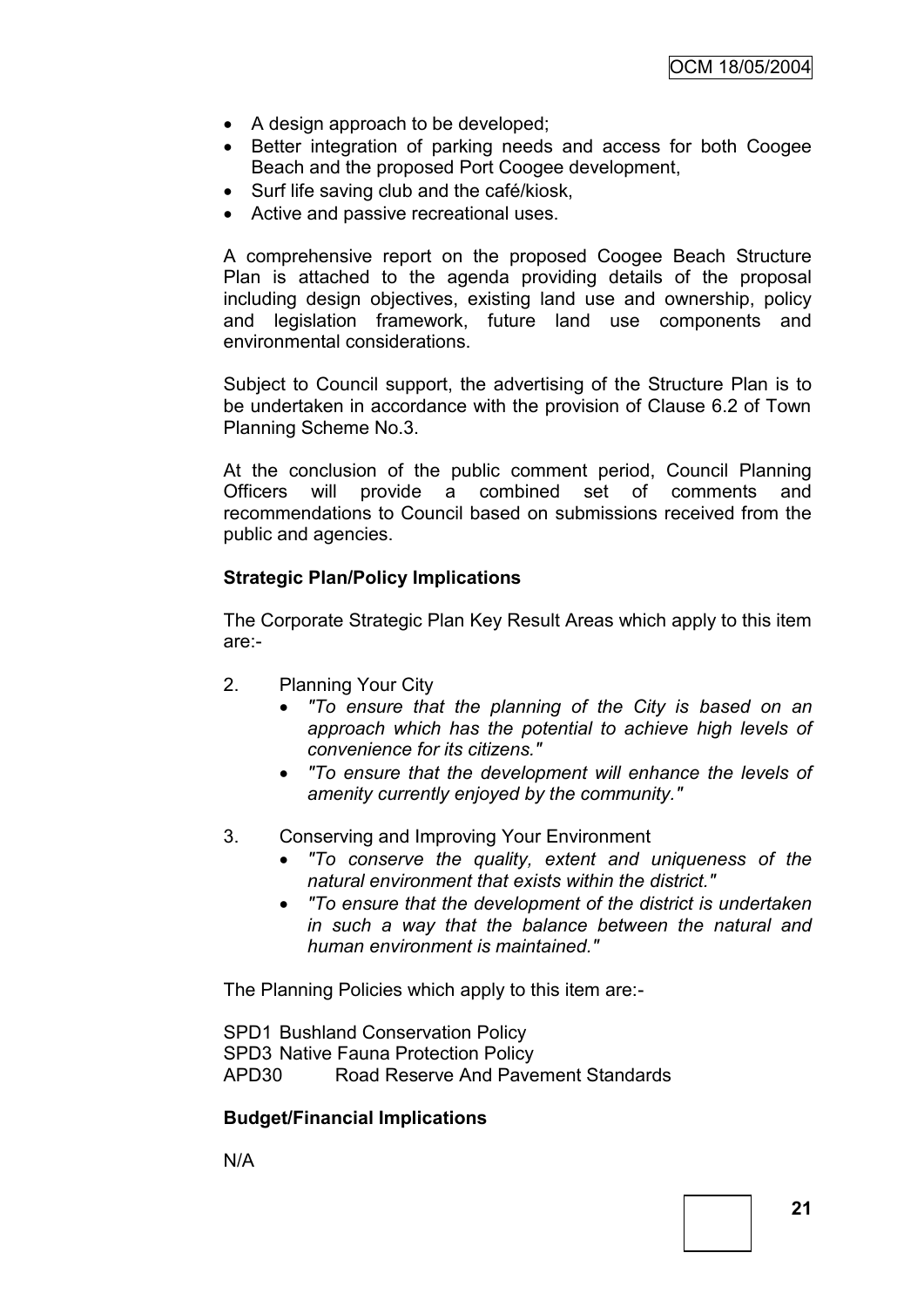- A design approach to be developed;
- Better integration of parking needs and access for both Coogee Beach and the proposed Port Coogee development,
- Surf life saving club and the café/kiosk,
- Active and passive recreational uses.

A comprehensive report on the proposed Coogee Beach Structure Plan is attached to the agenda providing details of the proposal including design objectives, existing land use and ownership, policy and legislation framework, future land use components and environmental considerations.

Subject to Council support, the advertising of the Structure Plan is to be undertaken in accordance with the provision of Clause 6.2 of Town Planning Scheme No.3.

At the conclusion of the public comment period, Council Planning Officers will provide a combined set of comments and recommendations to Council based on submissions received from the public and agencies.

**Strategic Plan/Policy Implications**

The Corporate Strategic Plan Key Result Areas which apply to this item are:-

2. Planning Your City
   - *"To ensure that the planning of the City is based on an approach which has the potential to achieve high levels of convenience for its citizens."*
   - *"To ensure that the development will enhance the levels of amenity currently enjoyed by the community."*

3. Conserving and Improving Your Environment
   - *"To conserve the quality, extent and uniqueness of the natural environment that exists within the district."*
   - *"To ensure that the development of the district is undertaken in such a way that the balance between the natural and human environment is maintained."*

The Planning Policies which apply to this item are:-

SPD1 Bushland Conservation Policy
SPD3 Native Fauna Protection Policy
APD30 Road Reserve And Pavement Standards

**Budget/Financial Implications**

N/A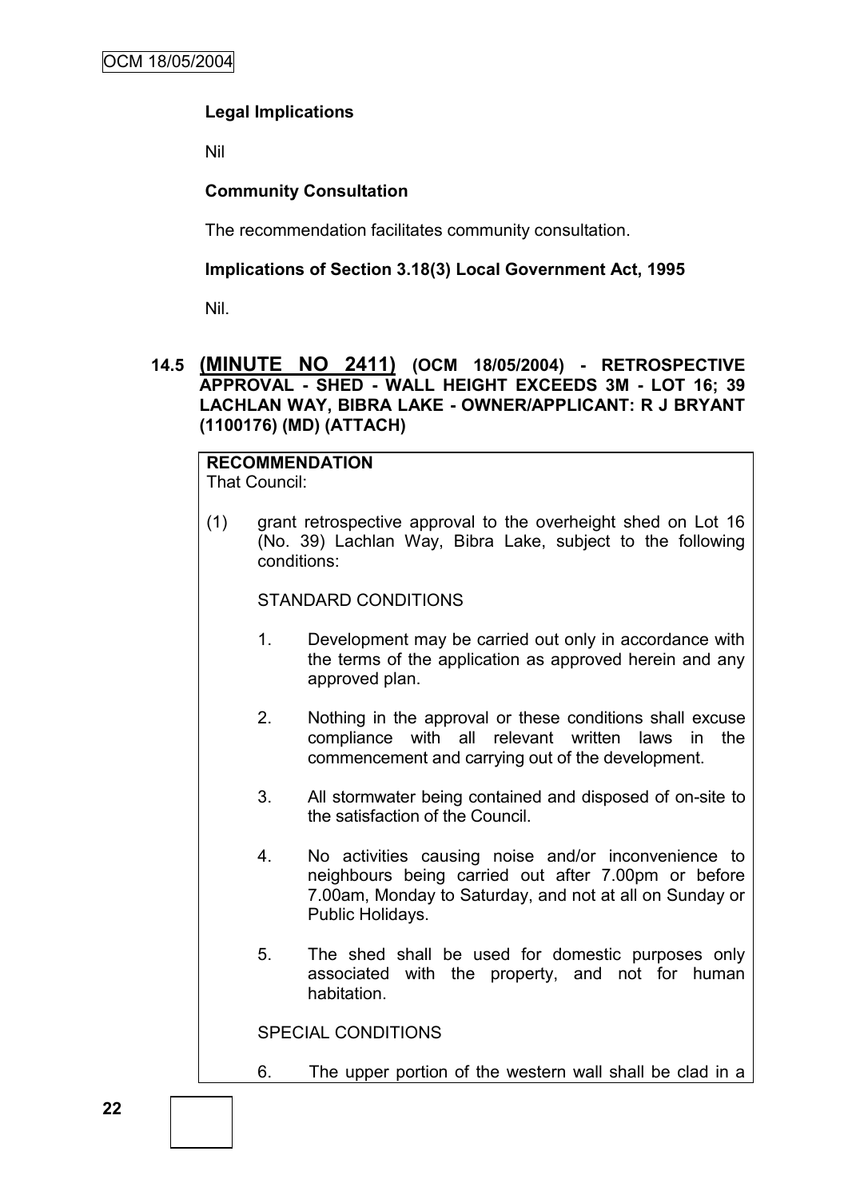**Legal Implications**

Nil

**Community Consultation**

The recommendation facilitates community consultation.

**Implications of Section 3.18(3) Local Government Act, 1995**

Nil.

## 14.5 (MINUTE NO 2411) (OCM 18/05/2004) - RETROSPECTIVE APPROVAL - SHED - WALL HEIGHT EXCEEDS 3M - LOT 16; 39 LACHLAN WAY, BIBRA LAKE - OWNER/APPLICANT: R J BRYANT (1100176) (MD) (ATTACH)

**RECOMMENDATION**

That Council:

(1) grant retrospective approval to the overheight shed on Lot 16 (No. 39) Lachlan Way, Bibra Lake, subject to the following conditions:

STANDARD CONDITIONS

1. Development may be carried out only in accordance with the terms of the application as approved herein and any approved plan.

2. Nothing in the approval or these conditions shall excuse compliance with all relevant written laws in the commencement and carrying out of the development.

3. All stormwater being contained and disposed of on-site to the satisfaction of the Council.

4. No activities causing noise and/or inconvenience to neighbours being carried out after 7.00pm or before 7.00am, Monday to Saturday, and not at all on Sunday or Public Holidays.

5. The shed shall be used for domestic purposes only associated with the property, and not for human habitation.

SPECIAL CONDITIONS

6. The upper portion of the western wall shall be clad in a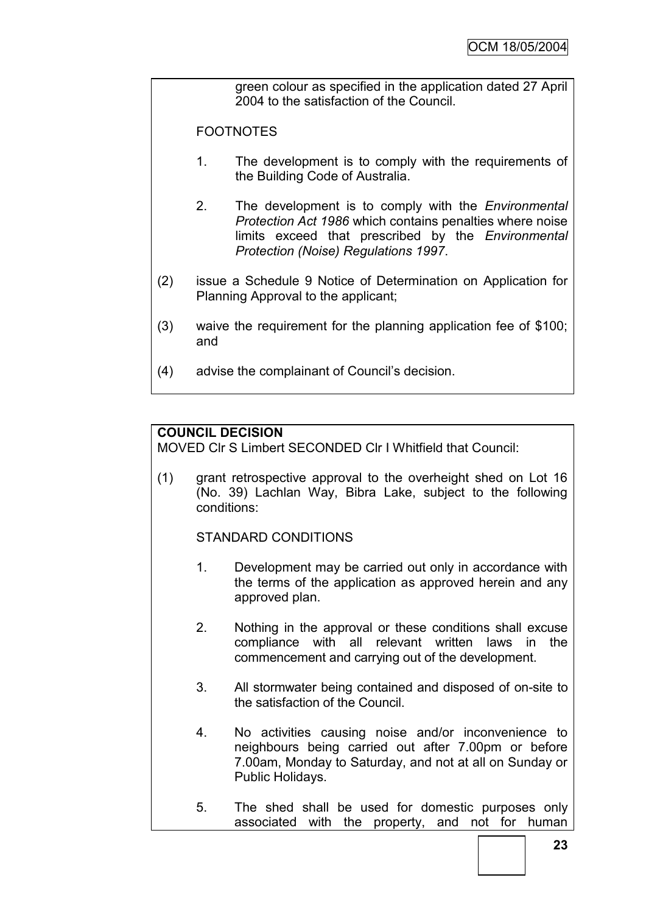green colour as specified in the application dated 27 April 2004 to the satisfaction of the Council.

FOOTNOTES

1. The development is to comply with the requirements of the Building Code of Australia.

2. The development is to comply with the *Environmental Protection Act 1986* which contains penalties where noise limits exceed that prescribed by the *Environmental Protection (Noise) Regulations 1997*.

(2) issue a Schedule 9 Notice of Determination on Application for Planning Approval to the applicant;

(3) waive the requirement for the planning application fee of $100; and

(4) advise the complainant of Council's decision.

**COUNCIL DECISION**

MOVED Clr S Limbert SECONDED Clr I Whitfield that Council:

(1) grant retrospective approval to the overheight shed on Lot 16 (No. 39) Lachlan Way, Bibra Lake, subject to the following conditions:

STANDARD CONDITIONS

1. Development may be carried out only in accordance with the terms of the application as approved herein and any approved plan.

2. Nothing in the approval or these conditions shall excuse compliance with all relevant written laws in the commencement and carrying out of the development.

3. All stormwater being contained and disposed of on-site to the satisfaction of the Council.

4. No activities causing noise and/or inconvenience to neighbours being carried out after 7.00pm or before 7.00am, Monday to Saturday, and not at all on Sunday or Public Holidays.

5. The shed shall be used for domestic purposes only associated with the property, and not for human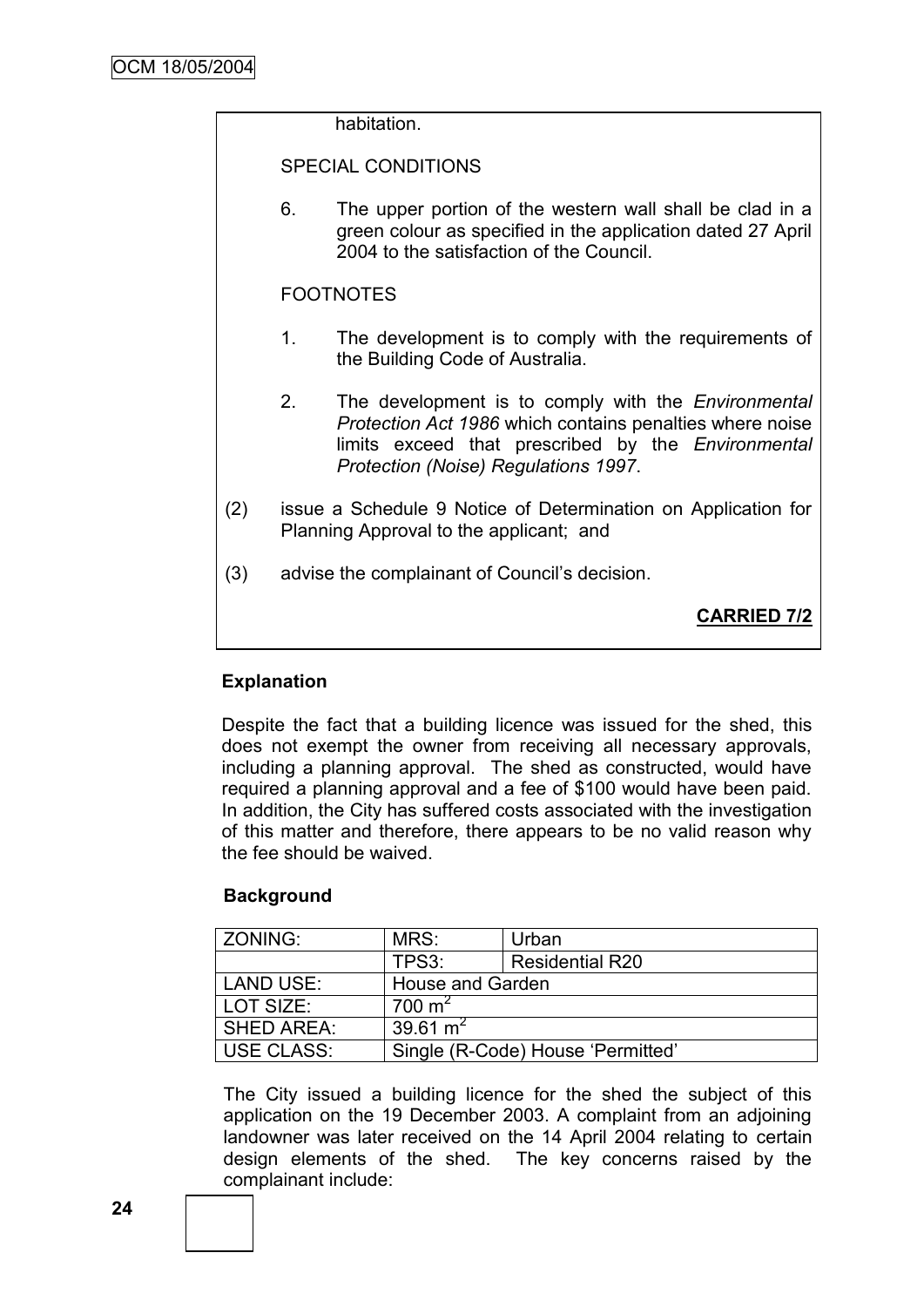habitation.

SPECIAL CONDITIONS

6. The upper portion of the western wall shall be clad in a green colour as specified in the application dated 27 April 2004 to the satisfaction of the Council.

FOOTNOTES

1. The development is to comply with the requirements of the Building Code of Australia.

2. The development is to comply with the *Environmental Protection Act 1986* which contains penalties where noise limits exceed that prescribed by the *Environmental Protection (Noise) Regulations 1997*.

(2) issue a Schedule 9 Notice of Determination on Application for Planning Approval to the applicant; and

(3) advise the complainant of Council's decision.

**CARRIED 7/2**

**Explanation**

Despite the fact that a building licence was issued for the shed, this does not exempt the owner from receiving all necessary approvals, including a planning approval. The shed as constructed, would have required a planning approval and a fee of $100 would have been paid. In addition, the City has suffered costs associated with the investigation of this matter and therefore, there appears to be no valid reason why the fee should be waived.

**Background**

| ZONING: | MRS: | Urban |
|---|---|---|
| | TPS3: | Residential R20 |
| LAND USE: | House and Garden | |
| LOT SIZE: | 700 $m^2$ | |
| SHED AREA: | 39.61 $m^2$ | |
| USE CLASS: | Single (R-Code) House 'Permitted' | |

The City issued a building licence for the shed the subject of this application on the 19 December 2003. A complaint from an adjoining landowner was later received on the 14 April 2004 relating to certain design elements of the shed. The key concerns raised by the complainant include: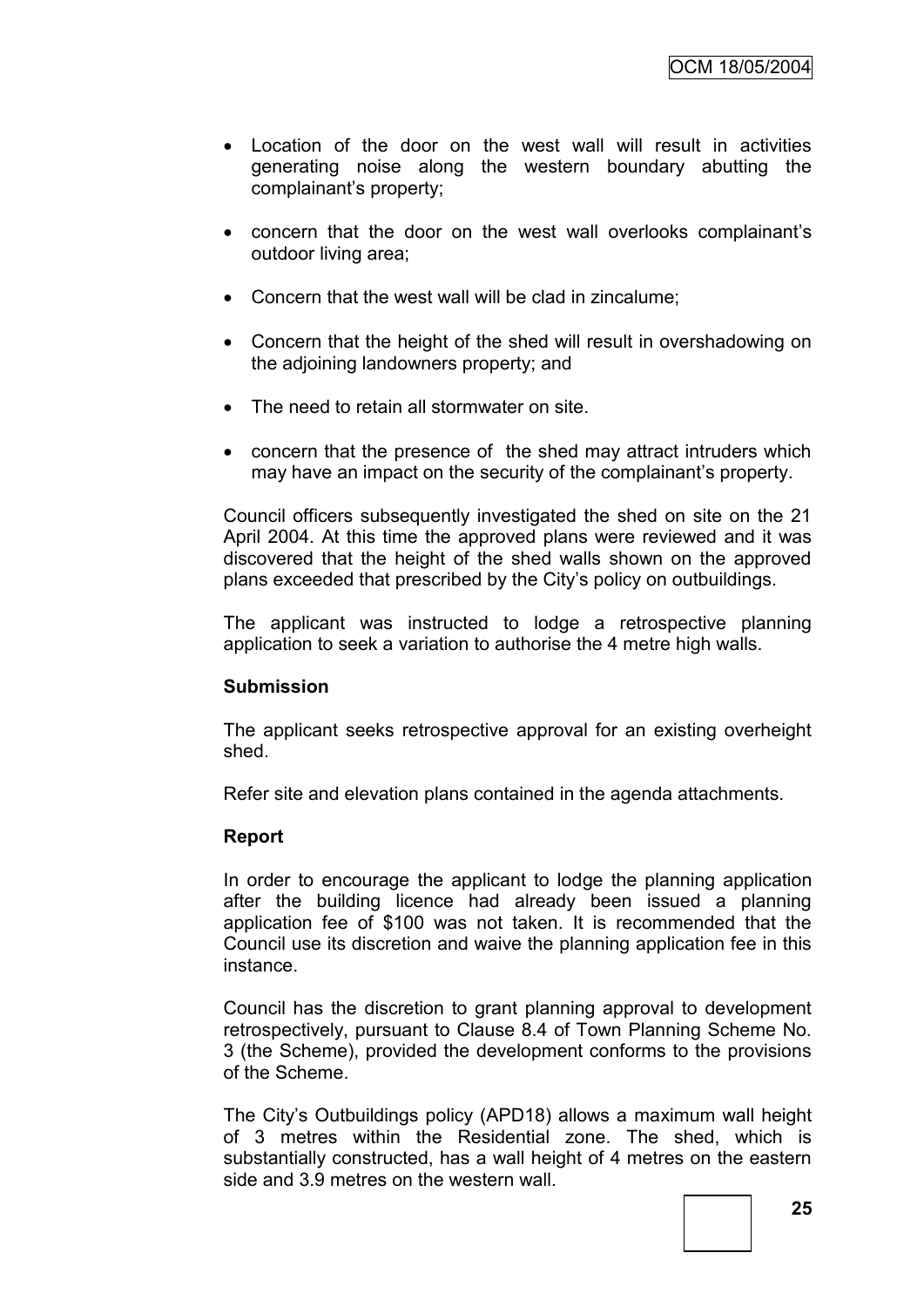- Location of the door on the west wall will result in activities generating noise along the western boundary abutting the complainant's property;
- concern that the door on the west wall overlooks complainant's outdoor living area;
- Concern that the west wall will be clad in zincalume;
- Concern that the height of the shed will result in overshadowing on the adjoining landowners property; and
- The need to retain all stormwater on site.
- concern that the presence of the shed may attract intruders which may have an impact on the security of the complainant's property.

Council officers subsequently investigated the shed on site on the 21 April 2004. At this time the approved plans were reviewed and it was discovered that the height of the shed walls shown on the approved plans exceeded that prescribed by the City's policy on outbuildings.

The applicant was instructed to lodge a retrospective planning application to seek a variation to authorise the 4 metre high walls.

**Submission**

The applicant seeks retrospective approval for an existing overheight shed.

Refer site and elevation plans contained in the agenda attachments.

**Report**

In order to encourage the applicant to lodge the planning application after the building licence had already been issued a planning application fee of $100 was not taken. It is recommended that the Council use its discretion and waive the planning application fee in this instance.

Council has the discretion to grant planning approval to development retrospectively, pursuant to Clause 8.4 of Town Planning Scheme No. 3 (the Scheme), provided the development conforms to the provisions of the Scheme.

The City's Outbuildings policy (APD18) allows a maximum wall height of 3 metres within the Residential zone. The shed, which is substantially constructed, has a wall height of 4 metres on the eastern side and 3.9 metres on the western wall.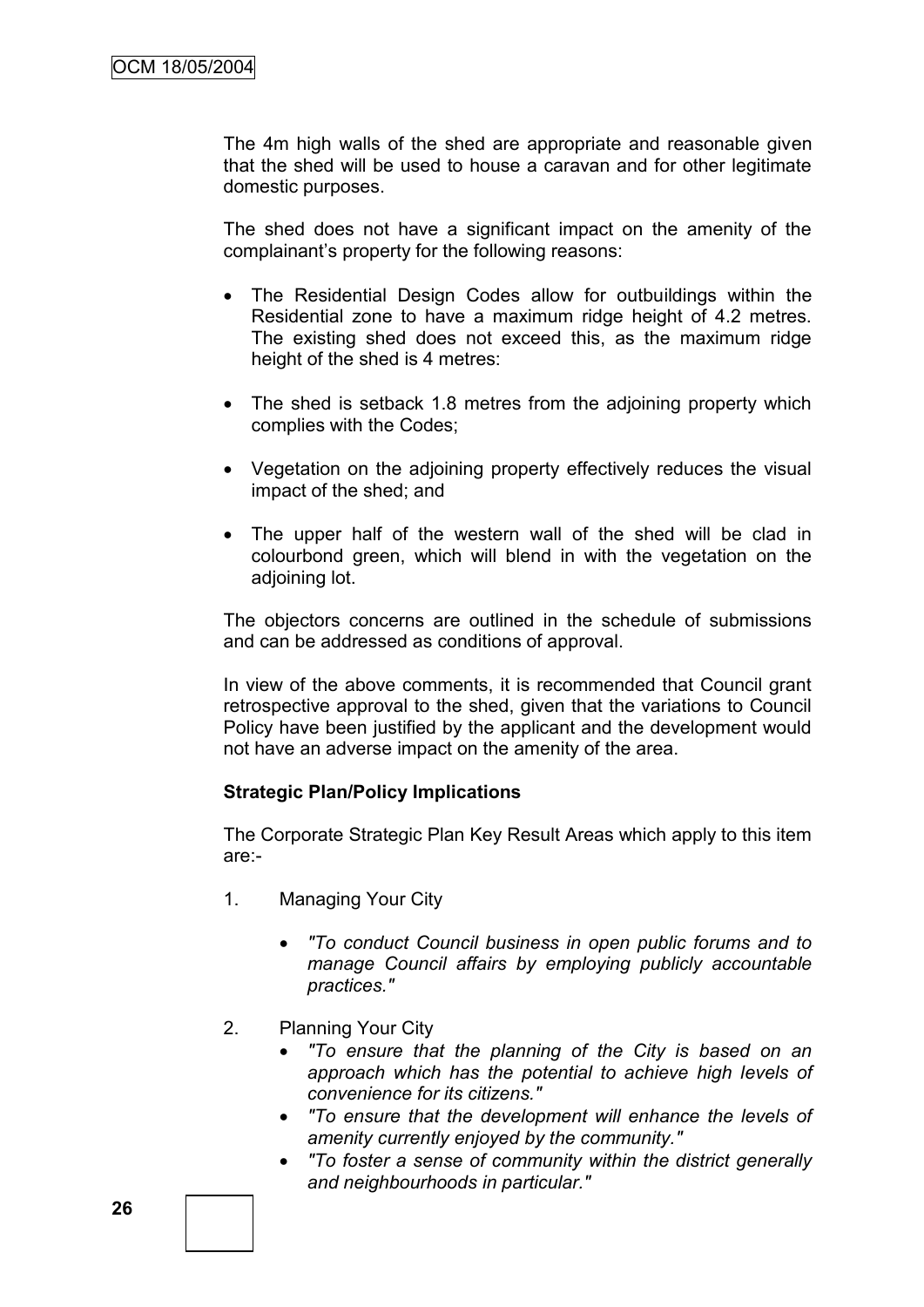The 4m high walls of the shed are appropriate and reasonable given that the shed will be used to house a caravan and for other legitimate domestic purposes.

The shed does not have a significant impact on the amenity of the complainant's property for the following reasons:

- The Residential Design Codes allow for outbuildings within the Residential zone to have a maximum ridge height of 4.2 metres. The existing shed does not exceed this, as the maximum ridge height of the shed is 4 metres:
- The shed is setback 1.8 metres from the adjoining property which complies with the Codes;
- Vegetation on the adjoining property effectively reduces the visual impact of the shed; and
- The upper half of the western wall of the shed will be clad in colourbond green, which will blend in with the vegetation on the adjoining lot.

The objectors concerns are outlined in the schedule of submissions and can be addressed as conditions of approval.

In view of the above comments, it is recommended that Council grant retrospective approval to the shed, given that the variations to Council Policy have been justified by the applicant and the development would not have an adverse impact on the amenity of the area.

**Strategic Plan/Policy Implications**

The Corporate Strategic Plan Key Result Areas which apply to this item are:-

1. Managing Your City
   - *"To conduct Council business in open public forums and to manage Council affairs by employing publicly accountable practices."*

2. Planning Your City
   - *"To ensure that the planning of the City is based on an approach which has the potential to achieve high levels of convenience for its citizens."*
   - *"To ensure that the development will enhance the levels of amenity currently enjoyed by the community."*
   - *"To foster a sense of community within the district generally and neighbourhoods in particular."*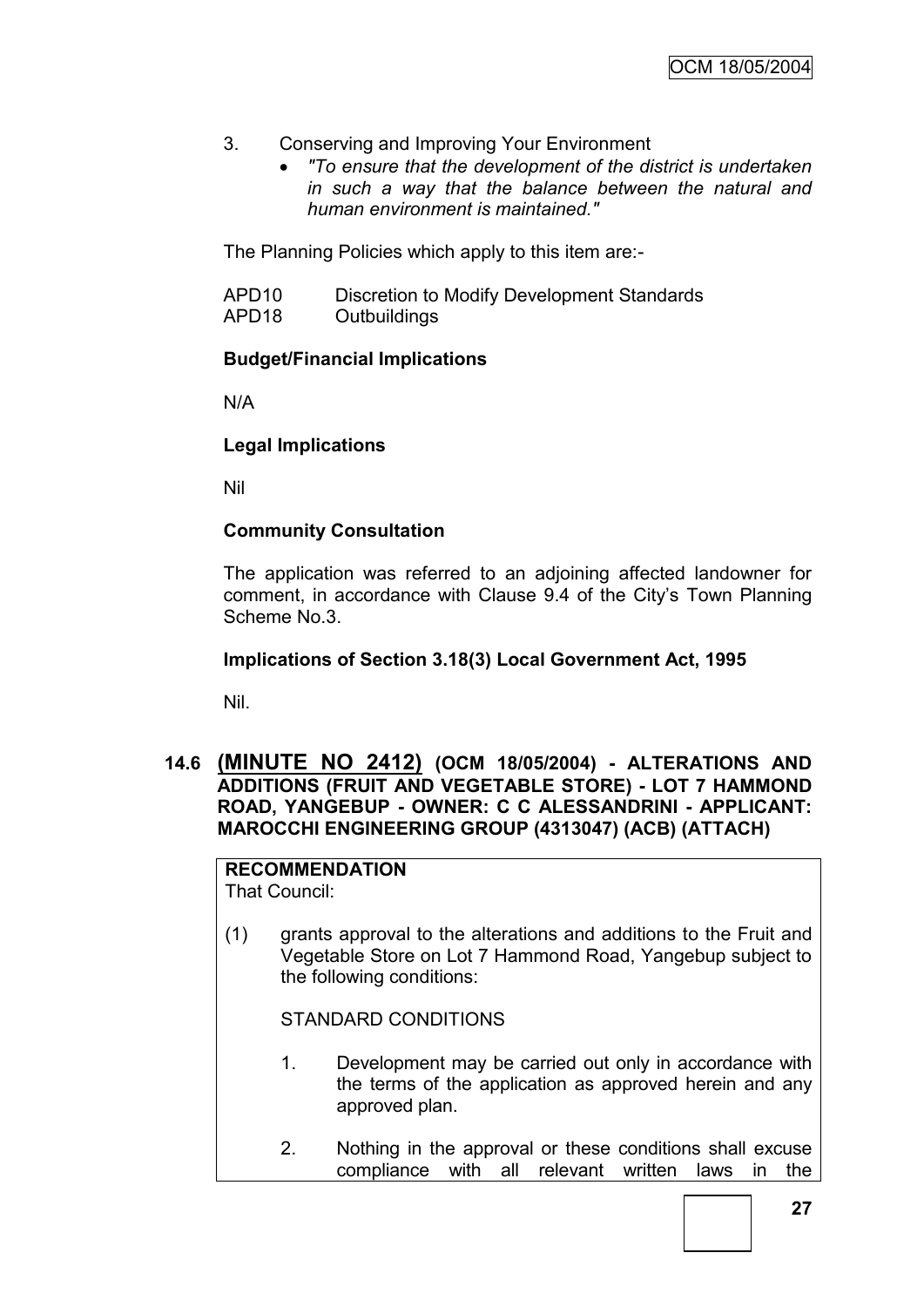3. Conserving and Improving Your Environment
   - *"To ensure that the development of the district is undertaken in such a way that the balance between the natural and human environment is maintained."*

The Planning Policies which apply to this item are:-

APD10 Discretion to Modify Development Standards
APD18 Outbuildings

**Budget/Financial Implications**

N/A

**Legal Implications**

Nil

**Community Consultation**

The application was referred to an adjoining affected landowner for comment, in accordance with Clause 9.4 of the City's Town Planning Scheme No.3.

**Implications of Section 3.18(3) Local Government Act, 1995**

Nil.

## 14.6 (MINUTE NO 2412) (OCM 18/05/2004) - ALTERATIONS AND ADDITIONS (FRUIT AND VEGETABLE STORE) - LOT 7 HAMMOND ROAD, YANGEBUP - OWNER: C C ALESSANDRINI - APPLICANT: MAROCCHI ENGINEERING GROUP (4313047) (ACB) (ATTACH)

**RECOMMENDATION**
That Council:

(1) grants approval to the alterations and additions to the Fruit and Vegetable Store on Lot 7 Hammond Road, Yangebup subject to the following conditions:

STANDARD CONDITIONS

1. Development may be carried out only in accordance with the terms of the application as approved herein and any approved plan.

2. Nothing in the approval or these conditions shall excuse compliance with all relevant written laws in the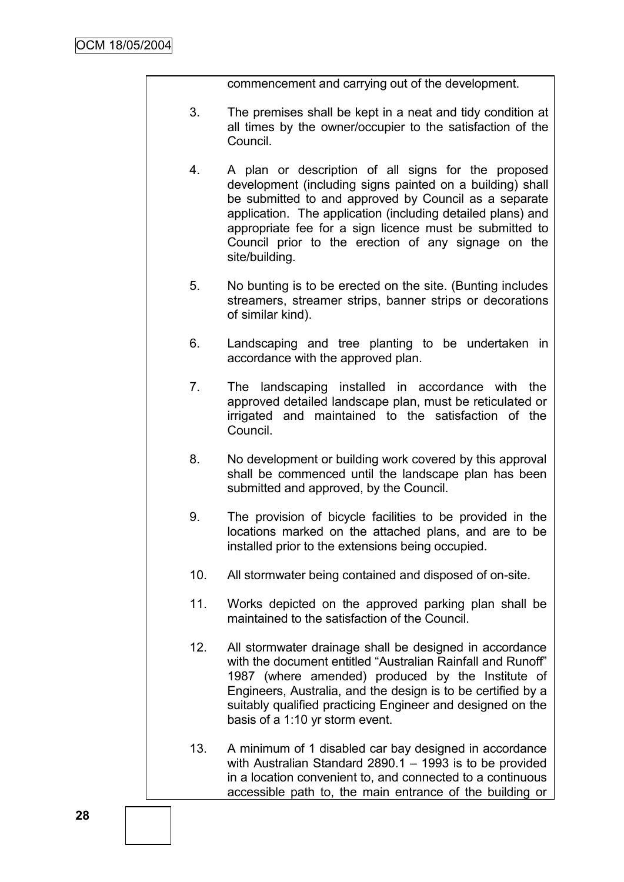commencement and carrying out of the development.

3. The premises shall be kept in a neat and tidy condition at all times by the owner/occupier to the satisfaction of the Council.

4. A plan or description of all signs for the proposed development (including signs painted on a building) shall be submitted to and approved by Council as a separate application. The application (including detailed plans) and appropriate fee for a sign licence must be submitted to Council prior to the erection of any signage on the site/building.

5. No bunting is to be erected on the site. (Bunting includes streamers, streamer strips, banner strips or decorations of similar kind).

6. Landscaping and tree planting to be undertaken in accordance with the approved plan.

7. The landscaping installed in accordance with the approved detailed landscape plan, must be reticulated or irrigated and maintained to the satisfaction of the Council.

8. No development or building work covered by this approval shall be commenced until the landscape plan has been submitted and approved, by the Council.

9. The provision of bicycle facilities to be provided in the locations marked on the attached plans, and are to be installed prior to the extensions being occupied.

10. All stormwater being contained and disposed of on-site.

11. Works depicted on the approved parking plan shall be maintained to the satisfaction of the Council.

12. All stormwater drainage shall be designed in accordance with the document entitled "Australian Rainfall and Runoff" 1987 (where amended) produced by the Institute of Engineers, Australia, and the design is to be certified by a suitably qualified practicing Engineer and designed on the basis of a 1:10 yr storm event.

13. A minimum of 1 disabled car bay designed in accordance with Australian Standard 2890.1 – 1993 is to be provided in a location convenient to, and connected to a continuous accessible path to, the main entrance of the building or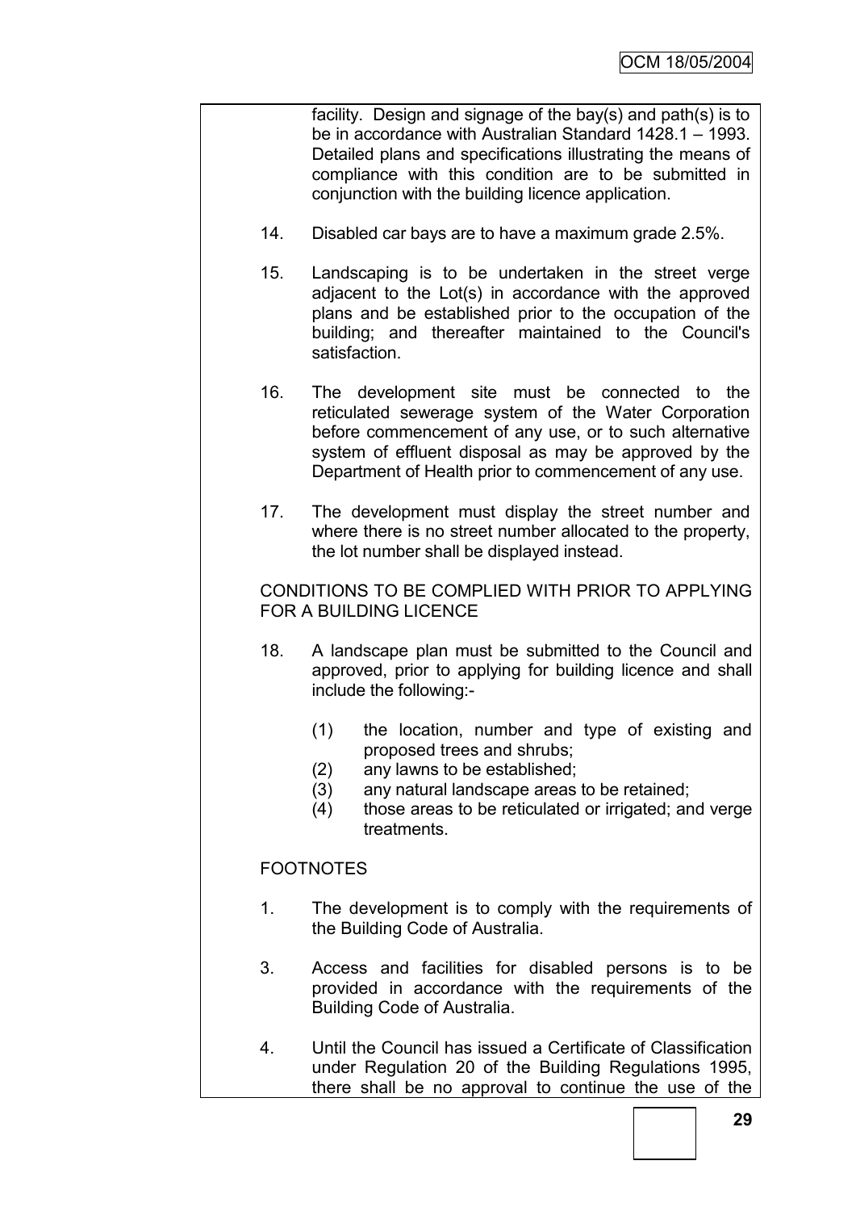facility. Design and signage of the bay(s) and path(s) is to be in accordance with Australian Standard 1428.1 – 1993. Detailed plans and specifications illustrating the means of compliance with this condition are to be submitted in conjunction with the building licence application.

14. Disabled car bays are to have a maximum grade 2.5%.

15. Landscaping is to be undertaken in the street verge adjacent to the Lot(s) in accordance with the approved plans and be established prior to the occupation of the building; and thereafter maintained to the Council's satisfaction.

16. The development site must be connected to the reticulated sewerage system of the Water Corporation before commencement of any use, or to such alternative system of effluent disposal as may be approved by the Department of Health prior to commencement of any use.

17. The development must display the street number and where there is no street number allocated to the property, the lot number shall be displayed instead.

CONDITIONS TO BE COMPLIED WITH PRIOR TO APPLYING FOR A BUILDING LICENCE

18. A landscape plan must be submitted to the Council and approved, prior to applying for building licence and shall include the following:-

    (1) the location, number and type of existing and proposed trees and shrubs;
    (2) any lawns to be established;
    (3) any natural landscape areas to be retained;
    (4) those areas to be reticulated or irrigated; and verge treatments.

FOOTNOTES

1. The development is to comply with the requirements of the Building Code of Australia.

3. Access and facilities for disabled persons is to be provided in accordance with the requirements of the Building Code of Australia.

4. Until the Council has issued a Certificate of Classification under Regulation 20 of the Building Regulations 1995, there shall be no approval to continue the use of the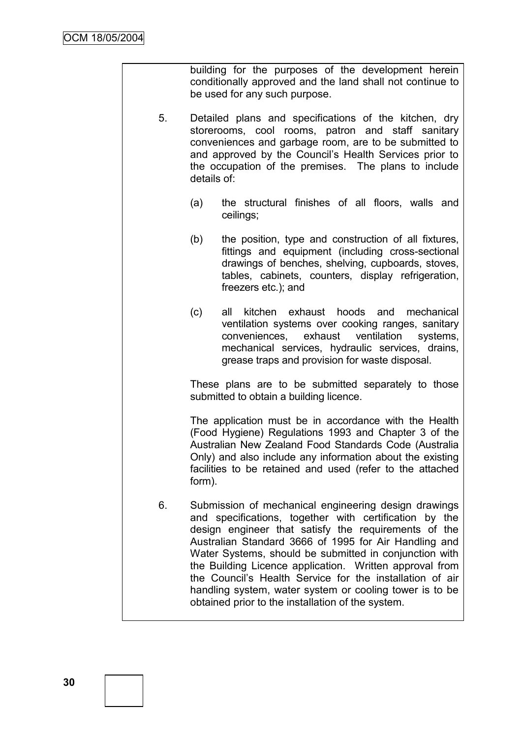building for the purposes of the development herein conditionally approved and the land shall not continue to be used for any such purpose.

5. Detailed plans and specifications of the kitchen, dry storerooms, cool rooms, patron and staff sanitary conveniences and garbage room, are to be submitted to and approved by the Council's Health Services prior to the occupation of the premises. The plans to include details of:

   (a) the structural finishes of all floors, walls and ceilings;

   (b) the position, type and construction of all fixtures, fittings and equipment (including cross-sectional drawings of benches, shelving, cupboards, stoves, tables, cabinets, counters, display refrigeration, freezers etc.); and

   (c) all kitchen exhaust hoods and mechanical ventilation systems over cooking ranges, sanitary conveniences, exhaust ventilation systems, mechanical services, hydraulic services, drains, grease traps and provision for waste disposal.

   These plans are to be submitted separately to those submitted to obtain a building licence.

   The application must be in accordance with the Health (Food Hygiene) Regulations 1993 and Chapter 3 of the Australian New Zealand Food Standards Code (Australia Only) and also include any information about the existing facilities to be retained and used (refer to the attached form).

6. Submission of mechanical engineering design drawings and specifications, together with certification by the design engineer that satisfy the requirements of the Australian Standard 3666 of 1995 for Air Handling and Water Systems, should be submitted in conjunction with the Building Licence application. Written approval from the Council's Health Service for the installation of air handling system, water system or cooling tower is to be obtained prior to the installation of the system.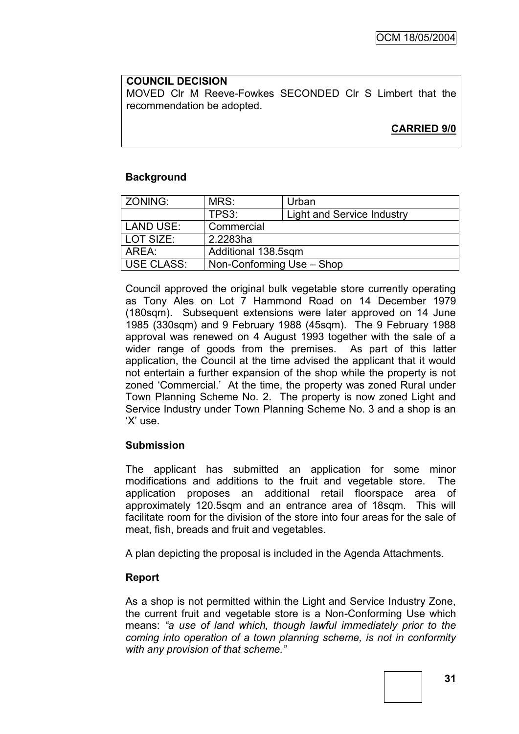**COUNCIL DECISION**

MOVED Clr M Reeve-Fowkes SECONDED Clr S Limbert that the recommendation be adopted.

**CARRIED 9/0**

**Background**

| ZONING: | MRS: | Urban |
|---|---|---|
| | TPS3: | Light and Service Industry |
| LAND USE: | Commercial | |
| LOT SIZE: | 2.2283ha | |
| AREA: | Additional 138.5sqm | |
| USE CLASS: | Non-Conforming Use – Shop | |

Council approved the original bulk vegetable store currently operating as Tony Ales on Lot 7 Hammond Road on 14 December 1979 (180sqm). Subsequent extensions were later approved on 14 June 1985 (330sqm) and 9 February 1988 (45sqm). The 9 February 1988 approval was renewed on 4 August 1993 together with the sale of a wider range of goods from the premises. As part of this latter application, the Council at the time advised the applicant that it would not entertain a further expansion of the shop while the property is not zoned 'Commercial.' At the time, the property was zoned Rural under Town Planning Scheme No. 2. The property is now zoned Light and Service Industry under Town Planning Scheme No. 3 and a shop is an 'X' use.

**Submission**

The applicant has submitted an application for some minor modifications and additions to the fruit and vegetable store. The application proposes an additional retail floorspace area of approximately 120.5sqm and an entrance area of 18sqm. This will facilitate room for the division of the store into four areas for the sale of meat, fish, breads and fruit and vegetables.

A plan depicting the proposal is included in the Agenda Attachments.

**Report**

As a shop is not permitted within the Light and Service Industry Zone, the current fruit and vegetable store is a Non-Conforming Use which means: *"a use of land which, though lawful immediately prior to the coming into operation of a town planning scheme, is not in conformity with any provision of that scheme."*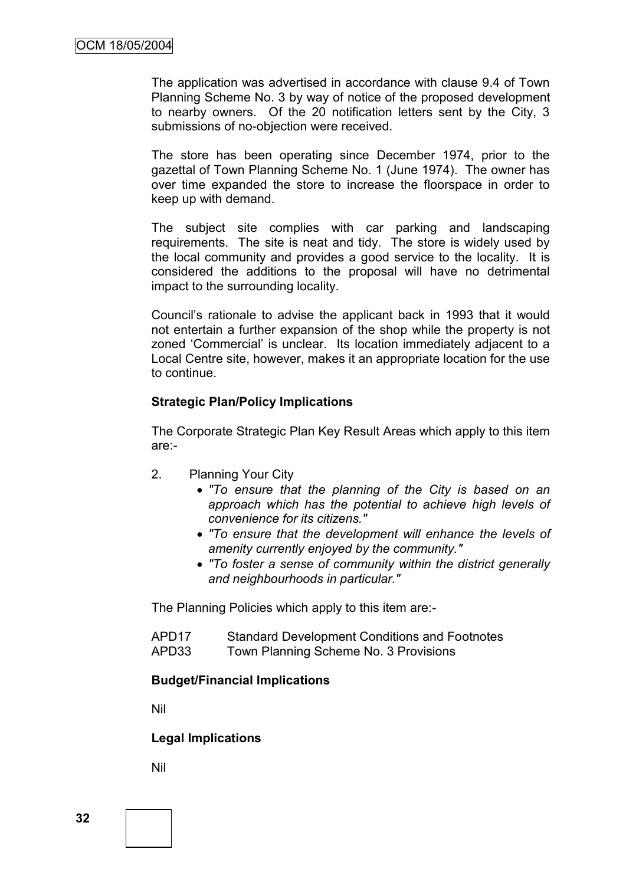The application was advertised in accordance with clause 9.4 of Town Planning Scheme No. 3 by way of notice of the proposed development to nearby owners. Of the 20 notification letters sent by the City, 3 submissions of no-objection were received.

The store has been operating since December 1974, prior to the gazettal of Town Planning Scheme No. 1 (June 1974). The owner has over time expanded the store to increase the floorspace in order to keep up with demand.

The subject site complies with car parking and landscaping requirements. The site is neat and tidy. The store is widely used by the local community and provides a good service to the locality. It is considered the additions to the proposal will have no detrimental impact to the surrounding locality.

Council's rationale to advise the applicant back in 1993 that it would not entertain a further expansion of the shop while the property is not zoned 'Commercial' is unclear. Its location immediately adjacent to a Local Centre site, however, makes it an appropriate location for the use to continue.

**Strategic Plan/Policy Implications**

The Corporate Strategic Plan Key Result Areas which apply to this item are:-

2. Planning Your City
   - *"To ensure that the planning of the City is based on an approach which has the potential to achieve high levels of convenience for its citizens."*
   - *"To ensure that the development will enhance the levels of amenity currently enjoyed by the community."*
   - *"To foster a sense of community within the district generally and neighbourhoods in particular."*

The Planning Policies which apply to this item are:-

APD17 Standard Development Conditions and Footnotes
APD33 Town Planning Scheme No. 3 Provisions

**Budget/Financial Implications**

Nil

**Legal Implications**

Nil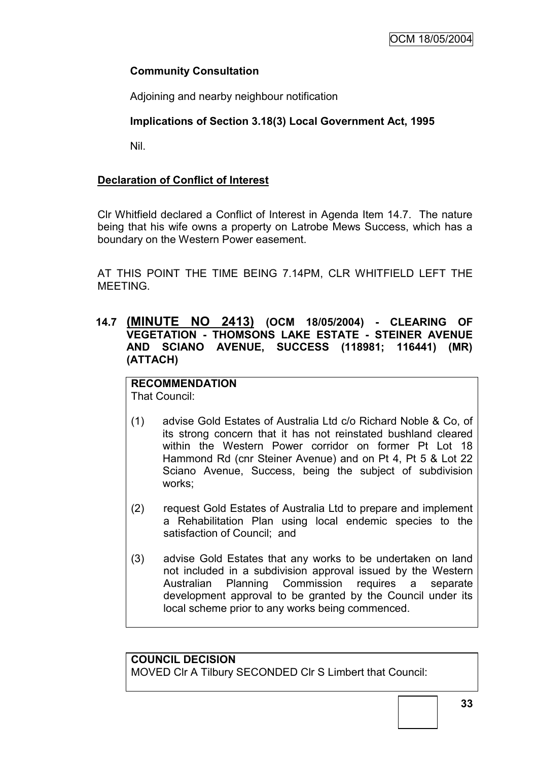**Community Consultation**

Adjoining and nearby neighbour notification

**Implications of Section 3.18(3) Local Government Act, 1995**

Nil.

**Declaration of Conflict of Interest**

Clr Whitfield declared a Conflict of Interest in Agenda Item 14.7. The nature being that his wife owns a property on Latrobe Mews Success, which has a boundary on the Western Power easement.

AT THIS POINT THE TIME BEING 7.14PM, CLR WHITFIELD LEFT THE MEETING.

### 14.7 (MINUTE NO 2413) (OCM 18/05/2004) - CLEARING OF VEGETATION - THOMSONS LAKE ESTATE - STEINER AVENUE AND SCIANO AVENUE, SUCCESS (118981; 116441) (MR) (ATTACH)

**RECOMMENDATION**
That Council:

(1) advise Gold Estates of Australia Ltd c/o Richard Noble & Co, of its strong concern that it has not reinstated bushland cleared within the Western Power corridor on former Pt Lot 18 Hammond Rd (cnr Steiner Avenue) and on Pt 4, Pt 5 & Lot 22 Sciano Avenue, Success, being the subject of subdivision works;

(2) request Gold Estates of Australia Ltd to prepare and implement a Rehabilitation Plan using local endemic species to the satisfaction of Council; and

(3) advise Gold Estates that any works to be undertaken on land not included in a subdivision approval issued by the Western Australian Planning Commission requires a separate development approval to be granted by the Council under its local scheme prior to any works being commenced.

**COUNCIL DECISION**
MOVED Clr A Tilbury SECONDED Clr S Limbert that Council: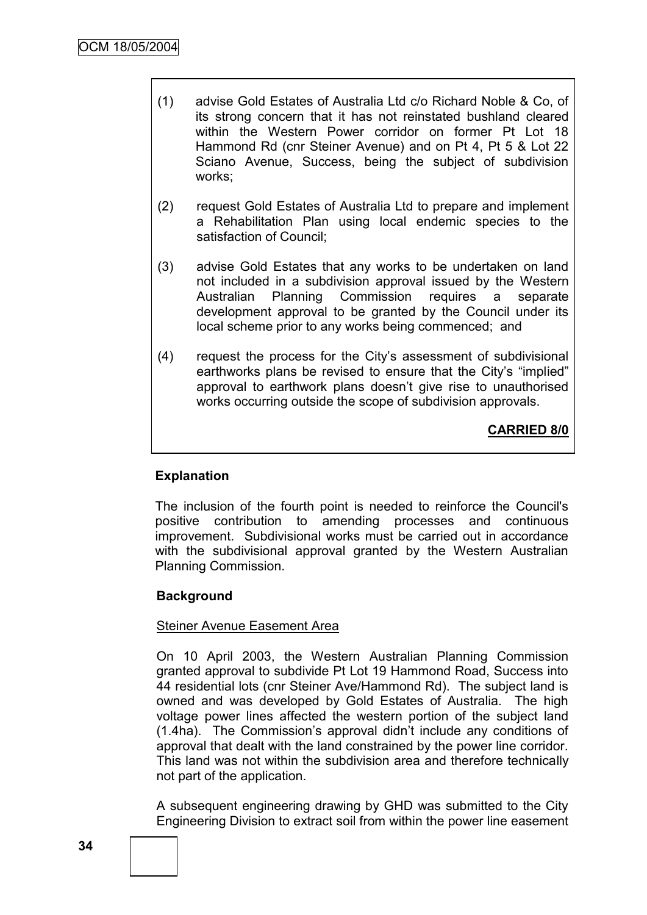(1) advise Gold Estates of Australia Ltd c/o Richard Noble & Co, of its strong concern that it has not reinstated bushland cleared within the Western Power corridor on former Pt Lot 18 Hammond Rd (cnr Steiner Avenue) and on Pt 4, Pt 5 & Lot 22 Sciano Avenue, Success, being the subject of subdivision works;

(2) request Gold Estates of Australia Ltd to prepare and implement a Rehabilitation Plan using local endemic species to the satisfaction of Council;

(3) advise Gold Estates that any works to be undertaken on land not included in a subdivision approval issued by the Western Australian Planning Commission requires a separate development approval to be granted by the Council under its local scheme prior to any works being commenced; and

(4) request the process for the City's assessment of subdivisional earthworks plans be revised to ensure that the City's "implied" approval to earthwork plans doesn't give rise to unauthorised works occurring outside the scope of subdivision approvals.

**CARRIED 8/0**

**Explanation**

The inclusion of the fourth point is needed to reinforce the Council's positive contribution to amending processes and continuous improvement. Subdivisional works must be carried out in accordance with the subdivisional approval granted by the Western Australian Planning Commission.

**Background**

Steiner Avenue Easement Area

On 10 April 2003, the Western Australian Planning Commission granted approval to subdivide Pt Lot 19 Hammond Road, Success into 44 residential lots (cnr Steiner Ave/Hammond Rd). The subject land is owned and was developed by Gold Estates of Australia. The high voltage power lines affected the western portion of the subject land (1.4ha). The Commission's approval didn't include any conditions of approval that dealt with the land constrained by the power line corridor. This land was not within the subdivision area and therefore technically not part of the application.

A subsequent engineering drawing by GHD was submitted to the City Engineering Division to extract soil from within the power line easement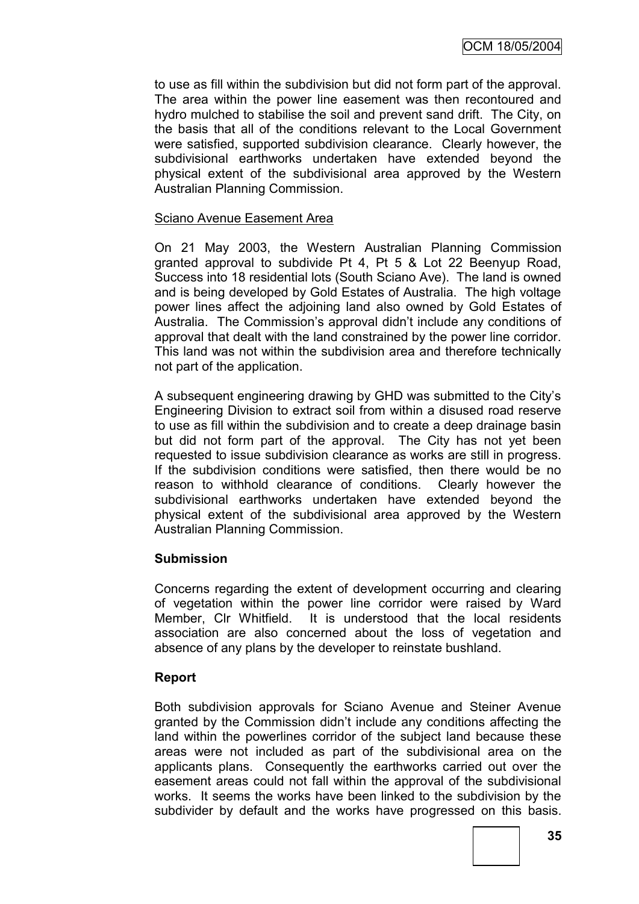to use as fill within the subdivision but did not form part of the approval. The area within the power line easement was then recontoured and hydro mulched to stabilise the soil and prevent sand drift. The City, on the basis that all of the conditions relevant to the Local Government were satisfied, supported subdivision clearance. Clearly however, the subdivisional earthworks undertaken have extended beyond the physical extent of the subdivisional area approved by the Western Australian Planning Commission.

Sciano Avenue Easement Area

On 21 May 2003, the Western Australian Planning Commission granted approval to subdivide Pt 4, Pt 5 & Lot 22 Beenyup Road, Success into 18 residential lots (South Sciano Ave). The land is owned and is being developed by Gold Estates of Australia. The high voltage power lines affect the adjoining land also owned by Gold Estates of Australia. The Commission's approval didn't include any conditions of approval that dealt with the land constrained by the power line corridor. This land was not within the subdivision area and therefore technically not part of the application.

A subsequent engineering drawing by GHD was submitted to the City's Engineering Division to extract soil from within a disused road reserve to use as fill within the subdivision and to create a deep drainage basin but did not form part of the approval. The City has not yet been requested to issue subdivision clearance as works are still in progress. If the subdivision conditions were satisfied, then there would be no reason to withhold clearance of conditions. Clearly however the subdivisional earthworks undertaken have extended beyond the physical extent of the subdivisional area approved by the Western Australian Planning Commission.

**Submission**

Concerns regarding the extent of development occurring and clearing of vegetation within the power line corridor were raised by Ward Member, Clr Whitfield. It is understood that the local residents association are also concerned about the loss of vegetation and absence of any plans by the developer to reinstate bushland.

**Report**

Both subdivision approvals for Sciano Avenue and Steiner Avenue granted by the Commission didn't include any conditions affecting the land within the powerlines corridor of the subject land because these areas were not included as part of the subdivisional area on the applicants plans. Consequently the earthworks carried out over the easement areas could not fall within the approval of the subdivisional works. It seems the works have been linked to the subdivision by the subdivider by default and the works have progressed on this basis.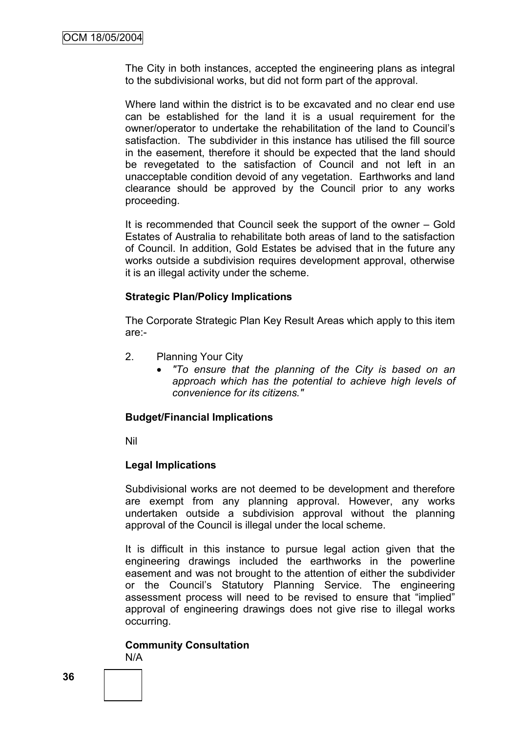The City in both instances, accepted the engineering plans as integral to the subdivisional works, but did not form part of the approval.

Where land within the district is to be excavated and no clear end use can be established for the land it is a usual requirement for the owner/operator to undertake the rehabilitation of the land to Council's satisfaction. The subdivider in this instance has utilised the fill source in the easement, therefore it should be expected that the land should be revegetated to the satisfaction of Council and not left in an unacceptable condition devoid of any vegetation. Earthworks and land clearance should be approved by the Council prior to any works proceeding.

It is recommended that Council seek the support of the owner – Gold Estates of Australia to rehabilitate both areas of land to the satisfaction of Council. In addition, Gold Estates be advised that in the future any works outside a subdivision requires development approval, otherwise it is an illegal activity under the scheme.

**Strategic Plan/Policy Implications**

The Corporate Strategic Plan Key Result Areas which apply to this item are:-

2. Planning Your City
   - *"To ensure that the planning of the City is based on an approach which has the potential to achieve high levels of convenience for its citizens."*

**Budget/Financial Implications**

Nil

**Legal Implications**

Subdivisional works are not deemed to be development and therefore are exempt from any planning approval. However, any works undertaken outside a subdivision approval without the planning approval of the Council is illegal under the local scheme.

It is difficult in this instance to pursue legal action given that the engineering drawings included the earthworks in the powerline easement and was not brought to the attention of either the subdivider or the Council's Statutory Planning Service. The engineering assessment process will need to be revised to ensure that "implied" approval of engineering drawings does not give rise to illegal works occurring.

**Community Consultation**

N/A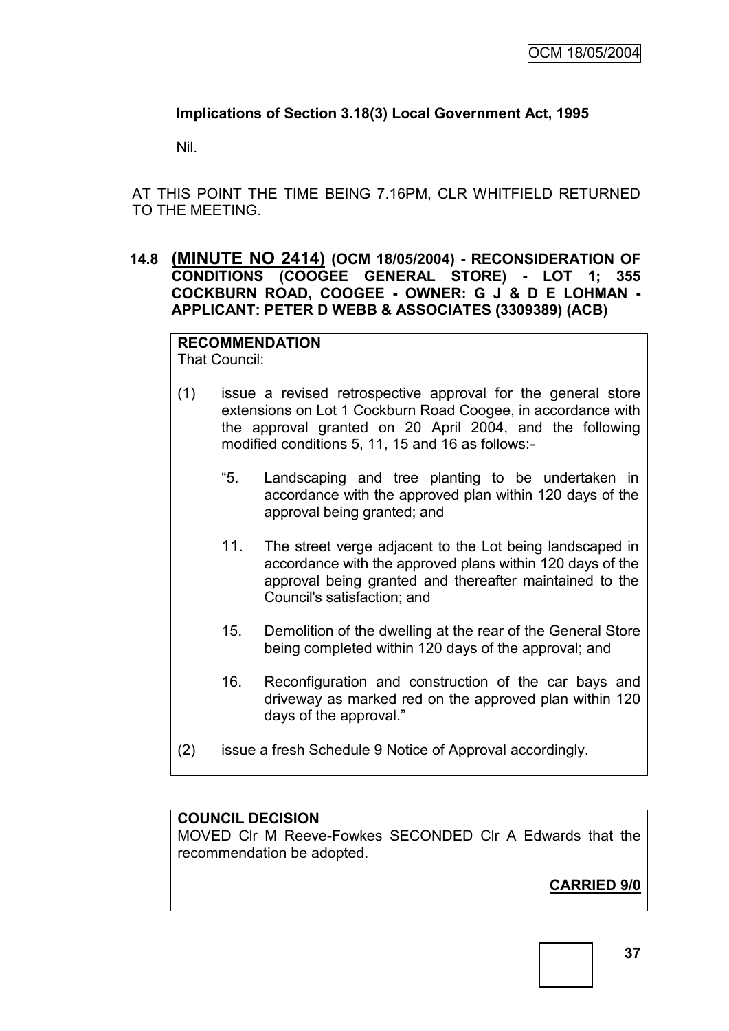**Implications of Section 3.18(3) Local Government Act, 1995**

Nil.

AT THIS POINT THE TIME BEING 7.16PM, CLR WHITFIELD RETURNED TO THE MEETING.

### 14.8 (MINUTE NO 2414) (OCM 18/05/2004) - RECONSIDERATION OF CONDITIONS (COOGEE GENERAL STORE) - LOT 1; 355 COCKBURN ROAD, COOGEE - OWNER: G J & D E LOHMAN - APPLICANT: PETER D WEBB & ASSOCIATES (3309389) (ACB)

**RECOMMENDATION**
That Council:

(1) issue a revised retrospective approval for the general store extensions on Lot 1 Cockburn Road Coogee, in accordance with the approval granted on 20 April 2004, and the following modified conditions 5, 11, 15 and 16 as follows:-

"5. Landscaping and tree planting to be undertaken in accordance with the approved plan within 120 days of the approval being granted; and

11. The street verge adjacent to the Lot being landscaped in accordance with the approved plans within 120 days of the approval being granted and thereafter maintained to the Council's satisfaction; and

15. Demolition of the dwelling at the rear of the General Store being completed within 120 days of the approval; and

16. Reconfiguration and construction of the car bays and driveway as marked red on the approved plan within 120 days of the approval."

(2) issue a fresh Schedule 9 Notice of Approval accordingly.

**COUNCIL DECISION**
MOVED Clr M Reeve-Fowkes SECONDED Clr A Edwards that the recommendation be adopted.

**CARRIED 9/0**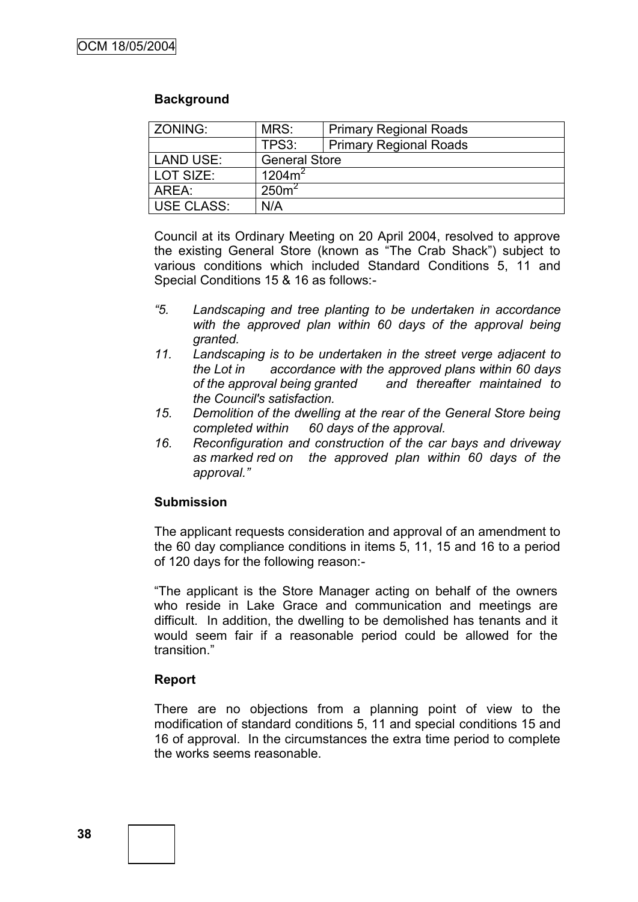**Background**

| ZONING: | MRS: | Primary Regional Roads |
|---|---|---|
| | TPS3: | Primary Regional Roads |
| LAND USE: | General Store | |
| LOT SIZE: | $1204m^2$ | |
| AREA: | $250m^2$ | |
| USE CLASS: | N/A | |

Council at its Ordinary Meeting on 20 April 2004, resolved to approve the existing General Store (known as "The Crab Shack") subject to various conditions which included Standard Conditions 5, 11 and Special Conditions 15 & 16 as follows:-

*"5. Landscaping and tree planting to be undertaken in accordance with the approved plan within 60 days of the approval being granted.*

*11. Landscaping is to be undertaken in the street verge adjacent to the Lot in accordance with the approved plans within 60 days of the approval being granted and thereafter maintained to the Council's satisfaction.*

*15. Demolition of the dwelling at the rear of the General Store being completed within 60 days of the approval.*

*16. Reconfiguration and construction of the car bays and driveway as marked red on the approved plan within 60 days of the approval."*

**Submission**

The applicant requests consideration and approval of an amendment to the 60 day compliance conditions in items 5, 11, 15 and 16 to a period of 120 days for the following reason:-

"The applicant is the Store Manager acting on behalf of the owners who reside in Lake Grace and communication and meetings are difficult. In addition, the dwelling to be demolished has tenants and it would seem fair if a reasonable period could be allowed for the transition."

**Report**

There are no objections from a planning point of view to the modification of standard conditions 5, 11 and special conditions 15 and 16 of approval. In the circumstances the extra time period to complete the works seems reasonable.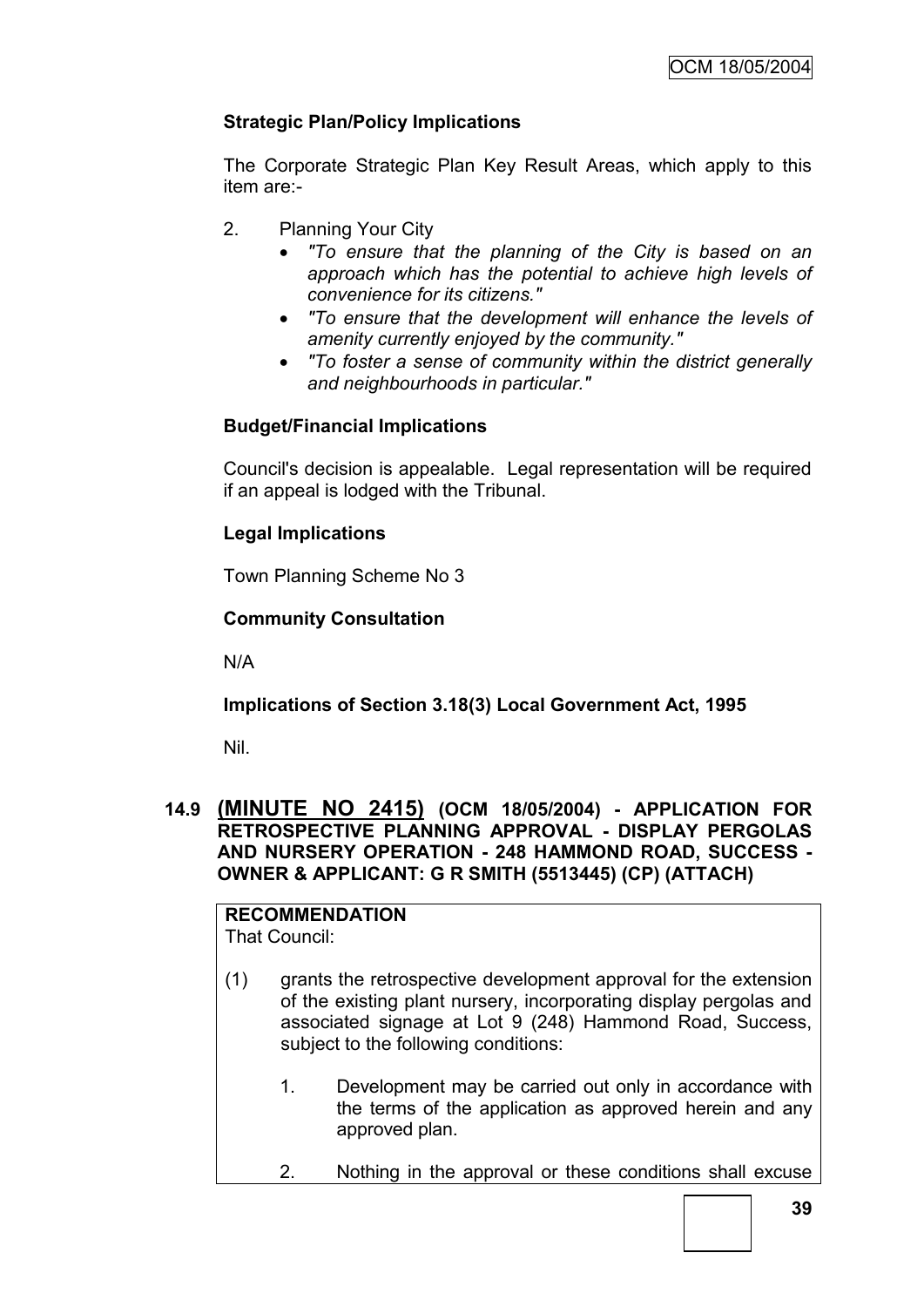**Strategic Plan/Policy Implications**

The Corporate Strategic Plan Key Result Areas, which apply to this item are:-

2. Planning Your City
   - *"To ensure that the planning of the City is based on an approach which has the potential to achieve high levels of convenience for its citizens."*
   - *"To ensure that the development will enhance the levels of amenity currently enjoyed by the community."*
   - *"To foster a sense of community within the district generally and neighbourhoods in particular."*

**Budget/Financial Implications**

Council's decision is appealable. Legal representation will be required if an appeal is lodged with the Tribunal.

**Legal Implications**

Town Planning Scheme No 3

**Community Consultation**

N/A

**Implications of Section 3.18(3) Local Government Act, 1995**

Nil.

## 14.9 (MINUTE NO 2415) (OCM 18/05/2004) - APPLICATION FOR RETROSPECTIVE PLANNING APPROVAL - DISPLAY PERGOLAS AND NURSERY OPERATION - 248 HAMMOND ROAD, SUCCESS - OWNER & APPLICANT: G R SMITH (5513445) (CP) (ATTACH)

**RECOMMENDATION**
That Council:

(1) grants the retrospective development approval for the extension of the existing plant nursery, incorporating display pergolas and associated signage at Lot 9 (248) Hammond Road, Success, subject to the following conditions:

   1. Development may be carried out only in accordance with the terms of the application as approved herein and any approved plan.

   2. Nothing in the approval or these conditions shall excuse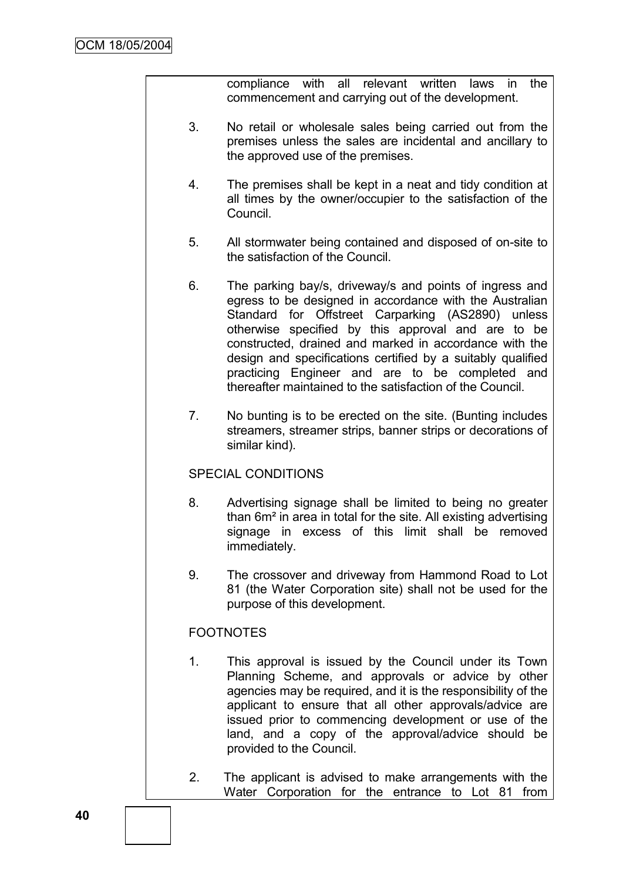compliance with all relevant written laws in the commencement and carrying out of the development.

3. No retail or wholesale sales being carried out from the premises unless the sales are incidental and ancillary to the approved use of the premises.

4. The premises shall be kept in a neat and tidy condition at all times by the owner/occupier to the satisfaction of the Council.

5. All stormwater being contained and disposed of on-site to the satisfaction of the Council.

6. The parking bay/s, driveway/s and points of ingress and egress to be designed in accordance with the Australian Standard for Offstreet Carparking (AS2890) unless otherwise specified by this approval and are to be constructed, drained and marked in accordance with the design and specifications certified by a suitably qualified practicing Engineer and are to be completed and thereafter maintained to the satisfaction of the Council.

7. No bunting is to be erected on the site. (Bunting includes streamers, streamer strips, banner strips or decorations of similar kind).

SPECIAL CONDITIONS

8. Advertising signage shall be limited to being no greater than $6m^2$ in area in total for the site. All existing advertising signage in excess of this limit shall be removed immediately.

9. The crossover and driveway from Hammond Road to Lot 81 (the Water Corporation site) shall not be used for the purpose of this development.

FOOTNOTES

1. This approval is issued by the Council under its Town Planning Scheme, and approvals or advice by other agencies may be required, and it is the responsibility of the applicant to ensure that all other approvals/advice are issued prior to commencing development or use of the land, and a copy of the approval/advice should be provided to the Council.

2. The applicant is advised to make arrangements with the Water Corporation for the entrance to Lot 81 from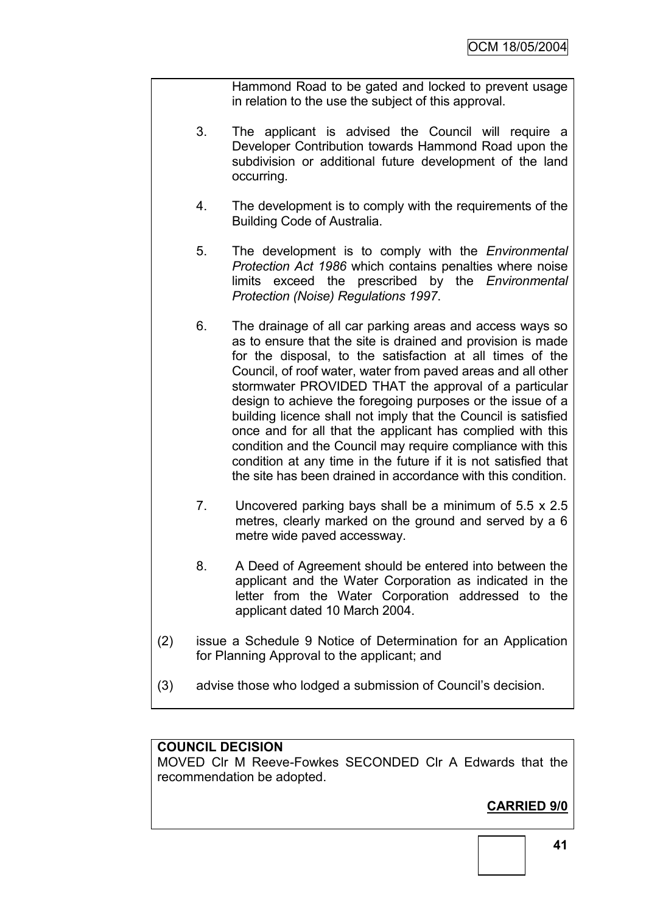Hammond Road to be gated and locked to prevent usage in relation to the use the subject of this approval.

3. The applicant is advised the Council will require a Developer Contribution towards Hammond Road upon the subdivision or additional future development of the land occurring.

4. The development is to comply with the requirements of the Building Code of Australia.

5. The development is to comply with the *Environmental Protection Act 1986* which contains penalties where noise limits exceed the prescribed by the *Environmental Protection (Noise) Regulations 1997*.

6. The drainage of all car parking areas and access ways so as to ensure that the site is drained and provision is made for the disposal, to the satisfaction at all times of the Council, of roof water, water from paved areas and all other stormwater PROVIDED THAT the approval of a particular design to achieve the foregoing purposes or the issue of a building licence shall not imply that the Council is satisfied once and for all that the applicant has complied with this condition and the Council may require compliance with this condition at any time in the future if it is not satisfied that the site has been drained in accordance with this condition.

7. Uncovered parking bays shall be a minimum of 5.5 x 2.5 metres, clearly marked on the ground and served by a 6 metre wide paved accessway.

8. A Deed of Agreement should be entered into between the applicant and the Water Corporation as indicated in the letter from the Water Corporation addressed to the applicant dated 10 March 2004.

(2) issue a Schedule 9 Notice of Determination for an Application for Planning Approval to the applicant; and

(3) advise those who lodged a submission of Council's decision.

**COUNCIL DECISION**

MOVED Clr M Reeve-Fowkes SECONDED Clr A Edwards that the recommendation be adopted.

**CARRIED 9/0**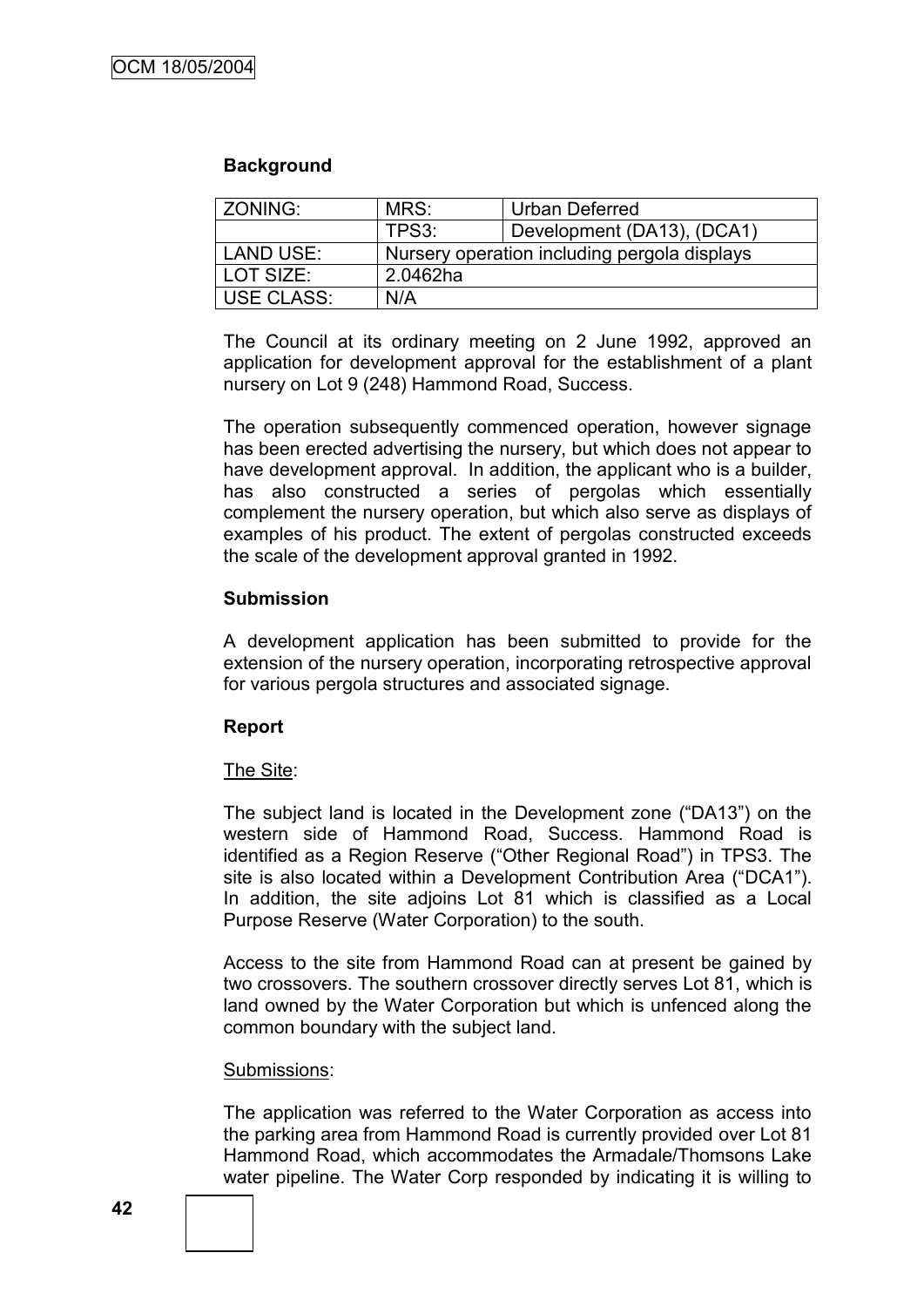### Background

| ZONING: | MRS: | Urban Deferred |
|---|---|---|
| | TPS3: | Development (DA13), (DCA1) |
| LAND USE: | Nursery operation including pergola displays | |
| LOT SIZE: | 2.0462ha | |
| USE CLASS: | N/A | |

The Council at its ordinary meeting on 2 June 1992, approved an application for development approval for the establishment of a plant nursery on Lot 9 (248) Hammond Road, Success.

The operation subsequently commenced operation, however signage has been erected advertising the nursery, but which does not appear to have development approval. In addition, the applicant who is a builder, has also constructed a series of pergolas which essentially complement the nursery operation, but which also serve as displays of examples of his product. The extent of pergolas constructed exceeds the scale of the development approval granted in 1992.

### Submission

A development application has been submitted to provide for the extension of the nursery operation, incorporating retrospective approval for various pergola structures and associated signage.

### Report

The Site:

The subject land is located in the Development zone ("DA13") on the western side of Hammond Road, Success. Hammond Road is identified as a Region Reserve ("Other Regional Road") in TPS3. The site is also located within a Development Contribution Area ("DCA1"). In addition, the site adjoins Lot 81 which is classified as a Local Purpose Reserve (Water Corporation) to the south.

Access to the site from Hammond Road can at present be gained by two crossovers. The southern crossover directly serves Lot 81, which is land owned by the Water Corporation but which is unfenced along the common boundary with the subject land.

Submissions:

The application was referred to the Water Corporation as access into the parking area from Hammond Road is currently provided over Lot 81 Hammond Road, which accommodates the Armadale/Thomsons Lake water pipeline. The Water Corp responded by indicating it is willing to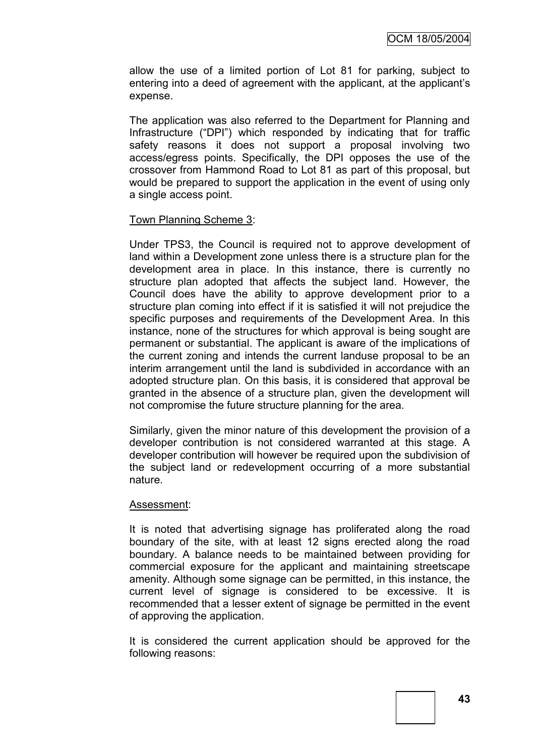allow the use of a limited portion of Lot 81 for parking, subject to entering into a deed of agreement with the applicant, at the applicant's expense.

The application was also referred to the Department for Planning and Infrastructure ("DPI") which responded by indicating that for traffic safety reasons it does not support a proposal involving two access/egress points. Specifically, the DPI opposes the use of the crossover from Hammond Road to Lot 81 as part of this proposal, but would be prepared to support the application in the event of using only a single access point.

Town Planning Scheme 3:

Under TPS3, the Council is required not to approve development of land within a Development zone unless there is a structure plan for the development area in place. In this instance, there is currently no structure plan adopted that affects the subject land. However, the Council does have the ability to approve development prior to a structure plan coming into effect if it is satisfied it will not prejudice the specific purposes and requirements of the Development Area. In this instance, none of the structures for which approval is being sought are permanent or substantial. The applicant is aware of the implications of the current zoning and intends the current landuse proposal to be an interim arrangement until the land is subdivided in accordance with an adopted structure plan. On this basis, it is considered that approval be granted in the absence of a structure plan, given the development will not compromise the future structure planning for the area.

Similarly, given the minor nature of this development the provision of a developer contribution is not considered warranted at this stage. A developer contribution will however be required upon the subdivision of the subject land or redevelopment occurring of a more substantial nature.

Assessment:

It is noted that advertising signage has proliferated along the road boundary of the site, with at least 12 signs erected along the road boundary. A balance needs to be maintained between providing for commercial exposure for the applicant and maintaining streetscape amenity. Although some signage can be permitted, in this instance, the current level of signage is considered to be excessive. It is recommended that a lesser extent of signage be permitted in the event of approving the application.

It is considered the current application should be approved for the following reasons: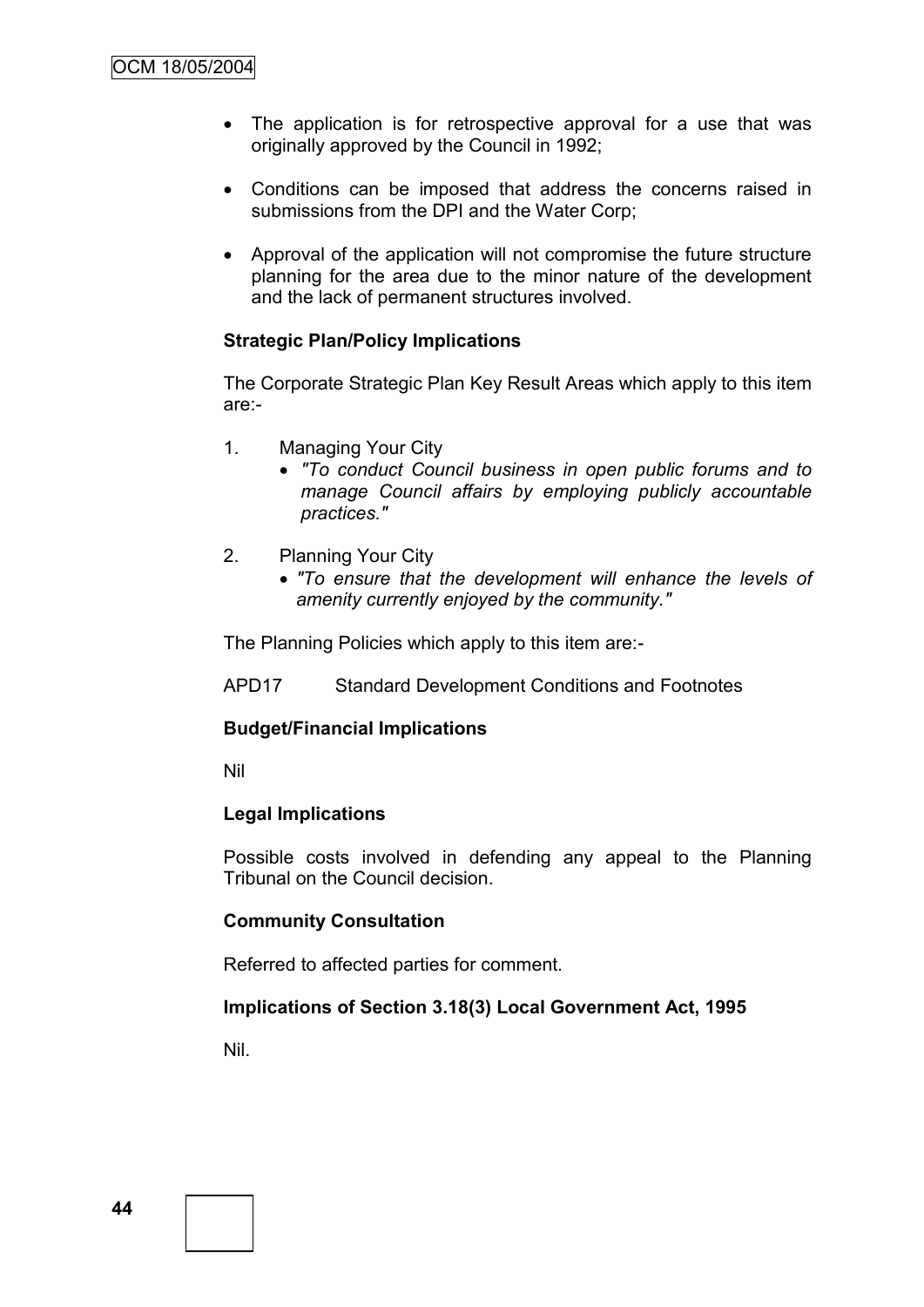- The application is for retrospective approval for a use that was originally approved by the Council in 1992;
- Conditions can be imposed that address the concerns raised in submissions from the DPI and the Water Corp;
- Approval of the application will not compromise the future structure planning for the area due to the minor nature of the development and the lack of permanent structures involved.

**Strategic Plan/Policy Implications**

The Corporate Strategic Plan Key Result Areas which apply to this item are:-

1. Managing Your City
   - *"To conduct Council business in open public forums and to manage Council affairs by employing publicly accountable practices."*

2. Planning Your City
   - *"To ensure that the development will enhance the levels of amenity currently enjoyed by the community."*

The Planning Policies which apply to this item are:-

APD17 Standard Development Conditions and Footnotes

**Budget/Financial Implications**

Nil

**Legal Implications**

Possible costs involved in defending any appeal to the Planning Tribunal on the Council decision.

**Community Consultation**

Referred to affected parties for comment.

**Implications of Section 3.18(3) Local Government Act, 1995**

Nil.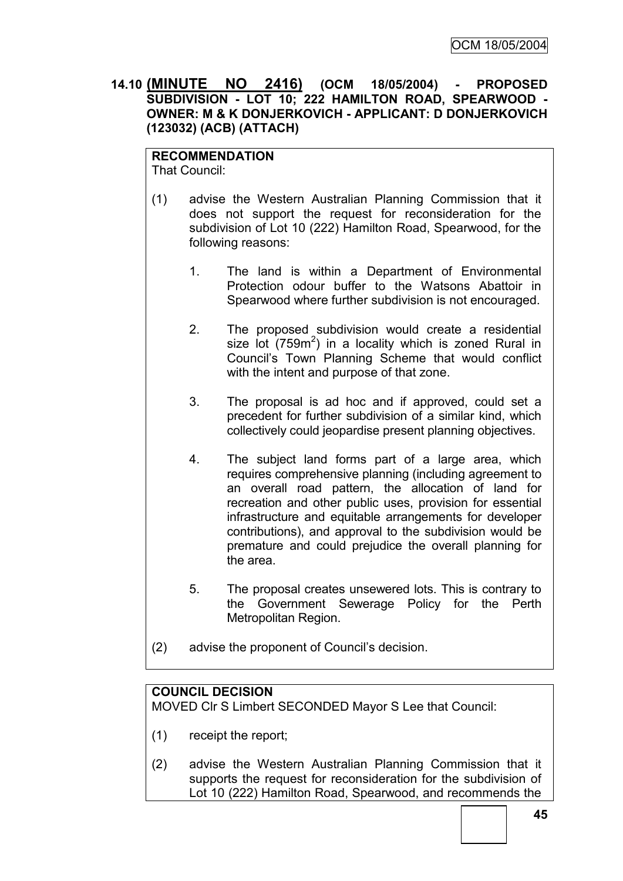## 14.10 **(MINUTE NO 2416)** (OCM 18/05/2004) - PROPOSED SUBDIVISION - LOT 10; 222 HAMILTON ROAD, SPEARWOOD - OWNER: M & K DONJERKOVICH - APPLICANT: D DONJERKOVICH (123032) (ACB) (ATTACH)

**RECOMMENDATION**

That Council:

(1) advise the Western Australian Planning Commission that it does not support the request for reconsideration for the subdivision of Lot 10 (222) Hamilton Road, Spearwood, for the following reasons:

1. The land is within a Department of Environmental Protection odour buffer to the Watsons Abattoir in Spearwood where further subdivision is not encouraged.

2. The proposed subdivision would create a residential size lot ($759m^2$) in a locality which is zoned Rural in Council's Town Planning Scheme that would conflict with the intent and purpose of that zone.

3. The proposal is ad hoc and if approved, could set a precedent for further subdivision of a similar kind, which collectively could jeopardise present planning objectives.

4. The subject land forms part of a large area, which requires comprehensive planning (including agreement to an overall road pattern, the allocation of land for recreation and other public uses, provision for essential infrastructure and equitable arrangements for developer contributions), and approval to the subdivision would be premature and could prejudice the overall planning for the area.

5. The proposal creates unsewered lots. This is contrary to the Government Sewerage Policy for the Perth Metropolitan Region.

(2) advise the proponent of Council's decision.

**COUNCIL DECISION**

MOVED Clr S Limbert SECONDED Mayor S Lee that Council:

(1) receipt the report;

(2) advise the Western Australian Planning Commission that it supports the request for reconsideration for the subdivision of Lot 10 (222) Hamilton Road, Spearwood, and recommends the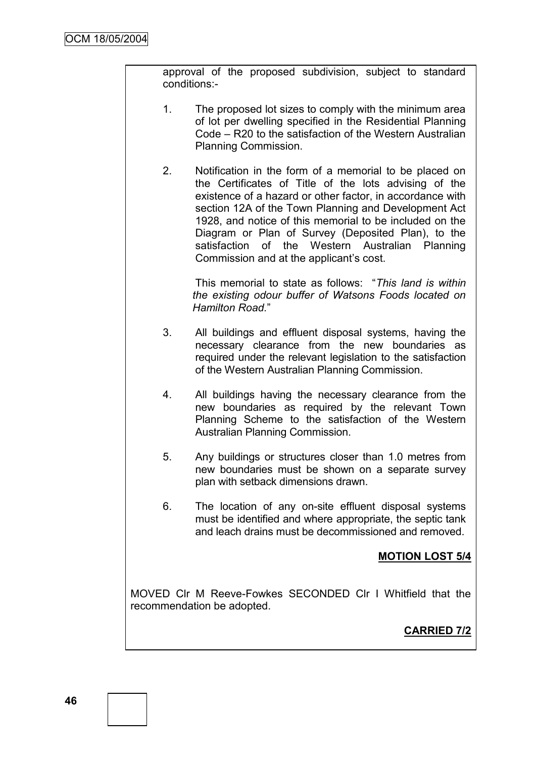approval of the proposed subdivision, subject to standard conditions:-

1. The proposed lot sizes to comply with the minimum area of lot per dwelling specified in the Residential Planning Code – R20 to the satisfaction of the Western Australian Planning Commission.

2. Notification in the form of a memorial to be placed on the Certificates of Title of the lots advising of the existence of a hazard or other factor, in accordance with section 12A of the Town Planning and Development Act 1928, and notice of this memorial to be included on the Diagram or Plan of Survey (Deposited Plan), to the satisfaction of the Western Australian Planning Commission and at the applicant's cost.

   This memorial to state as follows: "*This land is within the existing odour buffer of Watsons Foods located on Hamilton Road.*"

3. All buildings and effluent disposal systems, having the necessary clearance from the new boundaries as required under the relevant legislation to the satisfaction of the Western Australian Planning Commission.

4. All buildings having the necessary clearance from the new boundaries as required by the relevant Town Planning Scheme to the satisfaction of the Western Australian Planning Commission.

5. Any buildings or structures closer than 1.0 metres from new boundaries must be shown on a separate survey plan with setback dimensions drawn.

6. The location of any on-site effluent disposal systems must be identified and where appropriate, the septic tank and leach drains must be decommissioned and removed.

**MOTION LOST 5/4**

MOVED Clr M Reeve-Fowkes SECONDED Clr I Whitfield that the recommendation be adopted.

**CARRIED 7/2**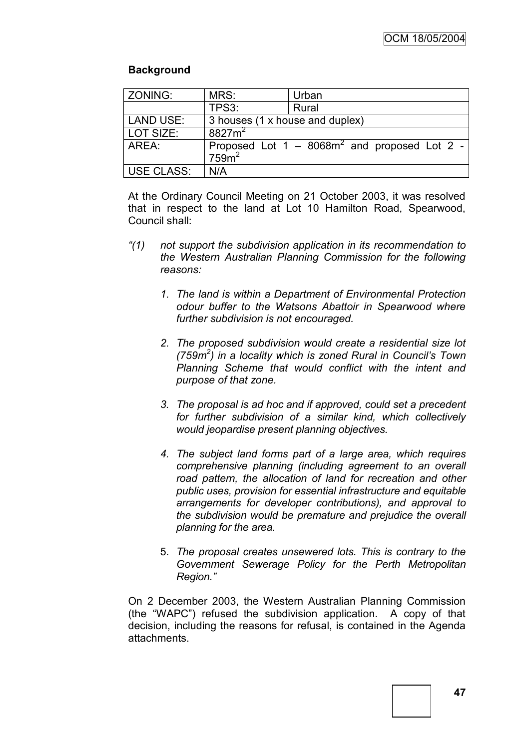**Background**

| ZONING: | MRS: | Urban |
|---|---|---|
| | TPS3: | Rural |
| LAND USE: | 3 houses (1 x house and duplex) | |
| LOT SIZE: | $8827m^2$ | |
| AREA: | Proposed Lot 1 – $8068m^2$ and proposed Lot 2 - $759m^2$ | |
| USE CLASS: | N/A | |

At the Ordinary Council Meeting on 21 October 2003, it was resolved that in respect to the land at Lot 10 Hamilton Road, Spearwood, Council shall:

*"(1) not support the subdivision application in its recommendation to the Western Australian Planning Commission for the following reasons:*

1. *The land is within a Department of Environmental Protection odour buffer to the Watsons Abattoir in Spearwood where further subdivision is not encouraged.*

2. *The proposed subdivision would create a residential size lot ($759m^2$) in a locality which is zoned Rural in Council's Town Planning Scheme that would conflict with the intent and purpose of that zone.*

3. *The proposal is ad hoc and if approved, could set a precedent for further subdivision of a similar kind, which collectively would jeopardise present planning objectives.*

4. *The subject land forms part of a large area, which requires comprehensive planning (including agreement to an overall road pattern, the allocation of land for recreation and other public uses, provision for essential infrastructure and equitable arrangements for developer contributions), and approval to the subdivision would be premature and prejudice the overall planning for the area.*

5. *The proposal creates unsewered lots. This is contrary to the Government Sewerage Policy for the Perth Metropolitan Region."*

On 2 December 2003, the Western Australian Planning Commission (the "WAPC") refused the subdivision application. A copy of that decision, including the reasons for refusal, is contained in the Agenda attachments.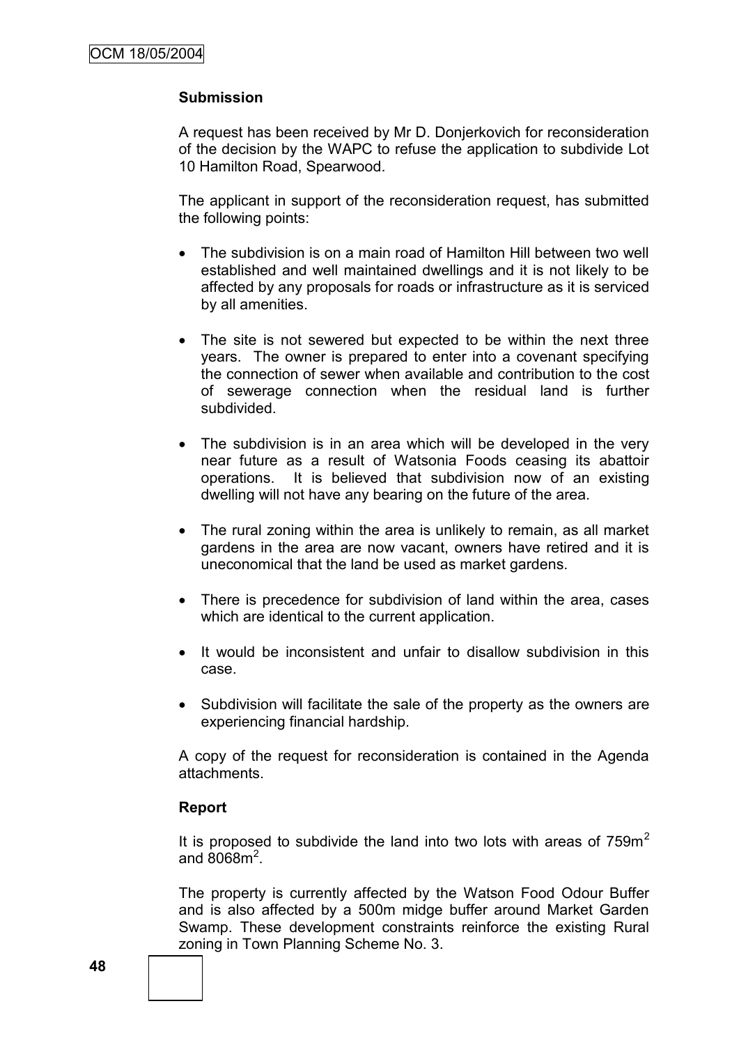**Submission**

A request has been received by Mr D. Donjerkovich for reconsideration of the decision by the WAPC to refuse the application to subdivide Lot 10 Hamilton Road, Spearwood.

The applicant in support of the reconsideration request, has submitted the following points:

- The subdivision is on a main road of Hamilton Hill between two well established and well maintained dwellings and it is not likely to be affected by any proposals for roads or infrastructure as it is serviced by all amenities.
- The site is not sewered but expected to be within the next three years. The owner is prepared to enter into a covenant specifying the connection of sewer when available and contribution to the cost of sewerage connection when the residual land is further subdivided.
- The subdivision is in an area which will be developed in the very near future as a result of Watsonia Foods ceasing its abattoir operations. It is believed that subdivision now of an existing dwelling will not have any bearing on the future of the area.
- The rural zoning within the area is unlikely to remain, as all market gardens in the area are now vacant, owners have retired and it is uneconomical that the land be used as market gardens.
- There is precedence for subdivision of land within the area, cases which are identical to the current application.
- It would be inconsistent and unfair to disallow subdivision in this case.
- Subdivision will facilitate the sale of the property as the owners are experiencing financial hardship.

A copy of the request for reconsideration is contained in the Agenda attachments.

**Report**

It is proposed to subdivide the land into two lots with areas of $759m^2$ and $8068m^2$.

The property is currently affected by the Watson Food Odour Buffer and is also affected by a 500m midge buffer around Market Garden Swamp. These development constraints reinforce the existing Rural zoning in Town Planning Scheme No. 3.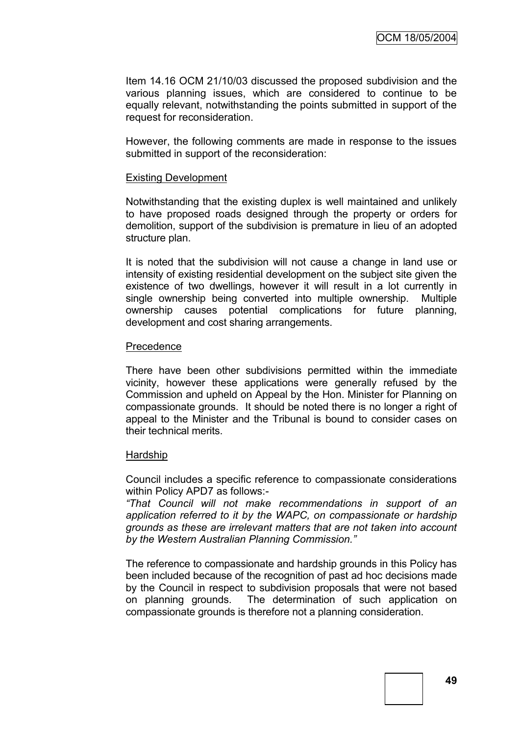Item 14.16 OCM 21/10/03 discussed the proposed subdivision and the various planning issues, which are considered to continue to be equally relevant, notwithstanding the points submitted in support of the request for reconsideration.

However, the following comments are made in response to the issues submitted in support of the reconsideration:

Existing Development

Notwithstanding that the existing duplex is well maintained and unlikely to have proposed roads designed through the property or orders for demolition, support of the subdivision is premature in lieu of an adopted structure plan.

It is noted that the subdivision will not cause a change in land use or intensity of existing residential development on the subject site given the existence of two dwellings, however it will result in a lot currently in single ownership being converted into multiple ownership. Multiple ownership causes potential complications for future planning, development and cost sharing arrangements.

Precedence

There have been other subdivisions permitted within the immediate vicinity, however these applications were generally refused by the Commission and upheld on Appeal by the Hon. Minister for Planning on compassionate grounds. It should be noted there is no longer a right of appeal to the Minister and the Tribunal is bound to consider cases on their technical merits.

Hardship

Council includes a specific reference to compassionate considerations within Policy APD7 as follows:-

*"That Council will not make recommendations in support of an application referred to it by the WAPC, on compassionate or hardship grounds as these are irrelevant matters that are not taken into account by the Western Australian Planning Commission."*

The reference to compassionate and hardship grounds in this Policy has been included because of the recognition of past ad hoc decisions made by the Council in respect to subdivision proposals that were not based on planning grounds. The determination of such application on compassionate grounds is therefore not a planning consideration.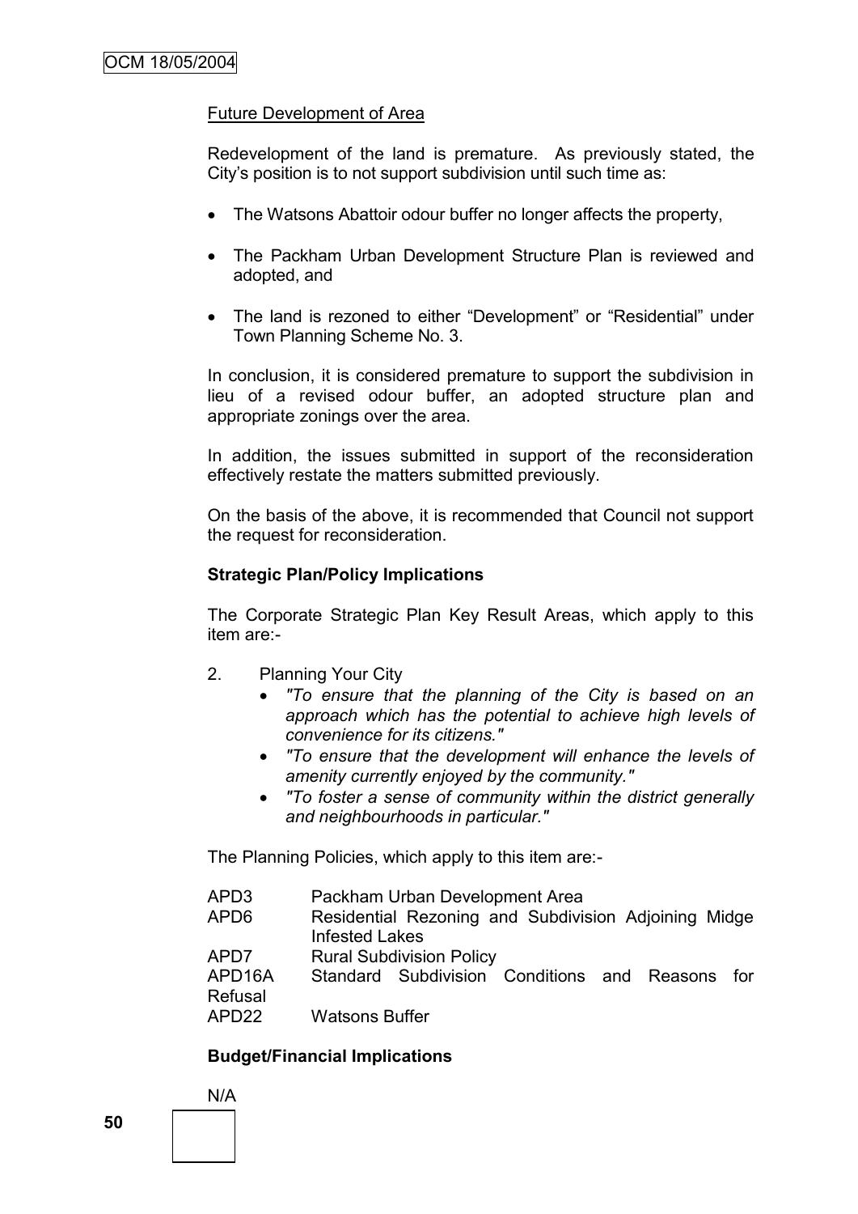Future Development of Area

Redevelopment of the land is premature. As previously stated, the City's position is to not support subdivision until such time as:

- The Watsons Abattoir odour buffer no longer affects the property,
- The Packham Urban Development Structure Plan is reviewed and adopted, and
- The land is rezoned to either "Development" or "Residential" under Town Planning Scheme No. 3.

In conclusion, it is considered premature to support the subdivision in lieu of a revised odour buffer, an adopted structure plan and appropriate zonings over the area.

In addition, the issues submitted in support of the reconsideration effectively restate the matters submitted previously.

On the basis of the above, it is recommended that Council not support the request for reconsideration.

**Strategic Plan/Policy Implications**

The Corporate Strategic Plan Key Result Areas, which apply to this item are:-

2. Planning Your City
   - *"To ensure that the planning of the City is based on an approach which has the potential to achieve high levels of convenience for its citizens."*
   - *"To ensure that the development will enhance the levels of amenity currently enjoyed by the community."*
   - *"To foster a sense of community within the district generally and neighbourhoods in particular."*

The Planning Policies, which apply to this item are:-

| | |
|---|---|
| APD3 | Packham Urban Development Area |
| APD6 | Residential Rezoning and Subdivision Adjoining Midge Infested Lakes |
| APD7 | Rural Subdivision Policy |
| APD16A | Standard Subdivision Conditions and Reasons for Refusal |
| APD22 | Watsons Buffer |

**Budget/Financial Implications**

N/A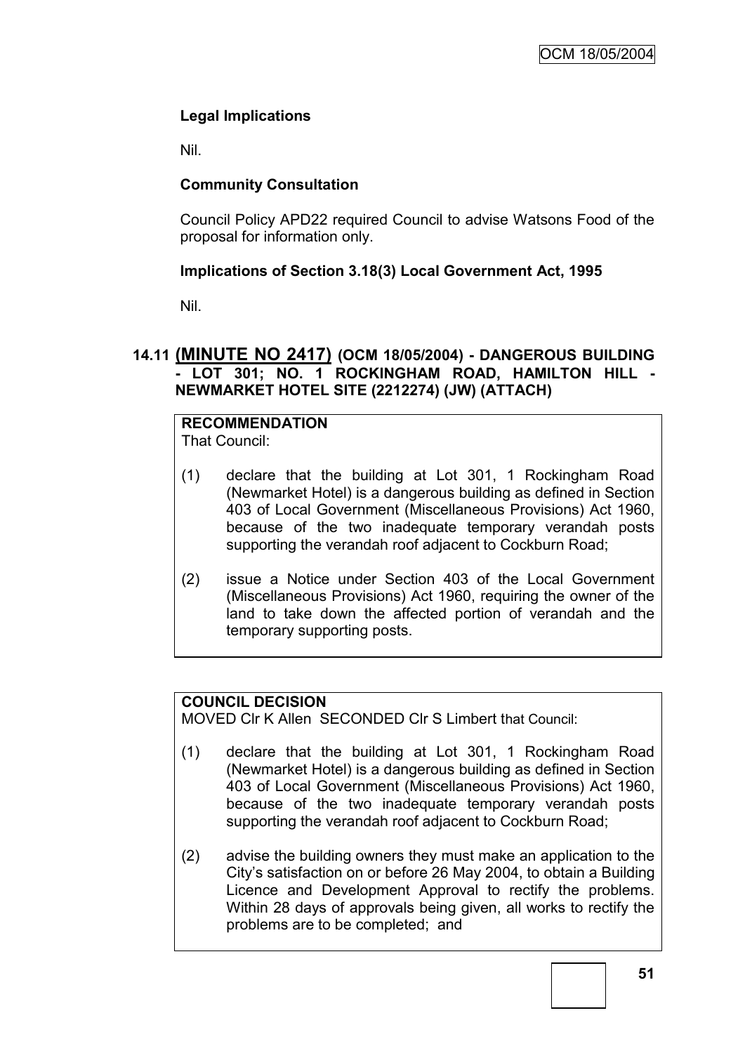### Legal Implications

Nil.

### Community Consultation

Council Policy APD22 required Council to advise Watsons Food of the proposal for information only.

### Implications of Section 3.18(3) Local Government Act, 1995

Nil.

## 14.11 (MINUTE NO 2417) (OCM 18/05/2004) - DANGEROUS BUILDING - LOT 301; NO. 1 ROCKINGHAM ROAD, HAMILTON HILL - NEWMARKET HOTEL SITE (2212274) (JW) (ATTACH)

**RECOMMENDATION**
That Council:

(1) declare that the building at Lot 301, 1 Rockingham Road (Newmarket Hotel) is a dangerous building as defined in Section 403 of Local Government (Miscellaneous Provisions) Act 1960, because of the two inadequate temporary verandah posts supporting the verandah roof adjacent to Cockburn Road;

(2) issue a Notice under Section 403 of the Local Government (Miscellaneous Provisions) Act 1960, requiring the owner of the land to take down the affected portion of verandah and the temporary supporting posts.

**COUNCIL DECISION**
MOVED Clr K Allen SECONDED Clr S Limbert that Council:

(1) declare that the building at Lot 301, 1 Rockingham Road (Newmarket Hotel) is a dangerous building as defined in Section 403 of Local Government (Miscellaneous Provisions) Act 1960, because of the two inadequate temporary verandah posts supporting the verandah roof adjacent to Cockburn Road;

(2) advise the building owners they must make an application to the City's satisfaction on or before 26 May 2004, to obtain a Building Licence and Development Approval to rectify the problems. Within 28 days of approvals being given, all works to rectify the problems are to be completed; and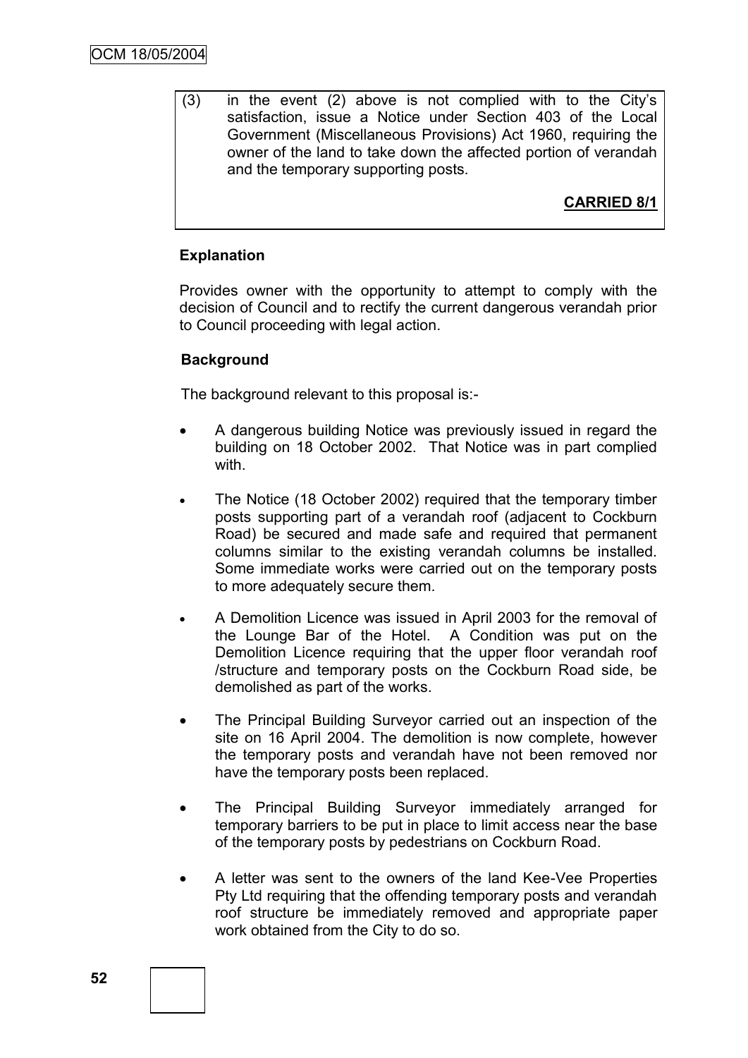(3) in the event (2) above is not complied with to the City's satisfaction, issue a Notice under Section 403 of the Local Government (Miscellaneous Provisions) Act 1960, requiring the owner of the land to take down the affected portion of verandah and the temporary supporting posts.

**CARRIED 8/1**

**Explanation**

Provides owner with the opportunity to attempt to comply with the decision of Council and to rectify the current dangerous verandah prior to Council proceeding with legal action.

**Background**

The background relevant to this proposal is:-

- A dangerous building Notice was previously issued in regard the building on 18 October 2002. That Notice was in part complied with.
- The Notice (18 October 2002) required that the temporary timber posts supporting part of a verandah roof (adjacent to Cockburn Road) be secured and made safe and required that permanent columns similar to the existing verandah columns be installed. Some immediate works were carried out on the temporary posts to more adequately secure them.
- A Demolition Licence was issued in April 2003 for the removal of the Lounge Bar of the Hotel. A Condition was put on the Demolition Licence requiring that the upper floor verandah roof /structure and temporary posts on the Cockburn Road side, be demolished as part of the works.
- The Principal Building Surveyor carried out an inspection of the site on 16 April 2004. The demolition is now complete, however the temporary posts and verandah have not been removed nor have the temporary posts been replaced.
- The Principal Building Surveyor immediately arranged for temporary barriers to be put in place to limit access near the base of the temporary posts by pedestrians on Cockburn Road.
- A letter was sent to the owners of the land Kee-Vee Properties Pty Ltd requiring that the offending temporary posts and verandah roof structure be immediately removed and appropriate paper work obtained from the City to do so.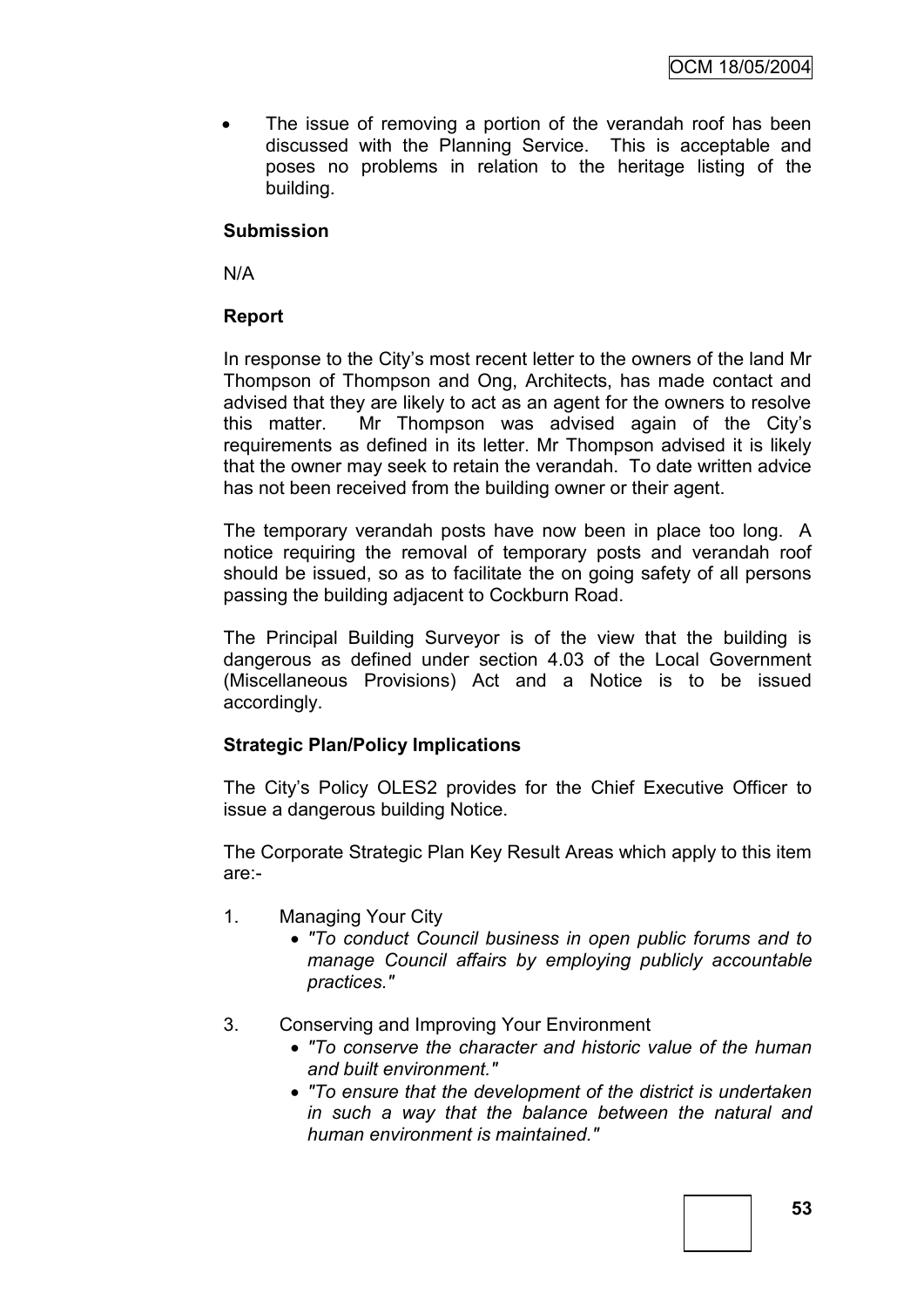- The issue of removing a portion of the verandah roof has been discussed with the Planning Service. This is acceptable and poses no problems in relation to the heritage listing of the building.

**Submission**

N/A

**Report**

In response to the City's most recent letter to the owners of the land Mr Thompson of Thompson and Ong, Architects, has made contact and advised that they are likely to act as an agent for the owners to resolve this matter. Mr Thompson was advised again of the City's requirements as defined in its letter. Mr Thompson advised it is likely that the owner may seek to retain the verandah. To date written advice has not been received from the building owner or their agent.

The temporary verandah posts have now been in place too long. A notice requiring the removal of temporary posts and verandah roof should be issued, so as to facilitate the on going safety of all persons passing the building adjacent to Cockburn Road.

The Principal Building Surveyor is of the view that the building is dangerous as defined under section 4.03 of the Local Government (Miscellaneous Provisions) Act and a Notice is to be issued accordingly.

**Strategic Plan/Policy Implications**

The City's Policy OLES2 provides for the Chief Executive Officer to issue a dangerous building Notice.

The Corporate Strategic Plan Key Result Areas which apply to this item are:-

1. Managing Your City
   - *"To conduct Council business in open public forums and to manage Council affairs by employing publicly accountable practices."*

3. Conserving and Improving Your Environment
   - *"To conserve the character and historic value of the human and built environment."*
   - *"To ensure that the development of the district is undertaken in such a way that the balance between the natural and human environment is maintained."*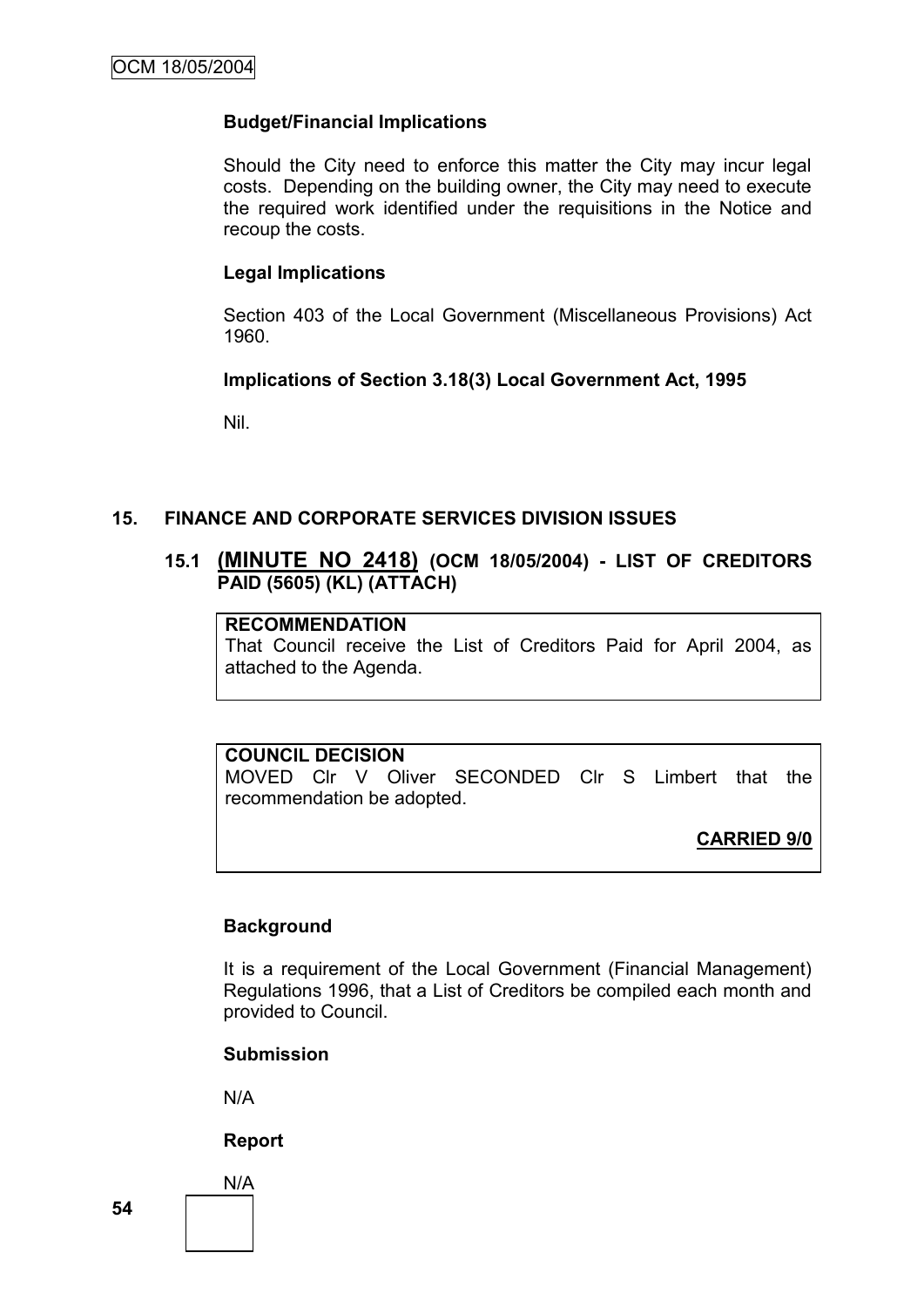**Budget/Financial Implications**

Should the City need to enforce this matter the City may incur legal costs. Depending on the building owner, the City may need to execute the required work identified under the requisitions in the Notice and recoup the costs.

**Legal Implications**

Section 403 of the Local Government (Miscellaneous Provisions) Act 1960.

**Implications of Section 3.18(3) Local Government Act, 1995**

Nil.

## 15. FINANCE AND CORPORATE SERVICES DIVISION ISSUES

### 15.1 (MINUTE NO 2418) (OCM 18/05/2004) - LIST OF CREDITORS PAID (5605) (KL) (ATTACH)

**RECOMMENDATION**

That Council receive the List of Creditors Paid for April 2004, as attached to the Agenda.

**COUNCIL DECISION**

MOVED Clr V Oliver SECONDED Clr S Limbert that the recommendation be adopted.

**CARRIED 9/0**

**Background**

It is a requirement of the Local Government (Financial Management) Regulations 1996, that a List of Creditors be compiled each month and provided to Council.

**Submission**

N/A

**Report**

N/A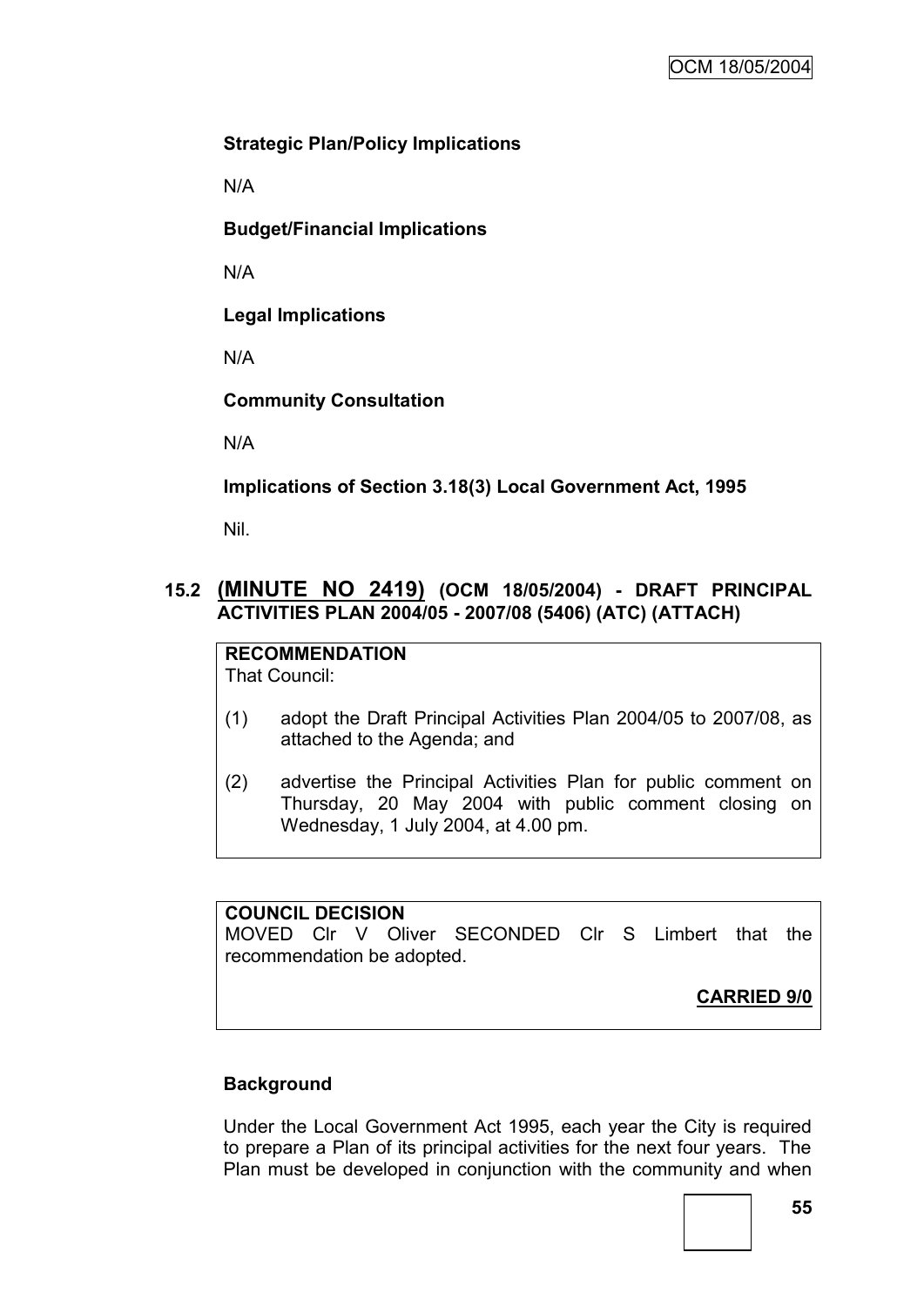**Strategic Plan/Policy Implications**

N/A

**Budget/Financial Implications**

N/A

**Legal Implications**

N/A

**Community Consultation**

N/A

**Implications of Section 3.18(3) Local Government Act, 1995**

Nil.

## 15.2 (MINUTE NO 2419) (OCM 18/05/2004) - DRAFT PRINCIPAL ACTIVITIES PLAN 2004/05 - 2007/08 (5406) (ATC) (ATTACH)

**RECOMMENDATION**

That Council:

(1) adopt the Draft Principal Activities Plan 2004/05 to 2007/08, as attached to the Agenda; and

(2) advertise the Principal Activities Plan for public comment on Thursday, 20 May 2004 with public comment closing on Wednesday, 1 July 2004, at 4.00 pm.

**COUNCIL DECISION**

MOVED Clr V Oliver SECONDED Clr S Limbert that the recommendation be adopted.

**CARRIED 9/0**

**Background**

Under the Local Government Act 1995, each year the City is required to prepare a Plan of its principal activities for the next four years. The Plan must be developed in conjunction with the community and when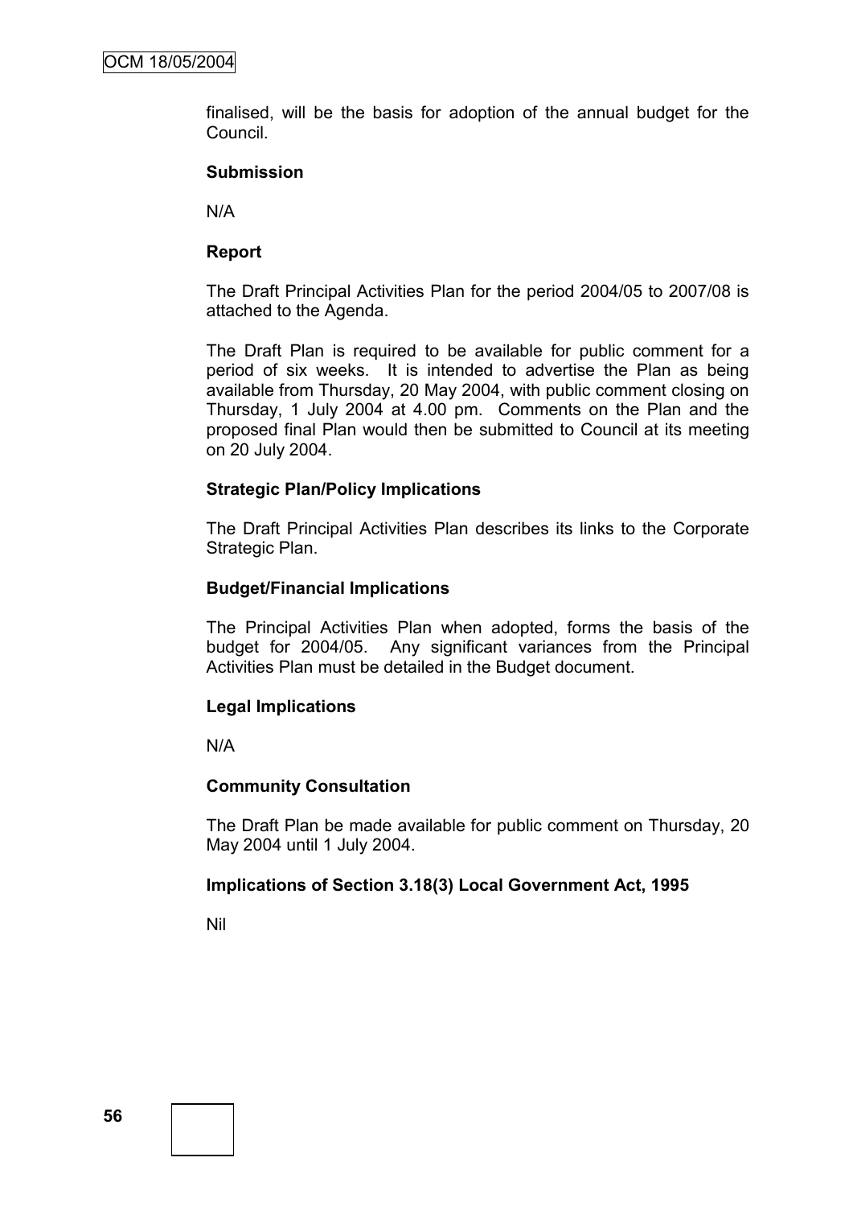finalised, will be the basis for adoption of the annual budget for the Council.

**Submission**

N/A

**Report**

The Draft Principal Activities Plan for the period 2004/05 to 2007/08 is attached to the Agenda.

The Draft Plan is required to be available for public comment for a period of six weeks. It is intended to advertise the Plan as being available from Thursday, 20 May 2004, with public comment closing on Thursday, 1 July 2004 at 4.00 pm. Comments on the Plan and the proposed final Plan would then be submitted to Council at its meeting on 20 July 2004.

**Strategic Plan/Policy Implications**

The Draft Principal Activities Plan describes its links to the Corporate Strategic Plan.

**Budget/Financial Implications**

The Principal Activities Plan when adopted, forms the basis of the budget for 2004/05. Any significant variances from the Principal Activities Plan must be detailed in the Budget document.

**Legal Implications**

N/A

**Community Consultation**

The Draft Plan be made available for public comment on Thursday, 20 May 2004 until 1 July 2004.

**Implications of Section 3.18(3) Local Government Act, 1995**

Nil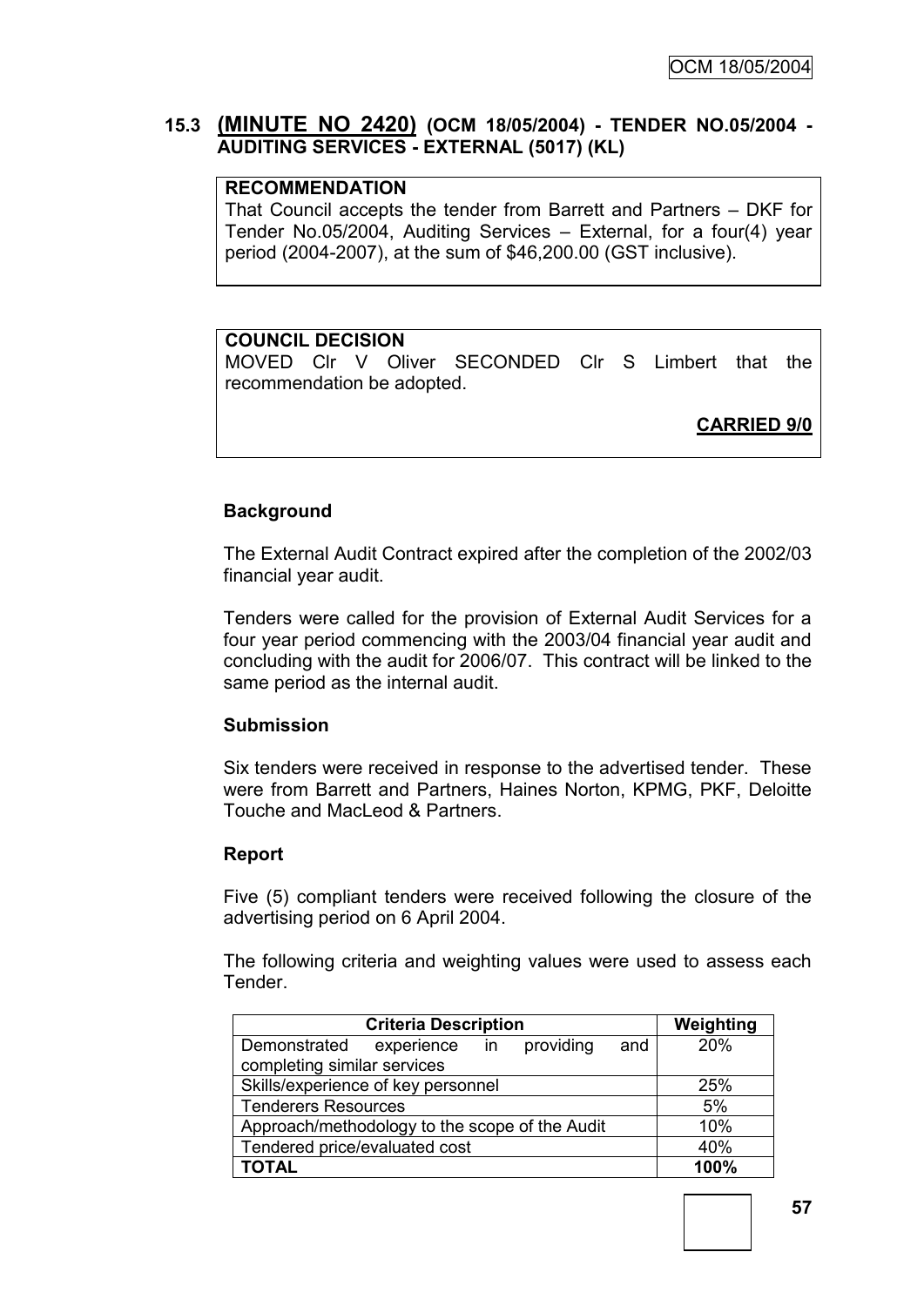### 15.3 (MINUTE NO 2420) (OCM 18/05/2004) - TENDER NO.05/2004 - AUDITING SERVICES - EXTERNAL (5017) (KL)

**RECOMMENDATION**

That Council accepts the tender from Barrett and Partners – DKF for Tender No.05/2004, Auditing Services – External, for a four(4) year period (2004-2007), at the sum of $46,200.00 (GST inclusive).

**COUNCIL DECISION**

MOVED Clr V Oliver SECONDED Clr S Limbert that the recommendation be adopted.

**CARRIED 9/0**

**Background**

The External Audit Contract expired after the completion of the 2002/03 financial year audit.

Tenders were called for the provision of External Audit Services for a four year period commencing with the 2003/04 financial year audit and concluding with the audit for 2006/07. This contract will be linked to the same period as the internal audit.

**Submission**

Six tenders were received in response to the advertised tender. These were from Barrett and Partners, Haines Norton, KPMG, PKF, Deloitte Touche and MacLeod & Partners.

**Report**

Five (5) compliant tenders were received following the closure of the advertising period on 6 April 2004.

The following criteria and weighting values were used to assess each Tender.

| Criteria Description | Weighting |
|---|---|
| Demonstrated experience in providing and completing similar services | 20% |
| Skills/experience of key personnel | 25% |
| Tenderers Resources | 5% |
| Approach/methodology to the scope of the Audit | 10% |
| Tendered price/evaluated cost | 40% |
| **TOTAL** | **100%** |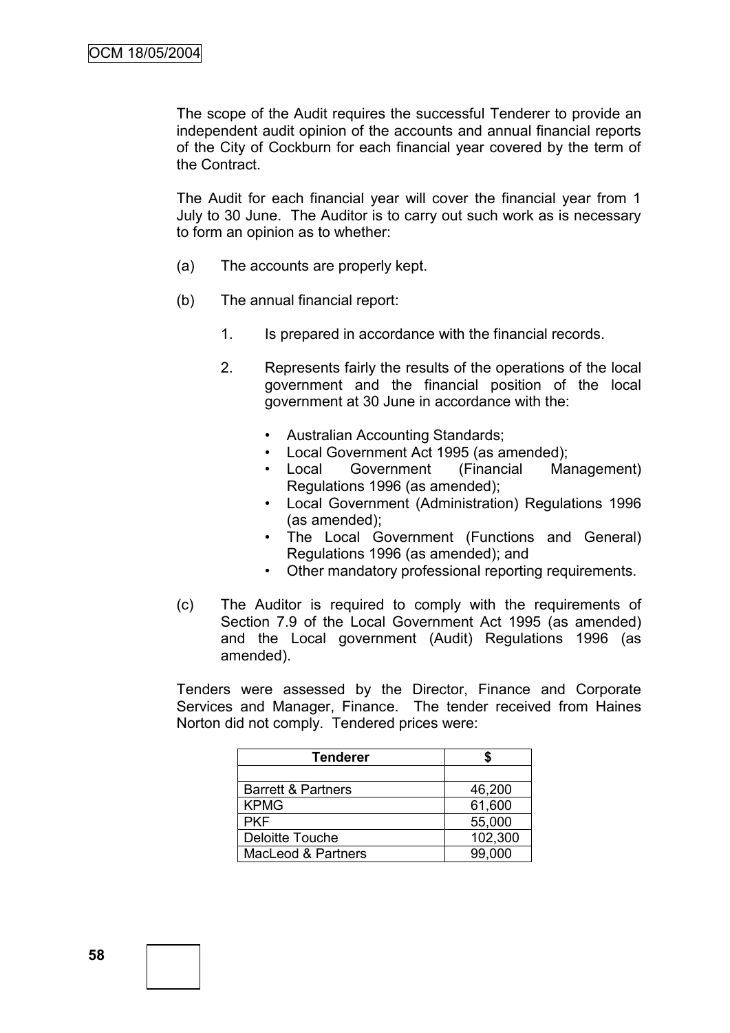The scope of the Audit requires the successful Tenderer to provide an independent audit opinion of the accounts and annual financial reports of the City of Cockburn for each financial year covered by the term of the Contract.

The Audit for each financial year will cover the financial year from 1 July to 30 June. The Auditor is to carry out such work as is necessary to form an opinion as to whether:

(a) The accounts are properly kept.

(b) The annual financial report:

1. Is prepared in accordance with the financial records.

2. Represents fairly the results of the operations of the local government and the financial position of the local government at 30 June in accordance with the:

   - Australian Accounting Standards;
   - Local Government Act 1995 (as amended);
   - Local Government (Financial Management) Regulations 1996 (as amended);
   - Local Government (Administration) Regulations 1996 (as amended);
   - The Local Government (Functions and General) Regulations 1996 (as amended); and
   - Other mandatory professional reporting requirements.

(c) The Auditor is required to comply with the requirements of Section 7.9 of the Local Government Act 1995 (as amended) and the Local government (Audit) Regulations 1996 (as amended).

Tenders were assessed by the Director, Finance and Corporate Services and Manager, Finance. The tender received from Haines Norton did not comply. Tendered prices were:

| Tenderer | $ |
|---|---|
| | |
| Barrett & Partners | 46,200 |
| KPMG | 61,600 |
| PKF | 55,000 |
| Deloitte Touche | 102,300 |
| MacLeod & Partners | 99,000 |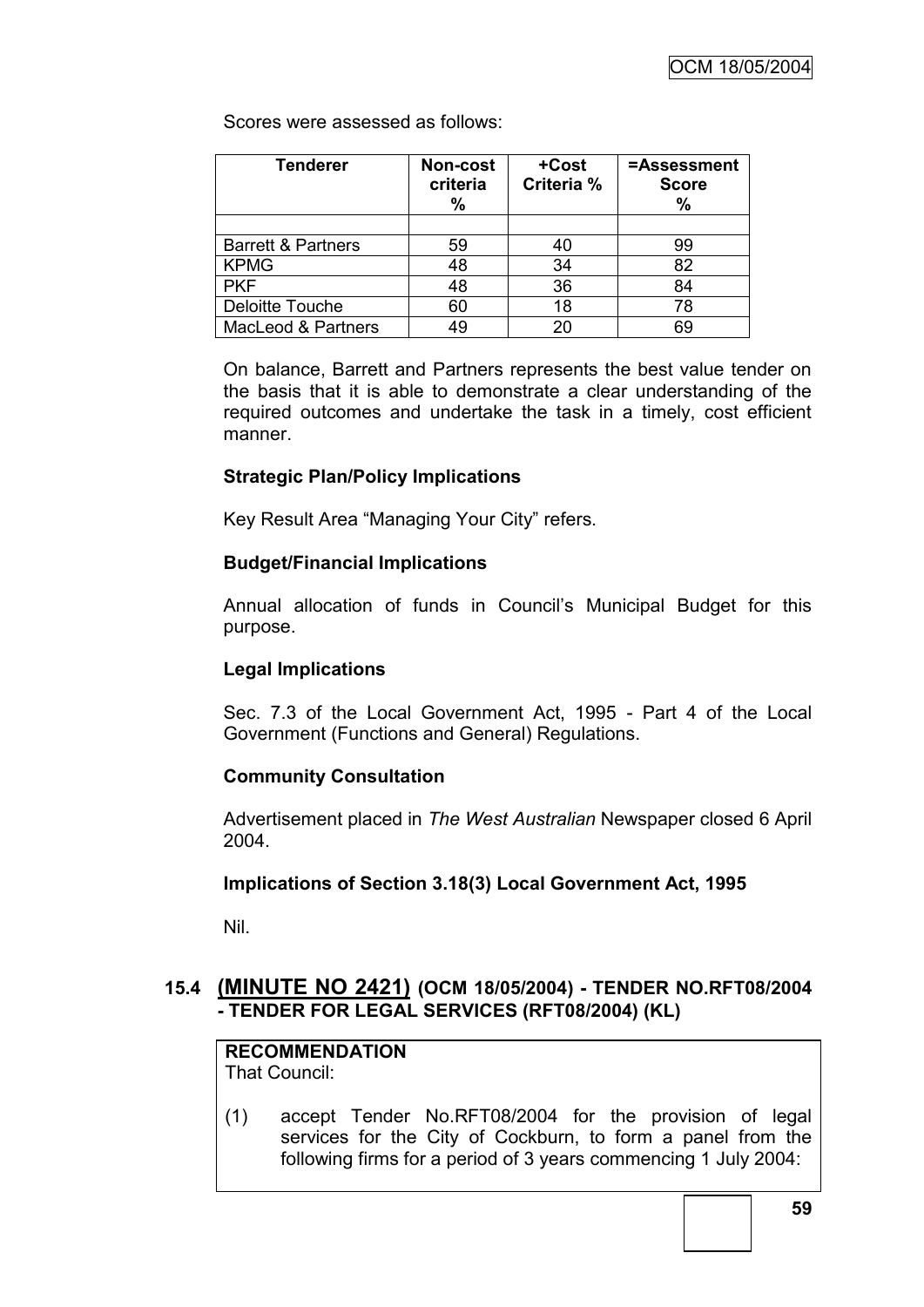Scores were assessed as follows:

| Tenderer | Non-cost criteria % | +Cost Criteria % | =Assessment Score % |
|---|---|---|---|
| | | | |
| Barrett & Partners | 59 | 40 | 99 |
| KPMG | 48 | 34 | 82 |
| PKF | 48 | 36 | 84 |
| Deloitte Touche | 60 | 18 | 78 |
| MacLeod & Partners | 49 | 20 | 69 |

On balance, Barrett and Partners represents the best value tender on the basis that it is able to demonstrate a clear understanding of the required outcomes and undertake the task in a timely, cost efficient manner.

**Strategic Plan/Policy Implications**

Key Result Area "Managing Your City" refers.

**Budget/Financial Implications**

Annual allocation of funds in Council's Municipal Budget for this purpose.

**Legal Implications**

Sec. 7.3 of the Local Government Act, 1995 - Part 4 of the Local Government (Functions and General) Regulations.

**Community Consultation**

Advertisement placed in *The West Australian* Newspaper closed 6 April 2004.

**Implications of Section 3.18(3) Local Government Act, 1995**

Nil.

## 15.4 (MINUTE NO 2421) (OCM 18/05/2004) - TENDER NO.RFT08/2004 - TENDER FOR LEGAL SERVICES (RFT08/2004) (KL)

**RECOMMENDATION**
That Council:

(1) accept Tender No.RFT08/2004 for the provision of legal services for the City of Cockburn, to form a panel from the following firms for a period of 3 years commencing 1 July 2004: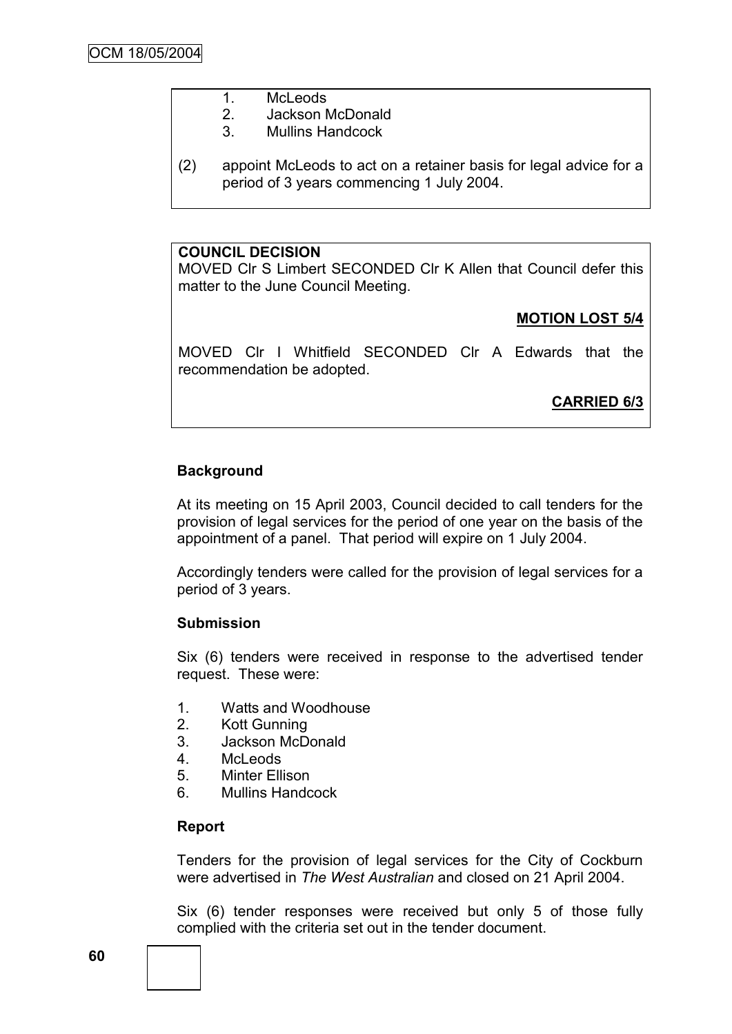1. McLeods
2. Jackson McDonald
3. Mullins Handcock

(2) appoint McLeods to act on a retainer basis for legal advice for a period of 3 years commencing 1 July 2004.

**COUNCIL DECISION**

MOVED Clr S Limbert SECONDED Clr K Allen that Council defer this matter to the June Council Meeting.

**MOTION LOST 5/4**

MOVED Clr I Whitfield SECONDED Clr A Edwards that the recommendation be adopted.

**CARRIED 6/3**

**Background**

At its meeting on 15 April 2003, Council decided to call tenders for the provision of legal services for the period of one year on the basis of the appointment of a panel. That period will expire on 1 July 2004.

Accordingly tenders were called for the provision of legal services for a period of 3 years.

**Submission**

Six (6) tenders were received in response to the advertised tender request. These were:

1. Watts and Woodhouse
2. Kott Gunning
3. Jackson McDonald
4. McLeods
5. Minter Ellison
6. Mullins Handcock

**Report**

Tenders for the provision of legal services for the City of Cockburn were advertised in *The West Australian* and closed on 21 April 2004.

Six (6) tender responses were received but only 5 of those fully complied with the criteria set out in the tender document.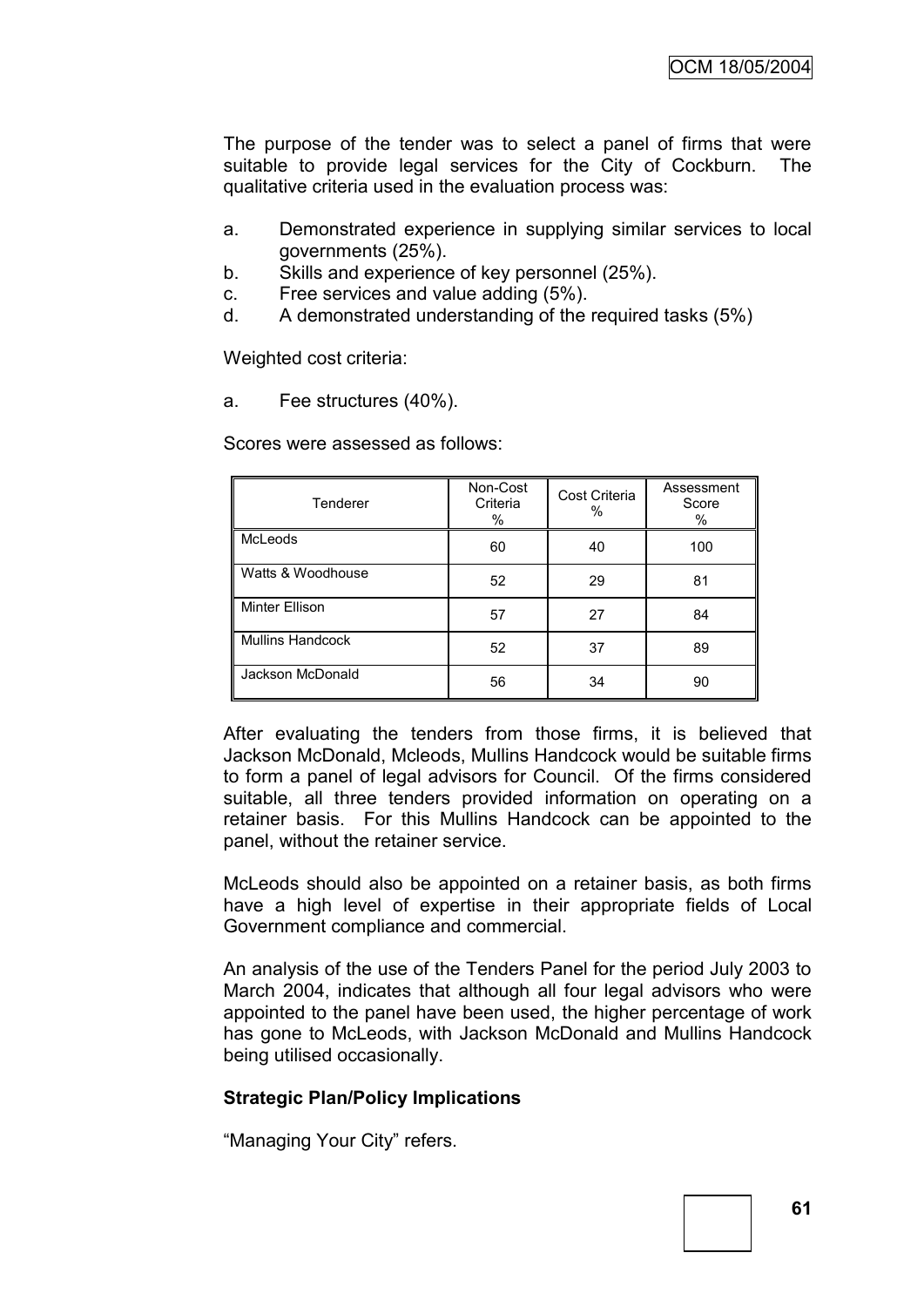The purpose of the tender was to select a panel of firms that were suitable to provide legal services for the City of Cockburn. The qualitative criteria used in the evaluation process was:

a. Demonstrated experience in supplying similar services to local governments (25%).
b. Skills and experience of key personnel (25%).
c. Free services and value adding (5%).
d. A demonstrated understanding of the required tasks (5%)

Weighted cost criteria:

a. Fee structures (40%).

Scores were assessed as follows:

| Tenderer | Non-Cost Criteria % | Cost Criteria % | Assessment Score % |
|---|---|---|---|
| McLeods | 60 | 40 | 100 |
| Watts & Woodhouse | 52 | 29 | 81 |
| Minter Ellison | 57 | 27 | 84 |
| Mullins Handcock | 52 | 37 | 89 |
| Jackson McDonald | 56 | 34 | 90 |

After evaluating the tenders from those firms, it is believed that Jackson McDonald, Mcleods, Mullins Handcock would be suitable firms to form a panel of legal advisors for Council. Of the firms considered suitable, all three tenders provided information on operating on a retainer basis. For this Mullins Handcock can be appointed to the panel, without the retainer service.

McLeods should also be appointed on a retainer basis, as both firms have a high level of expertise in their appropriate fields of Local Government compliance and commercial.

An analysis of the use of the Tenders Panel for the period July 2003 to March 2004, indicates that although all four legal advisors who were appointed to the panel have been used, the higher percentage of work has gone to McLeods, with Jackson McDonald and Mullins Handcock being utilised occasionally.

**Strategic Plan/Policy Implications**

"Managing Your City" refers.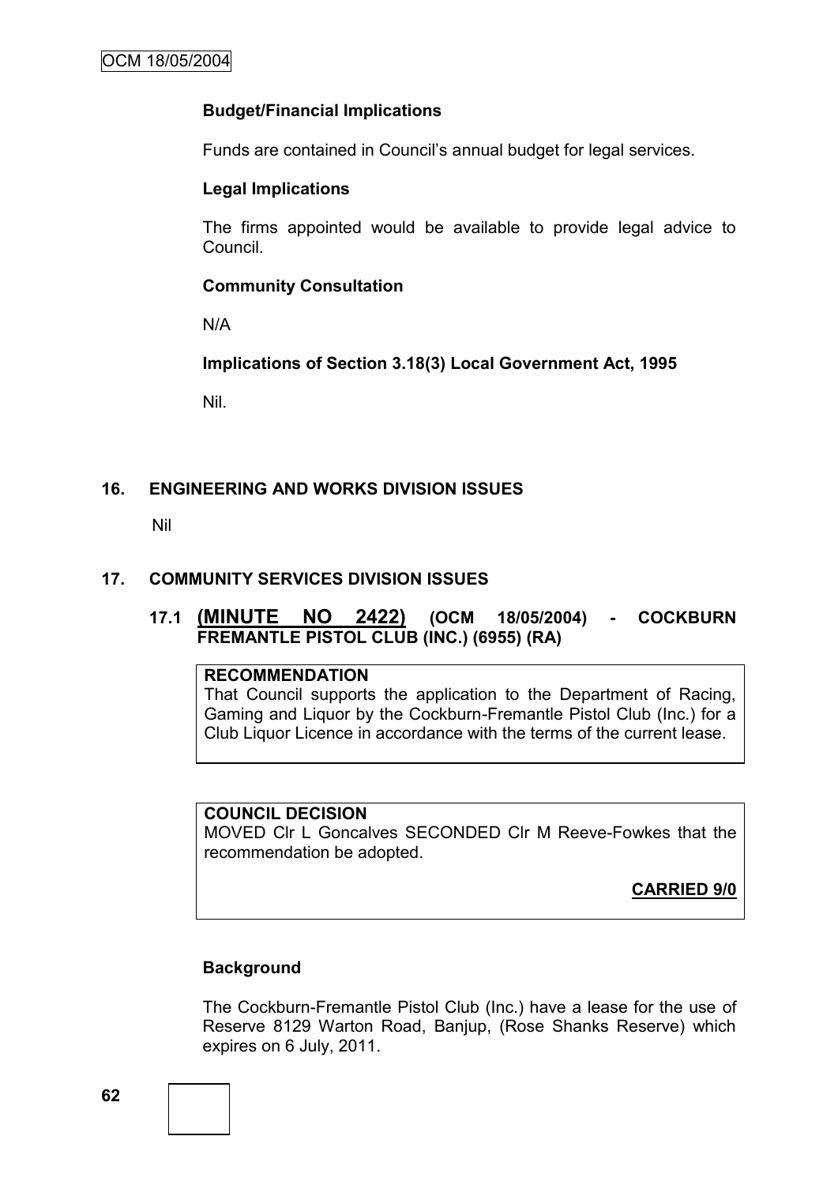**Budget/Financial Implications**

Funds are contained in Council's annual budget for legal services.

**Legal Implications**

The firms appointed would be available to provide legal advice to Council.

**Community Consultation**

N/A

**Implications of Section 3.18(3) Local Government Act, 1995**

Nil.

## 16. ENGINEERING AND WORKS DIVISION ISSUES

Nil

## 17. COMMUNITY SERVICES DIVISION ISSUES

### 17.1 (MINUTE NO 2422) (OCM 18/05/2004) - COCKBURN FREMANTLE PISTOL CLUB (INC.) (6955) (RA)

**RECOMMENDATION**
That Council supports the application to the Department of Racing, Gaming and Liquor by the Cockburn-Fremantle Pistol Club (Inc.) for a Club Liquor Licence in accordance with the terms of the current lease.

**COUNCIL DECISION**
MOVED Clr L Goncalves SECONDED Clr M Reeve-Fowkes that the recommendation be adopted.

**CARRIED 9/0**

**Background**

The Cockburn-Fremantle Pistol Club (Inc.) have a lease for the use of Reserve 8129 Warton Road, Banjup, (Rose Shanks Reserve) which expires on 6 July, 2011.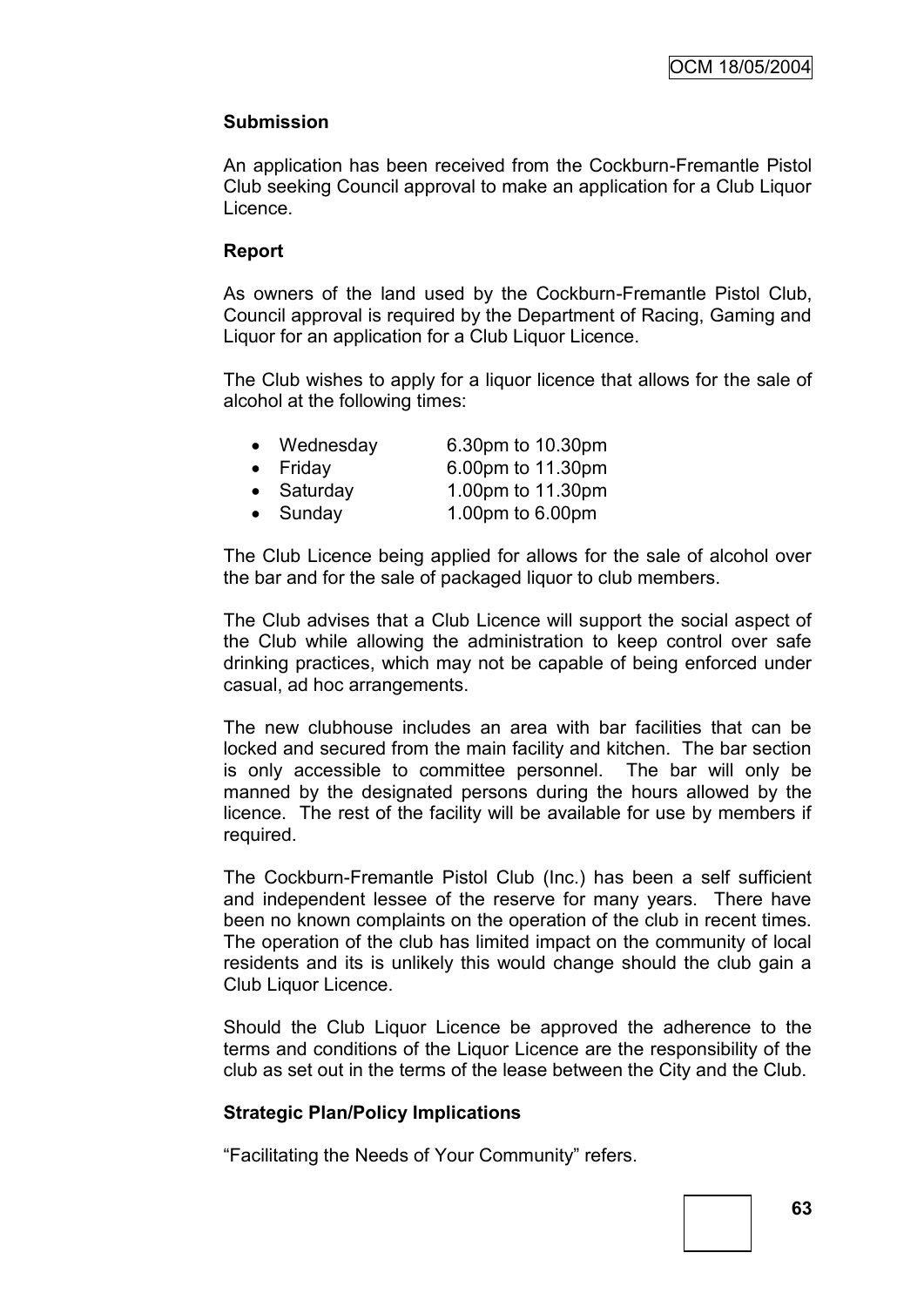**Submission**

An application has been received from the Cockburn-Fremantle Pistol Club seeking Council approval to make an application for a Club Liquor Licence.

**Report**

As owners of the land used by the Cockburn-Fremantle Pistol Club, Council approval is required by the Department of Racing, Gaming and Liquor for an application for a Club Liquor Licence.

The Club wishes to apply for a liquor licence that allows for the sale of alcohol at the following times:

- Wednesday 6.30pm to 10.30pm
- Friday 6.00pm to 11.30pm
- Saturday 1.00pm to 11.30pm
- Sunday 1.00pm to 6.00pm

The Club Licence being applied for allows for the sale of alcohol over the bar and for the sale of packaged liquor to club members.

The Club advises that a Club Licence will support the social aspect of the Club while allowing the administration to keep control over safe drinking practices, which may not be capable of being enforced under casual, ad hoc arrangements.

The new clubhouse includes an area with bar facilities that can be locked and secured from the main facility and kitchen. The bar section is only accessible to committee personnel. The bar will only be manned by the designated persons during the hours allowed by the licence. The rest of the facility will be available for use by members if required.

The Cockburn-Fremantle Pistol Club (Inc.) has been a self sufficient and independent lessee of the reserve for many years. There have been no known complaints on the operation of the club in recent times. The operation of the club has limited impact on the community of local residents and its is unlikely this would change should the club gain a Club Liquor Licence.

Should the Club Liquor Licence be approved the adherence to the terms and conditions of the Liquor Licence are the responsibility of the club as set out in the terms of the lease between the City and the Club.

**Strategic Plan/Policy Implications**

"Facilitating the Needs of Your Community" refers.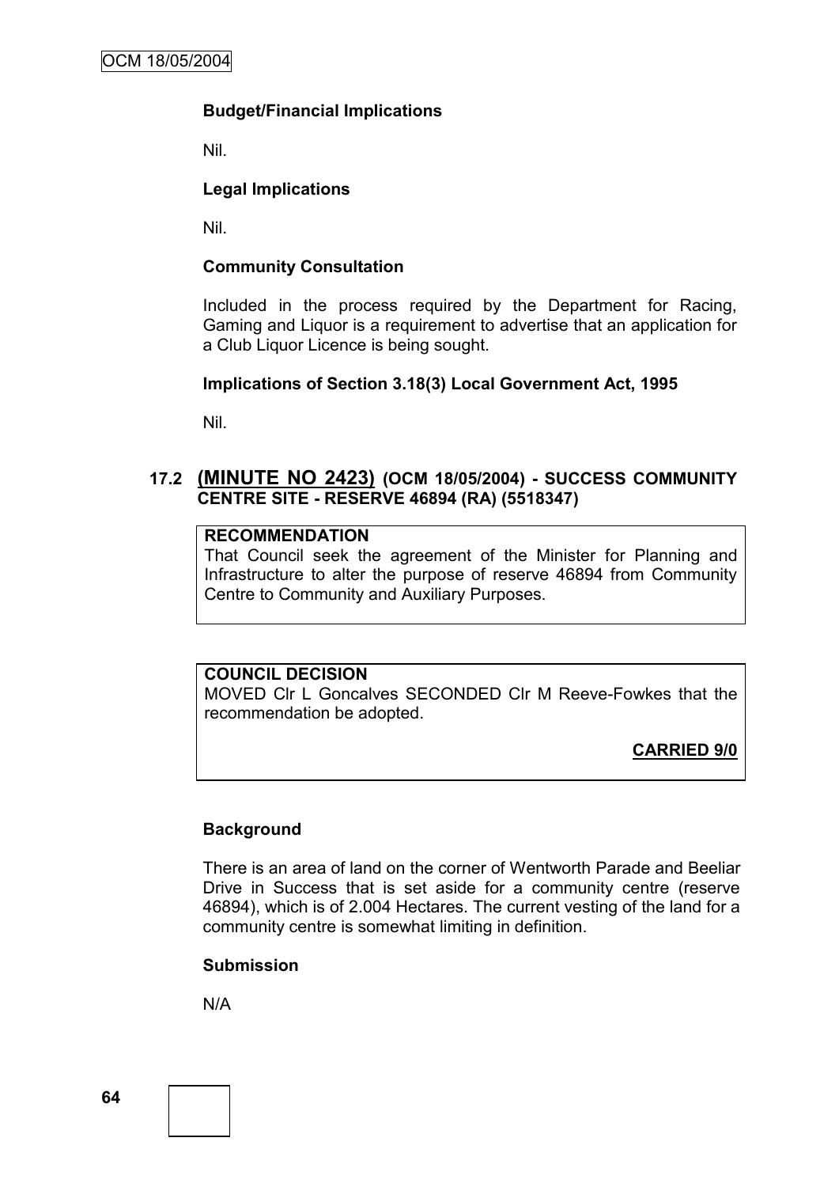**Budget/Financial Implications**

Nil.

**Legal Implications**

Nil.

**Community Consultation**

Included in the process required by the Department for Racing, Gaming and Liquor is a requirement to advertise that an application for a Club Liquor Licence is being sought.

**Implications of Section 3.18(3) Local Government Act, 1995**

Nil.

### 17.2 (MINUTE NO 2423) (OCM 18/05/2004) - SUCCESS COMMUNITY CENTRE SITE - RESERVE 46894 (RA) (5518347)

**RECOMMENDATION**

That Council seek the agreement of the Minister for Planning and Infrastructure to alter the purpose of reserve 46894 from Community Centre to Community and Auxiliary Purposes.

**COUNCIL DECISION**

MOVED Clr L Goncalves SECONDED Clr M Reeve-Fowkes that the recommendation be adopted.

**CARRIED 9/0**

**Background**

There is an area of land on the corner of Wentworth Parade and Beeliar Drive in Success that is set aside for a community centre (reserve 46894), which is of 2.004 Hectares. The current vesting of the land for a community centre is somewhat limiting in definition.

**Submission**

N/A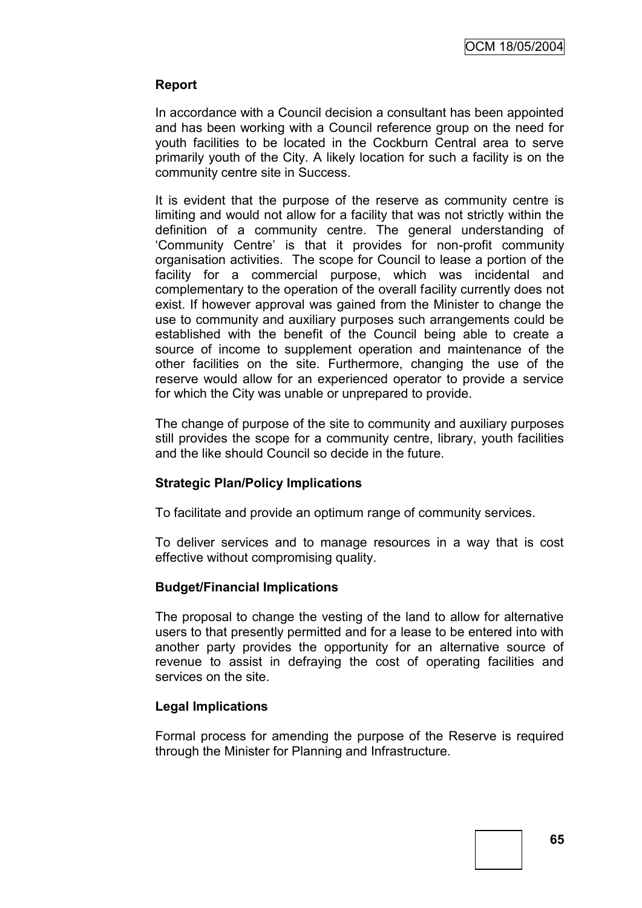**Report**

In accordance with a Council decision a consultant has been appointed and has been working with a Council reference group on the need for youth facilities to be located in the Cockburn Central area to serve primarily youth of the City. A likely location for such a facility is on the community centre site in Success.

It is evident that the purpose of the reserve as community centre is limiting and would not allow for a facility that was not strictly within the definition of a community centre. The general understanding of 'Community Centre' is that it provides for non-profit community organisation activities. The scope for Council to lease a portion of the facility for a commercial purpose, which was incidental and complementary to the operation of the overall facility currently does not exist. If however approval was gained from the Minister to change the use to community and auxiliary purposes such arrangements could be established with the benefit of the Council being able to create a source of income to supplement operation and maintenance of the other facilities on the site. Furthermore, changing the use of the reserve would allow for an experienced operator to provide a service for which the City was unable or unprepared to provide.

The change of purpose of the site to community and auxiliary purposes still provides the scope for a community centre, library, youth facilities and the like should Council so decide in the future.

**Strategic Plan/Policy Implications**

To facilitate and provide an optimum range of community services.

To deliver services and to manage resources in a way that is cost effective without compromising quality.

**Budget/Financial Implications**

The proposal to change the vesting of the land to allow for alternative users to that presently permitted and for a lease to be entered into with another party provides the opportunity for an alternative source of revenue to assist in defraying the cost of operating facilities and services on the site.

**Legal Implications**

Formal process for amending the purpose of the Reserve is required through the Minister for Planning and Infrastructure.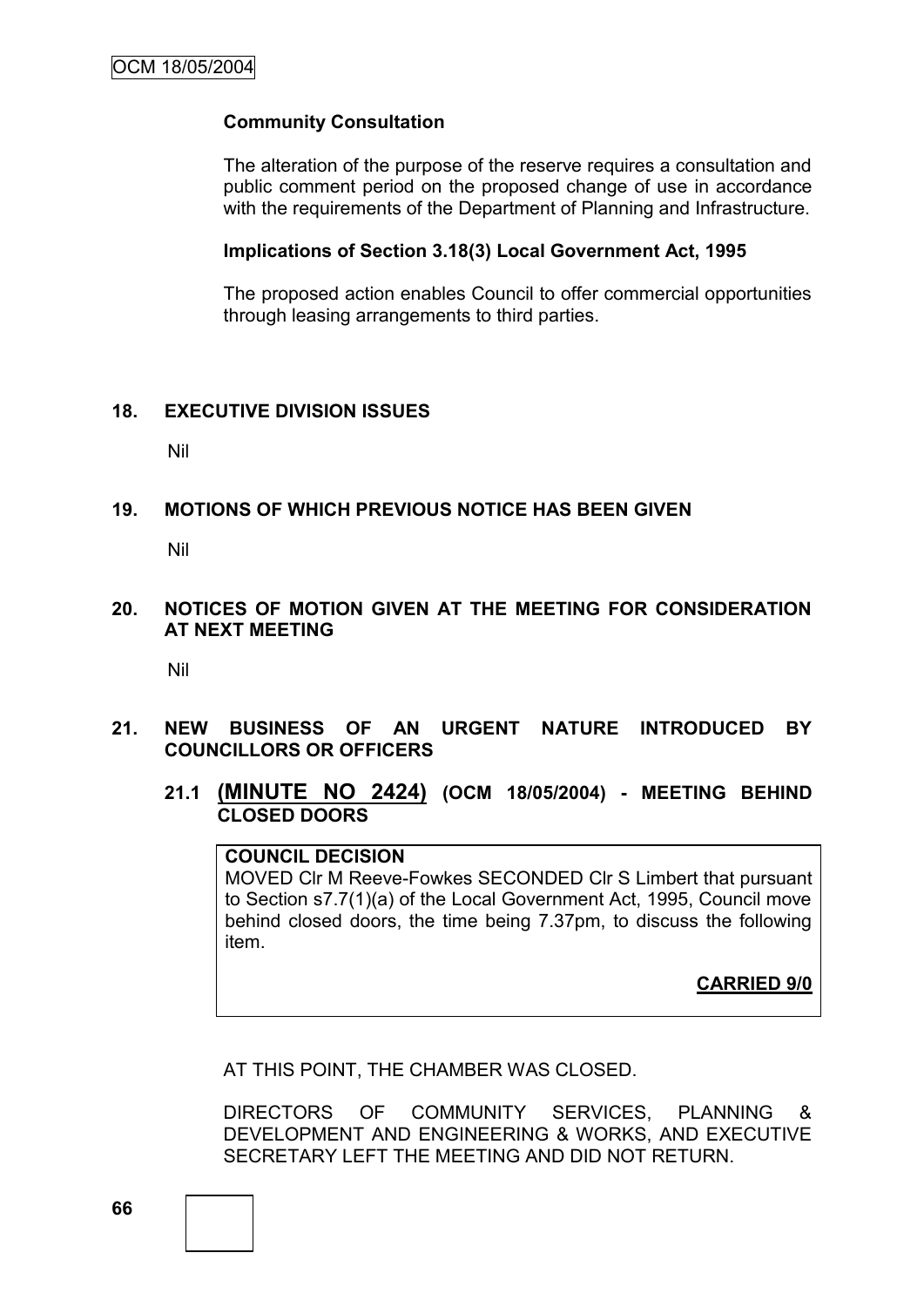**Community Consultation**

The alteration of the purpose of the reserve requires a consultation and public comment period on the proposed change of use in accordance with the requirements of the Department of Planning and Infrastructure.

**Implications of Section 3.18(3) Local Government Act, 1995**

The proposed action enables Council to offer commercial opportunities through leasing arrangements to third parties.

## 18. EXECUTIVE DIVISION ISSUES

Nil

## 19. MOTIONS OF WHICH PREVIOUS NOTICE HAS BEEN GIVEN

Nil

## 20. NOTICES OF MOTION GIVEN AT THE MEETING FOR CONSIDERATION AT NEXT MEETING

Nil

## 21. NEW BUSINESS OF AN URGENT NATURE INTRODUCED BY COUNCILLORS OR OFFICERS

### 21.1 (MINUTE NO 2424) (OCM 18/05/2004) - MEETING BEHIND CLOSED DOORS

**COUNCIL DECISION**

MOVED Clr M Reeve-Fowkes SECONDED Clr S Limbert that pursuant to Section s7.7(1)(a) of the Local Government Act, 1995, Council move behind closed doors, the time being 7.37pm, to discuss the following item.

**CARRIED 9/0**

AT THIS POINT, THE CHAMBER WAS CLOSED.

DIRECTORS OF COMMUNITY SERVICES, PLANNING & DEVELOPMENT AND ENGINEERING & WORKS, AND EXECUTIVE SECRETARY LEFT THE MEETING AND DID NOT RETURN.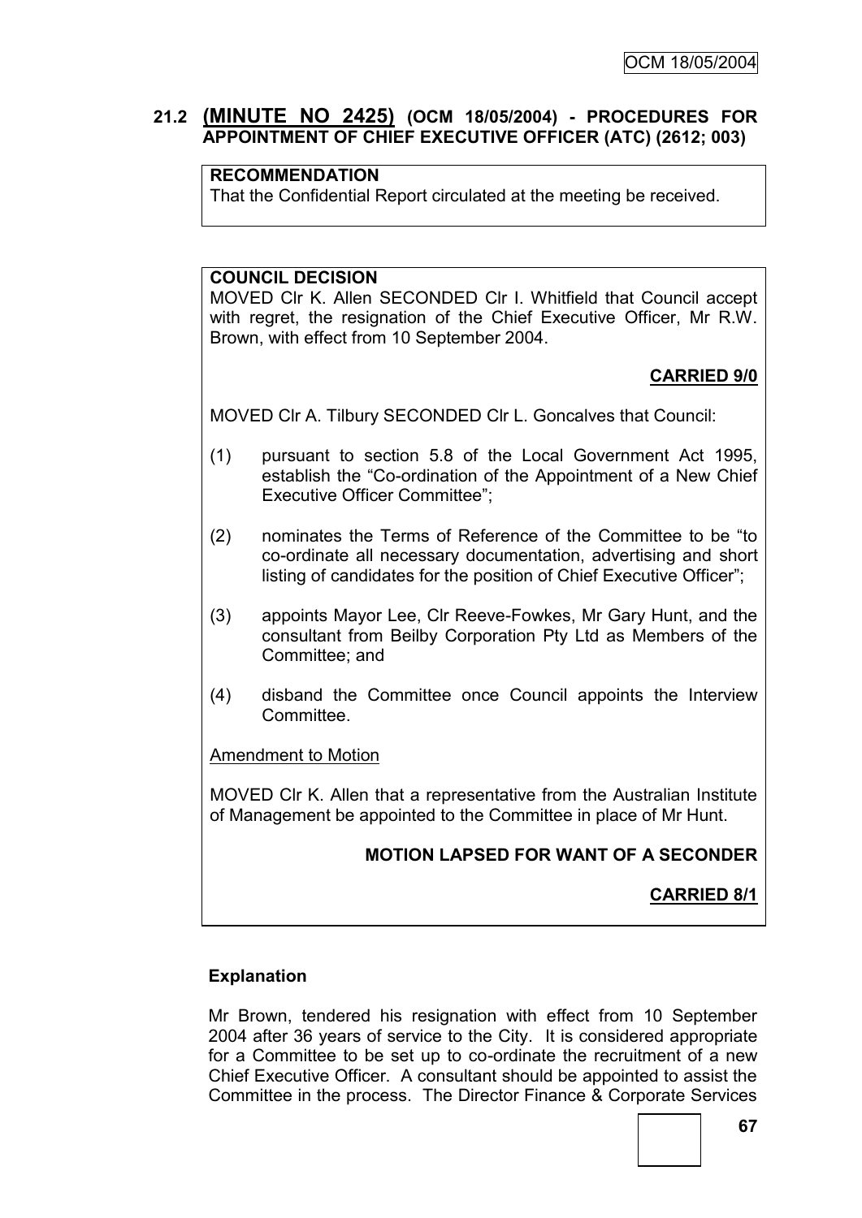## 21.2 (MINUTE NO 2425) (OCM 18/05/2004) - PROCEDURES FOR APPOINTMENT OF CHIEF EXECUTIVE OFFICER (ATC) (2612; 003)

**RECOMMENDATION**

That the Confidential Report circulated at the meeting be received.

**COUNCIL DECISION**

MOVED Clr K. Allen SECONDED Clr I. Whitfield that Council accept with regret, the resignation of the Chief Executive Officer, Mr R.W. Brown, with effect from 10 September 2004.

**CARRIED 9/0**

MOVED Clr A. Tilbury SECONDED Clr L. Goncalves that Council:

(1) pursuant to section 5.8 of the Local Government Act 1995, establish the "Co-ordination of the Appointment of a New Chief Executive Officer Committee";

(2) nominates the Terms of Reference of the Committee to be "to co-ordinate all necessary documentation, advertising and short listing of candidates for the position of Chief Executive Officer";

(3) appoints Mayor Lee, Clr Reeve-Fowkes, Mr Gary Hunt, and the consultant from Beilby Corporation Pty Ltd as Members of the Committee; and

(4) disband the Committee once Council appoints the Interview Committee.

Amendment to Motion

MOVED Clr K. Allen that a representative from the Australian Institute of Management be appointed to the Committee in place of Mr Hunt.

**MOTION LAPSED FOR WANT OF A SECONDER**

**CARRIED 8/1**

**Explanation**

Mr Brown, tendered his resignation with effect from 10 September 2004 after 36 years of service to the City. It is considered appropriate for a Committee to be set up to co-ordinate the recruitment of a new Chief Executive Officer. A consultant should be appointed to assist the Committee in the process. The Director Finance & Corporate Services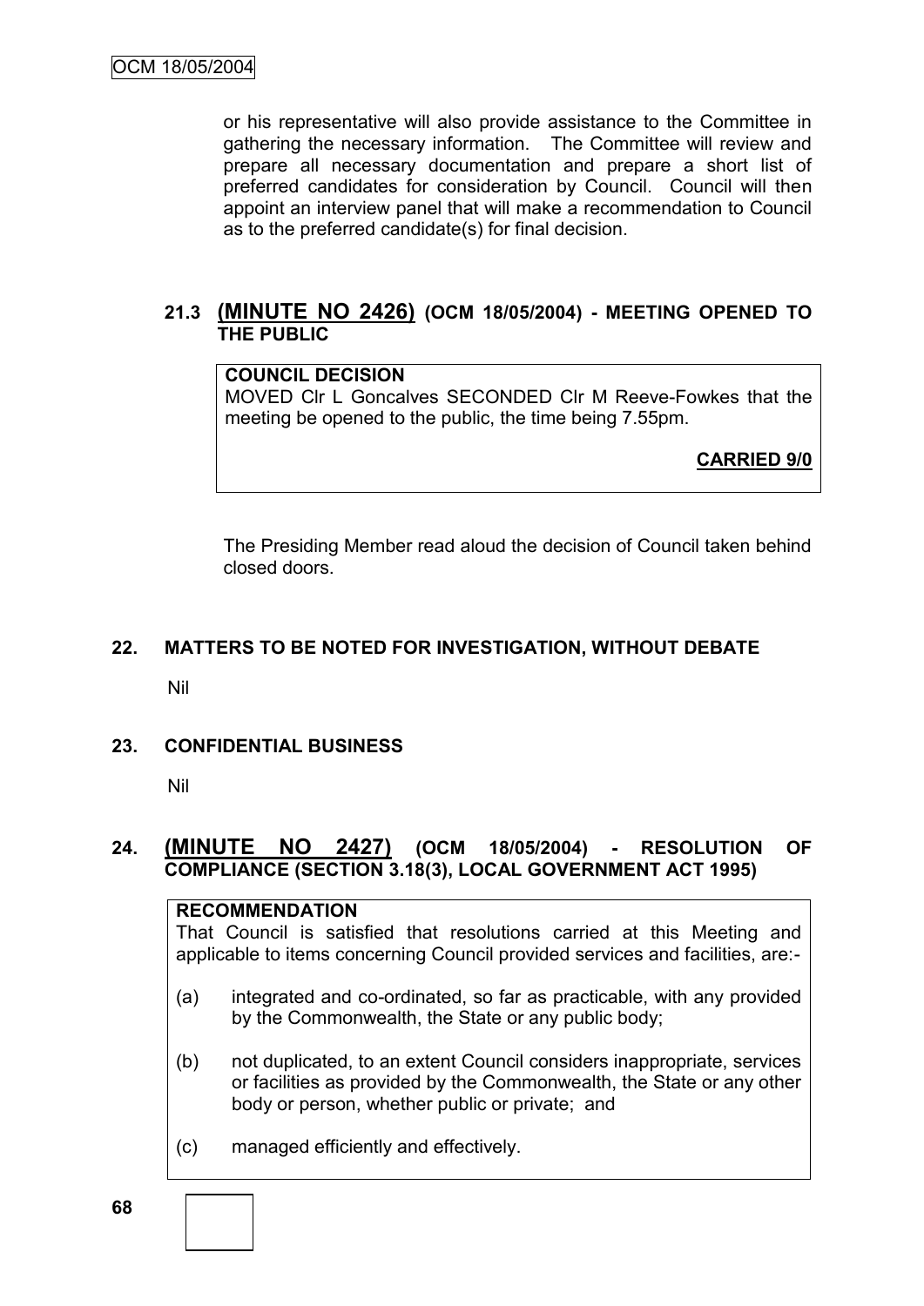or his representative will also provide assistance to the Committee in gathering the necessary information. The Committee will review and prepare all necessary documentation and prepare a short list of preferred candidates for consideration by Council. Council will then appoint an interview panel that will make a recommendation to Council as to the preferred candidate(s) for final decision.

### 21.3 (MINUTE NO 2426) (OCM 18/05/2004) - MEETING OPENED TO THE PUBLIC

**COUNCIL DECISION**

MOVED Clr L Goncalves SECONDED Clr M Reeve-Fowkes that the meeting be opened to the public, the time being 7.55pm.

**CARRIED 9/0**

The Presiding Member read aloud the decision of Council taken behind closed doors.

## 22. MATTERS TO BE NOTED FOR INVESTIGATION, WITHOUT DEBATE

Nil

## 23. CONFIDENTIAL BUSINESS

Nil

## 24. (MINUTE NO 2427) (OCM 18/05/2004) - RESOLUTION OF COMPLIANCE (SECTION 3.18(3), LOCAL GOVERNMENT ACT 1995)

**RECOMMENDATION**

That Council is satisfied that resolutions carried at this Meeting and applicable to items concerning Council provided services and facilities, are:-

(a) integrated and co-ordinated, so far as practicable, with any provided by the Commonwealth, the State or any public body;

(b) not duplicated, to an extent Council considers inappropriate, services or facilities as provided by the Commonwealth, the State or any other body or person, whether public or private; and

(c) managed efficiently and effectively.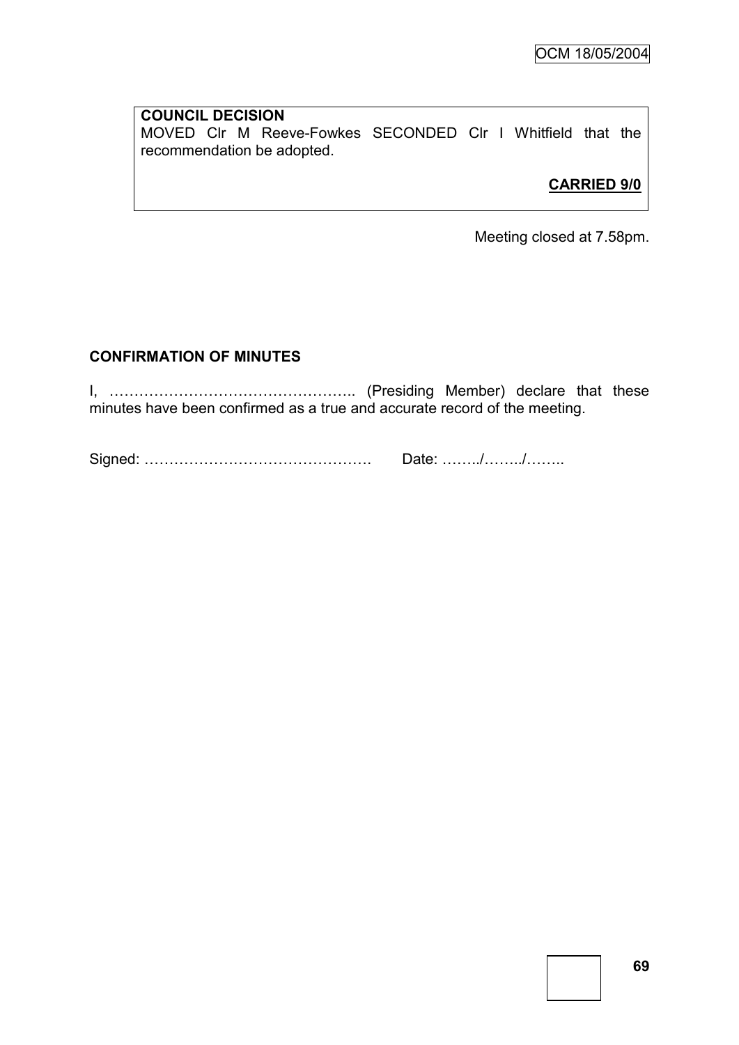**COUNCIL DECISION**
MOVED Clr M Reeve-Fowkes SECONDED Clr I Whitfield that the recommendation be adopted.

**CARRIED 9/0**

Meeting closed at 7.58pm.

**CONFIRMATION OF MINUTES**

I, ………………………………………….. (Presiding Member) declare that these minutes have been confirmed as a true and accurate record of the meeting.

Signed: ………………………………………. Date: ……../……../……..